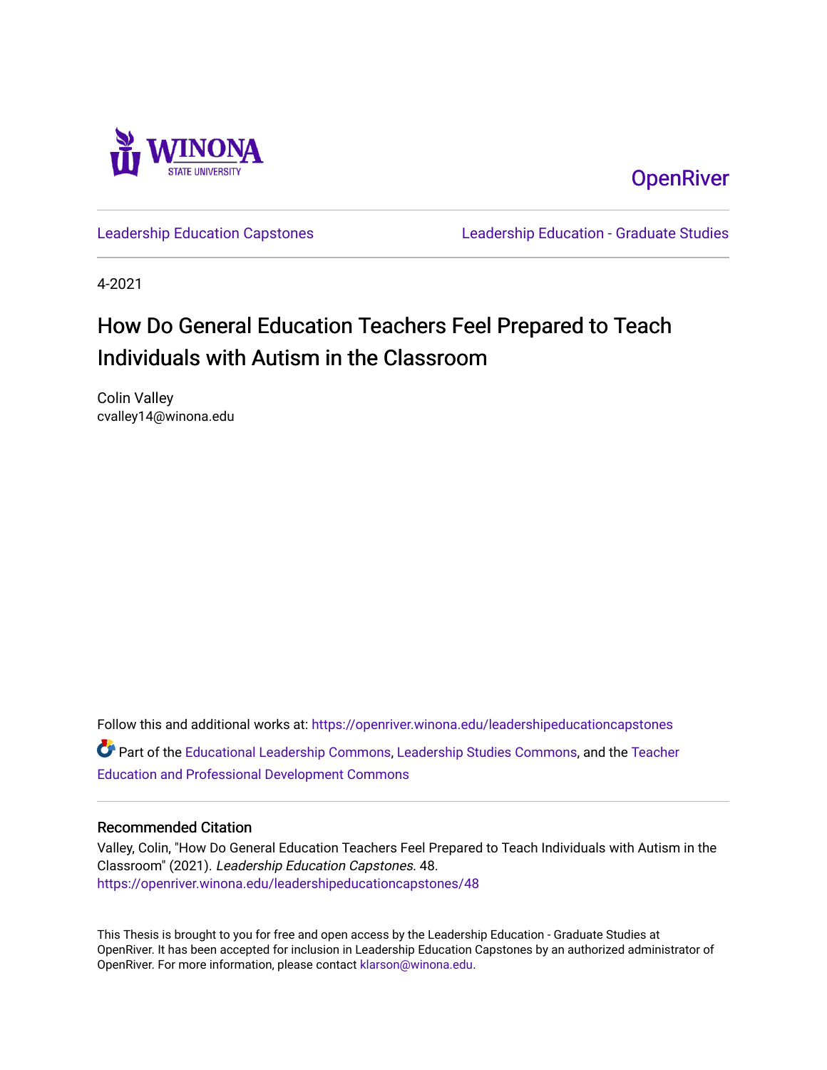Winona State University

OpenRiver

Leadership Education Capstones

Leadership Education - Graduate Studies

4-2021

# How Do General Education Teachers Feel Prepared to Teach Individuals with Autism in the Classroom

Colin Valley
cvalley14@winona.edu

Follow this and additional works at: https://openriver.winona.edu/leadershipeducationcapstones

Part of the Educational Leadership Commons, Leadership Studies Commons, and the Teacher Education and Professional Development Commons

## Recommended Citation

Valley, Colin, "How Do General Education Teachers Feel Prepared to Teach Individuals with Autism in the Classroom" (2021). *Leadership Education Capstones*. 48.
https://openriver.winona.edu/leadershipeducationcapstones/48

This Thesis is brought to you for free and open access by the Leadership Education - Graduate Studies at OpenRiver. It has been accepted for inclusion in Leadership Education Capstones by an authorized administrator of OpenRiver. For more information, please contact klarson@winona.edu.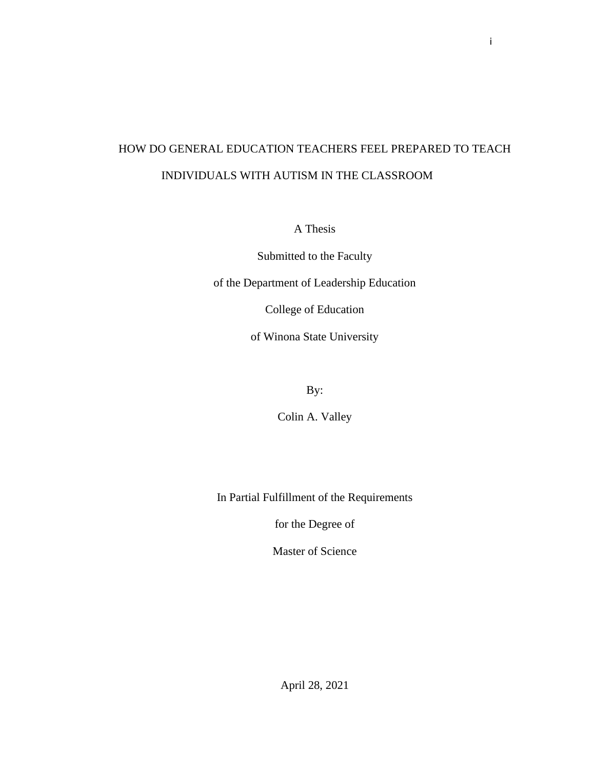# HOW DO GENERAL EDUCATION TEACHERS FEEL PREPARED TO TEACH INDIVIDUALS WITH AUTISM IN THE CLASSROOM

A Thesis

Submitted to the Faculty

of the Department of Leadership Education

College of Education

of Winona State University

By:

Colin A. Valley

In Partial Fulfillment of the Requirements

for the Degree of

Master of Science

April 28, 2021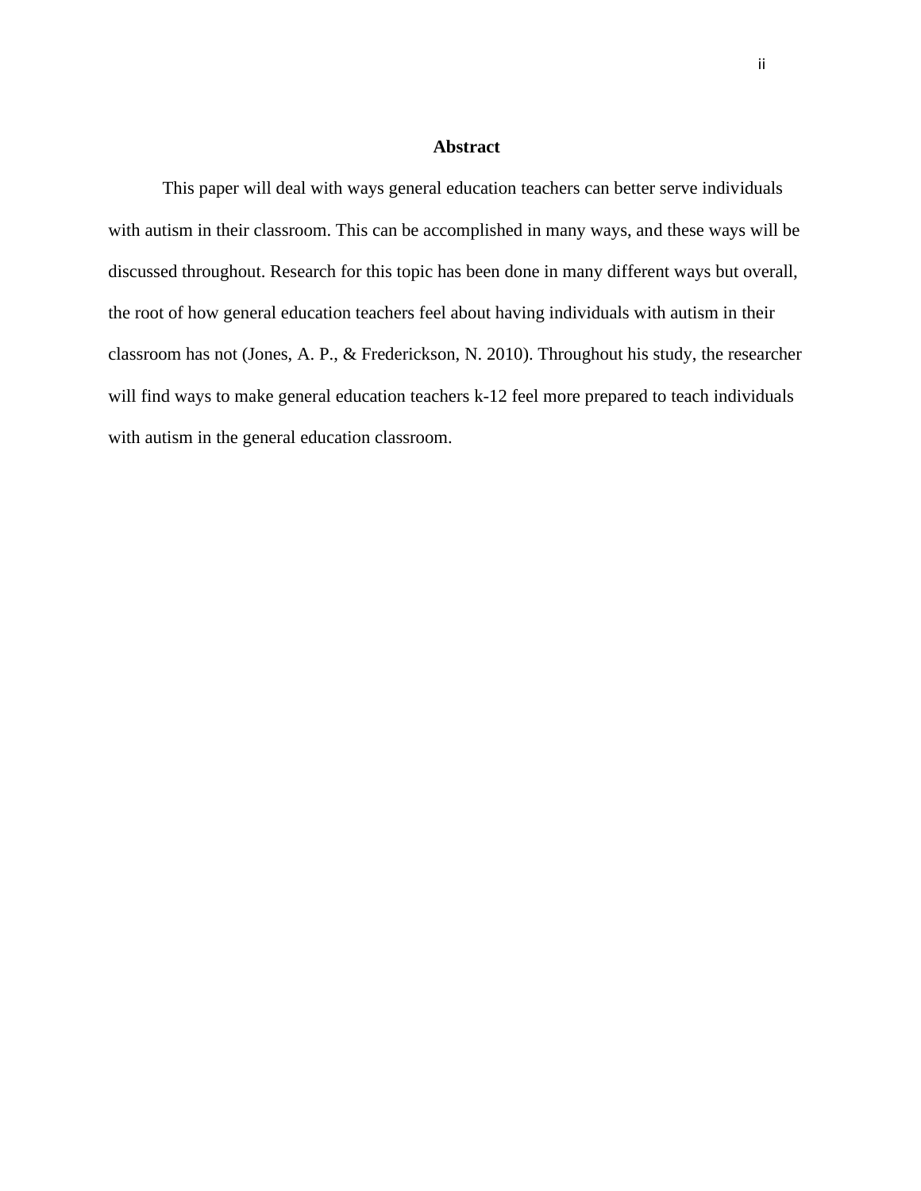## Abstract

This paper will deal with ways general education teachers can better serve individuals with autism in their classroom. This can be accomplished in many ways, and these ways will be discussed throughout. Research for this topic has been done in many different ways but overall, the root of how general education teachers feel about having individuals with autism in their classroom has not (Jones, A. P., & Frederickson, N. 2010). Throughout his study, the researcher will find ways to make general education teachers k-12 feel more prepared to teach individuals with autism in the general education classroom.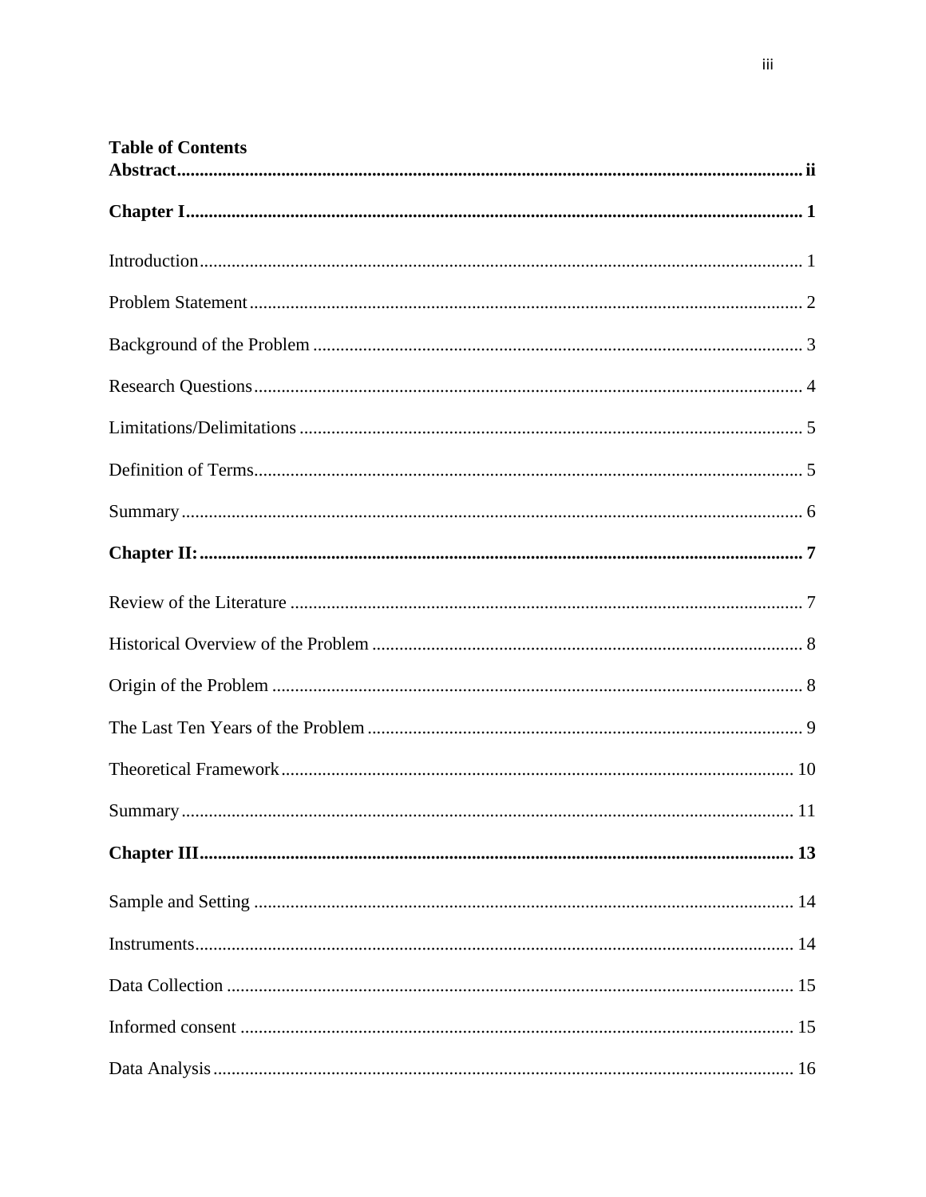**Table of Contents**

**Abstract** ... **ii**

**Chapter I** ... **1**

Introduction ... 1

Problem Statement ... 2

Background of the Problem ... 3

Research Questions ... 4

Limitations/Delimitations ... 5

Definition of Terms ... 5

Summary ... 6

**Chapter II:** ... **7**

Review of the Literature ... 7

Historical Overview of the Problem ... 8

Origin of the Problem ... 8

The Last Ten Years of the Problem ... 9

Theoretical Framework ... 10

Summary ... 11

**Chapter III** ... **13**

Sample and Setting ... 14

Instruments ... 14

Data Collection ... 15

Informed consent ... 15

Data Analysis ... 16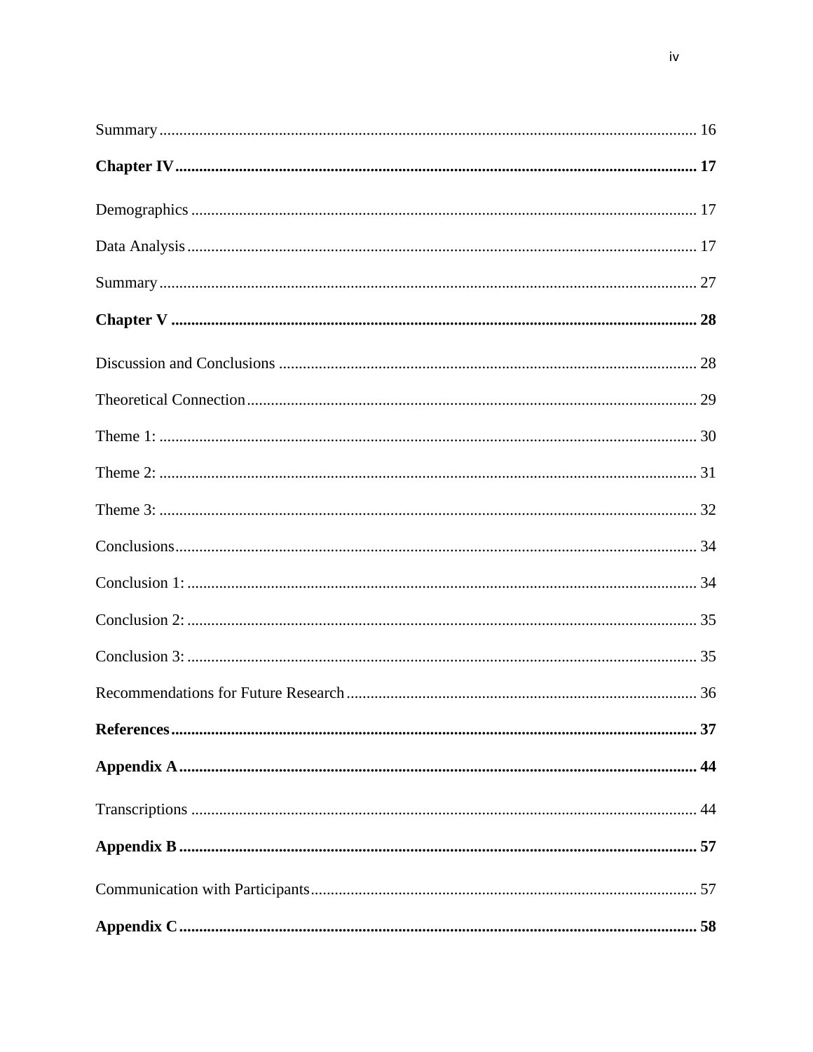Summary ........................................................................................................................ 16

**Chapter IV ........................................................................................................................ 17**

Demographics ........................................................................................................................ 17

Data Analysis ........................................................................................................................ 17

Summary ........................................................................................................................ 27

**Chapter V ........................................................................................................................ 28**

Discussion and Conclusions ........................................................................................................................ 28

Theoretical Connection ........................................................................................................................ 29

Theme 1: ........................................................................................................................ 30

Theme 2: ........................................................................................................................ 31

Theme 3: ........................................................................................................................ 32

Conclusions ........................................................................................................................ 34

Conclusion 1: ........................................................................................................................ 34

Conclusion 2: ........................................................................................................................ 35

Conclusion 3: ........................................................................................................................ 35

Recommendations for Future Research ........................................................................................................................ 36

**References ........................................................................................................................ 37**

**Appendix A ........................................................................................................................ 44**

Transcriptions ........................................................................................................................ 44

**Appendix B ........................................................................................................................ 57**

Communication with Participants ........................................................................................................................ 57

**Appendix C ........................................................................................................................ 58**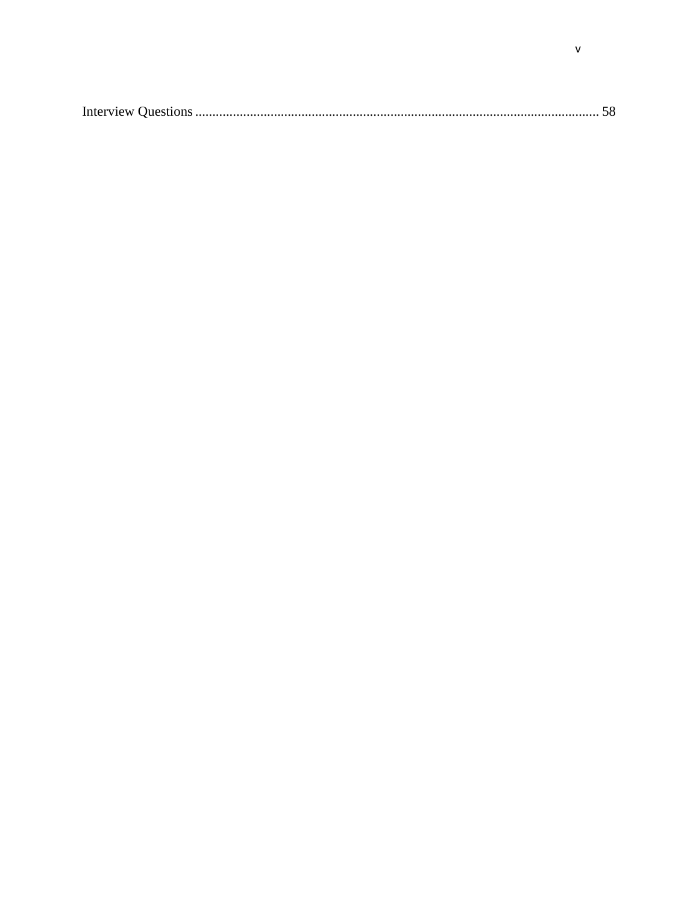Interview Questions ...................................................................................................................... 58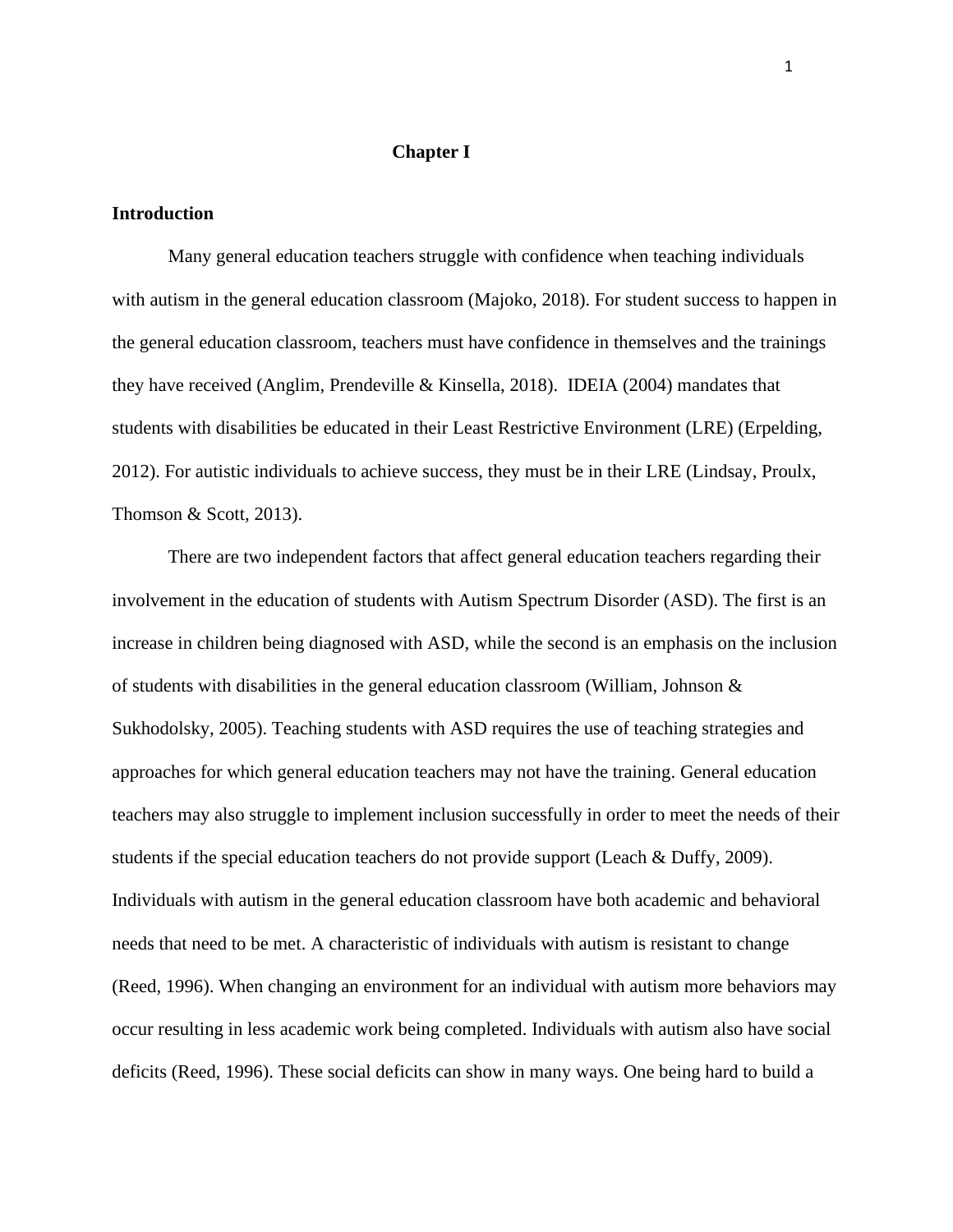# Chapter I

## Introduction

Many general education teachers struggle with confidence when teaching individuals with autism in the general education classroom (Majoko, 2018). For student success to happen in the general education classroom, teachers must have confidence in themselves and the trainings they have received (Anglim, Prendeville & Kinsella, 2018). IDEIA (2004) mandates that students with disabilities be educated in their Least Restrictive Environment (LRE) (Erpelding, 2012). For autistic individuals to achieve success, they must be in their LRE (Lindsay, Proulx, Thomson & Scott, 2013).

There are two independent factors that affect general education teachers regarding their involvement in the education of students with Autism Spectrum Disorder (ASD). The first is an increase in children being diagnosed with ASD, while the second is an emphasis on the inclusion of students with disabilities in the general education classroom (William, Johnson & Sukhodolsky, 2005). Teaching students with ASD requires the use of teaching strategies and approaches for which general education teachers may not have the training. General education teachers may also struggle to implement inclusion successfully in order to meet the needs of their students if the special education teachers do not provide support (Leach & Duffy, 2009). Individuals with autism in the general education classroom have both academic and behavioral needs that need to be met. A characteristic of individuals with autism is resistant to change (Reed, 1996). When changing an environment for an individual with autism more behaviors may occur resulting in less academic work being completed. Individuals with autism also have social deficits (Reed, 1996). These social deficits can show in many ways. One being hard to build a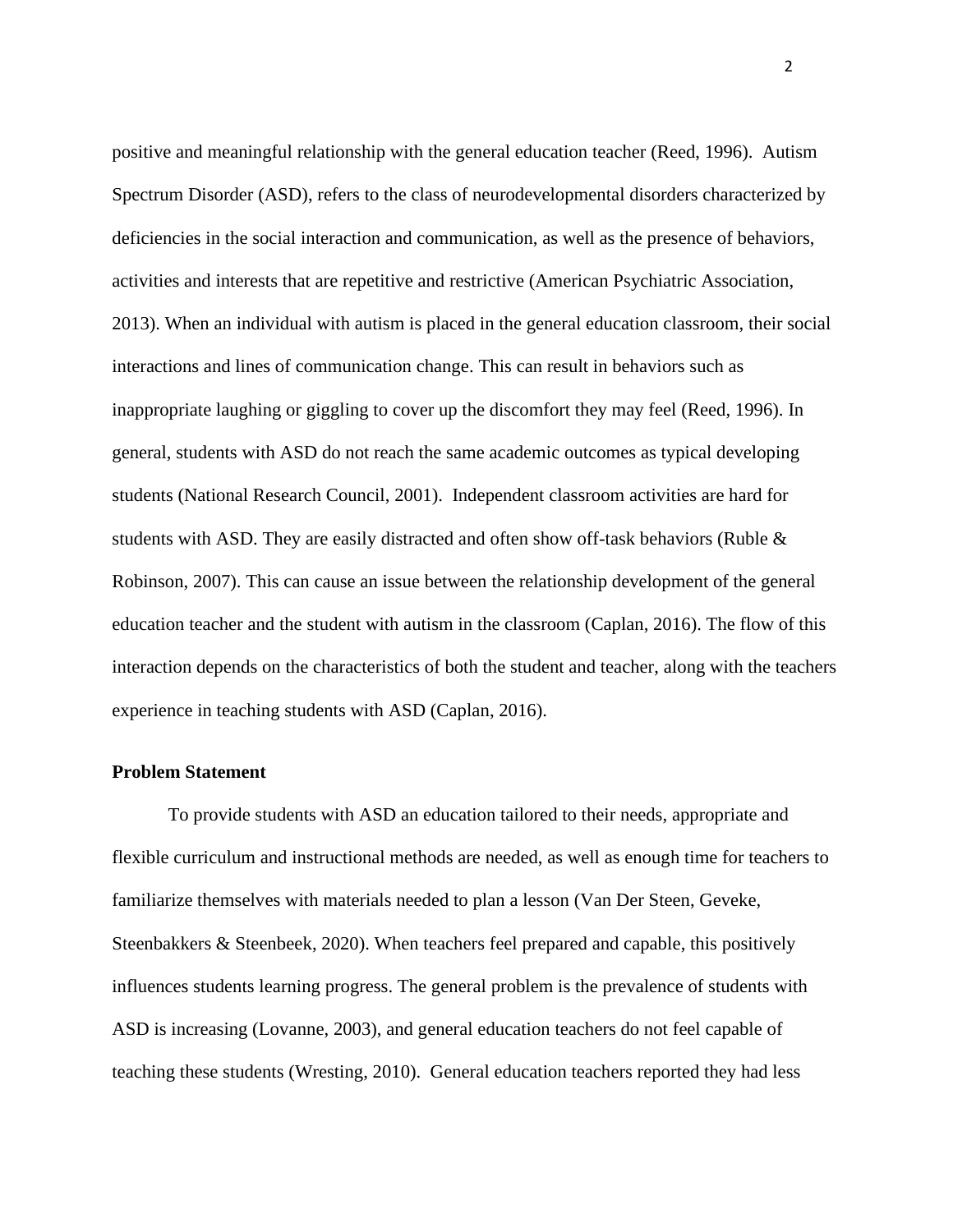positive and meaningful relationship with the general education teacher (Reed, 1996). Autism Spectrum Disorder (ASD), refers to the class of neurodevelopmental disorders characterized by deficiencies in the social interaction and communication, as well as the presence of behaviors, activities and interests that are repetitive and restrictive (American Psychiatric Association, 2013). When an individual with autism is placed in the general education classroom, their social interactions and lines of communication change. This can result in behaviors such as inappropriate laughing or giggling to cover up the discomfort they may feel (Reed, 1996). In general, students with ASD do not reach the same academic outcomes as typical developing students (National Research Council, 2001). Independent classroom activities are hard for students with ASD. They are easily distracted and often show off-task behaviors (Ruble & Robinson, 2007). This can cause an issue between the relationship development of the general education teacher and the student with autism in the classroom (Caplan, 2016). The flow of this interaction depends on the characteristics of both the student and teacher, along with the teachers experience in teaching students with ASD (Caplan, 2016).

**Problem Statement**

To provide students with ASD an education tailored to their needs, appropriate and flexible curriculum and instructional methods are needed, as well as enough time for teachers to familiarize themselves with materials needed to plan a lesson (Van Der Steen, Geveke, Steenbakkers & Steenbeek, 2020). When teachers feel prepared and capable, this positively influences students learning progress. The general problem is the prevalence of students with ASD is increasing (Lovanne, 2003), and general education teachers do not feel capable of teaching these students (Wresting, 2010). General education teachers reported they had less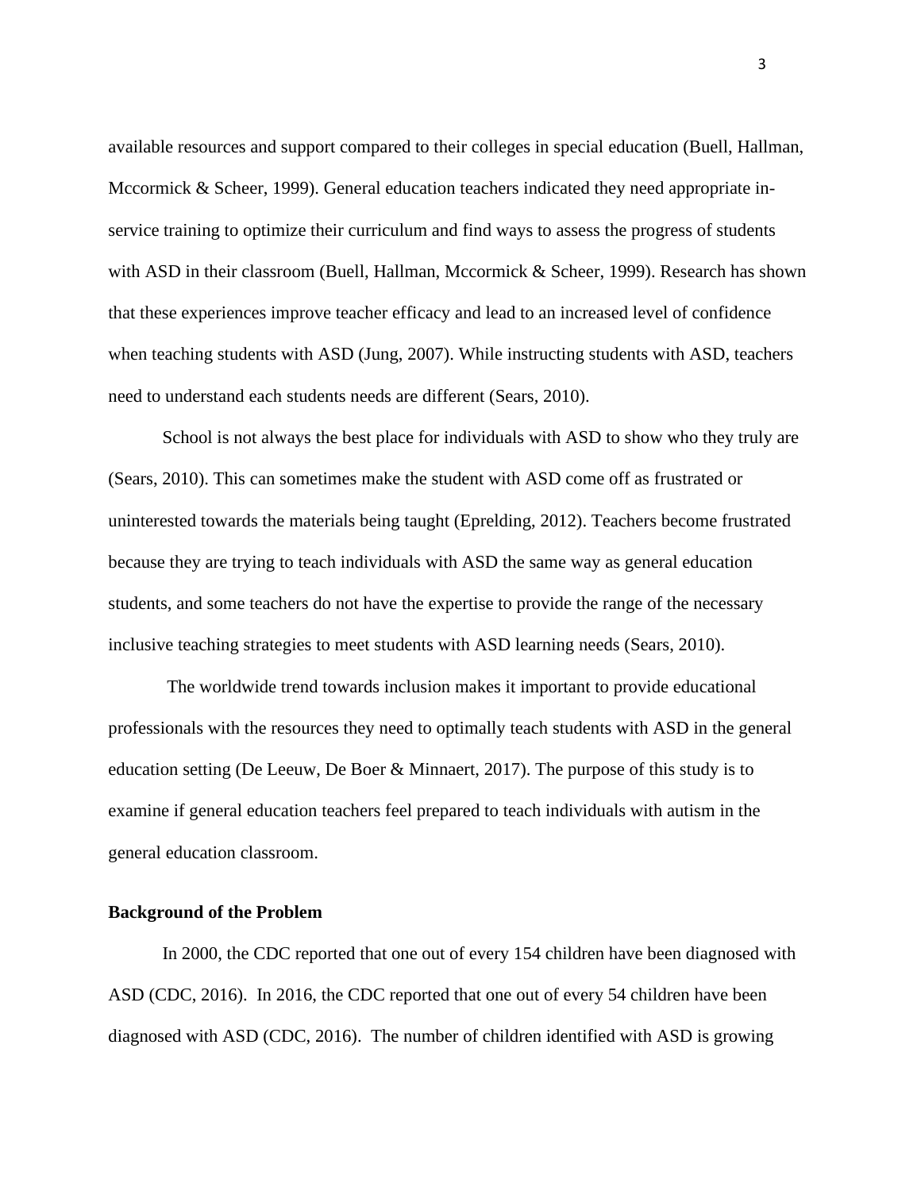available resources and support compared to their colleges in special education (Buell, Hallman, Mccormick & Scheer, 1999). General education teachers indicated they need appropriate in-service training to optimize their curriculum and find ways to assess the progress of students with ASD in their classroom (Buell, Hallman, Mccormick & Scheer, 1999). Research has shown that these experiences improve teacher efficacy and lead to an increased level of confidence when teaching students with ASD (Jung, 2007). While instructing students with ASD, teachers need to understand each students needs are different (Sears, 2010).

School is not always the best place for individuals with ASD to show who they truly are (Sears, 2010). This can sometimes make the student with ASD come off as frustrated or uninterested towards the materials being taught (Eprelding, 2012). Teachers become frustrated because they are trying to teach individuals with ASD the same way as general education students, and some teachers do not have the expertise to provide the range of the necessary inclusive teaching strategies to meet students with ASD learning needs (Sears, 2010).

The worldwide trend towards inclusion makes it important to provide educational professionals with the resources they need to optimally teach students with ASD in the general education setting (De Leeuw, De Boer & Minnaert, 2017). The purpose of this study is to examine if general education teachers feel prepared to teach individuals with autism in the general education classroom.

**Background of the Problem**

In 2000, the CDC reported that one out of every 154 children have been diagnosed with ASD (CDC, 2016). In 2016, the CDC reported that one out of every 54 children have been diagnosed with ASD (CDC, 2016). The number of children identified with ASD is growing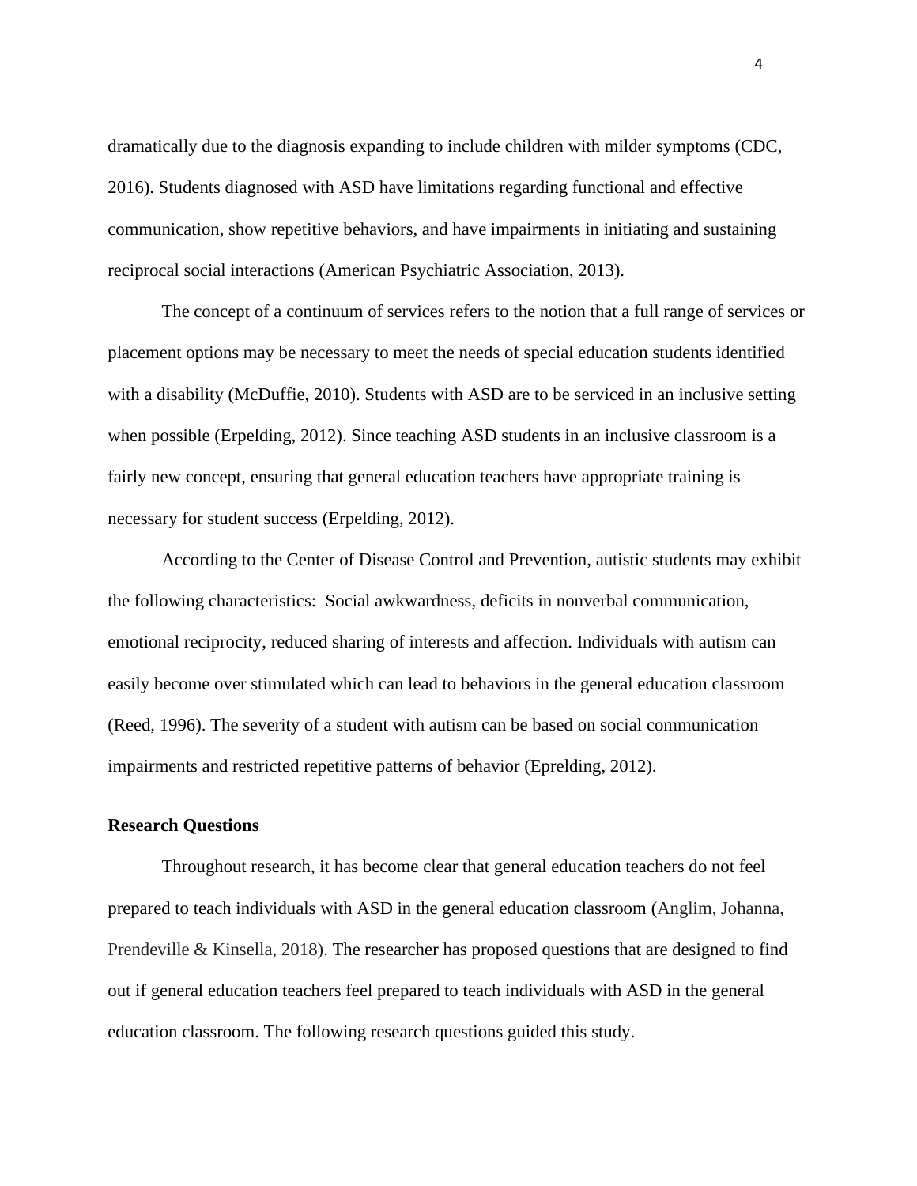dramatically due to the diagnosis expanding to include children with milder symptoms (CDC, 2016). Students diagnosed with ASD have limitations regarding functional and effective communication, show repetitive behaviors, and have impairments in initiating and sustaining reciprocal social interactions (American Psychiatric Association, 2013).

The concept of a continuum of services refers to the notion that a full range of services or placement options may be necessary to meet the needs of special education students identified with a disability (McDuffie, 2010). Students with ASD are to be serviced in an inclusive setting when possible (Erpelding, 2012). Since teaching ASD students in an inclusive classroom is a fairly new concept, ensuring that general education teachers have appropriate training is necessary for student success (Erpelding, 2012).

According to the Center of Disease Control and Prevention, autistic students may exhibit the following characteristics: Social awkwardness, deficits in nonverbal communication, emotional reciprocity, reduced sharing of interests and affection. Individuals with autism can easily become over stimulated which can lead to behaviors in the general education classroom (Reed, 1996). The severity of a student with autism can be based on social communication impairments and restricted repetitive patterns of behavior (Eprelding, 2012).

### Research Questions

Throughout research, it has become clear that general education teachers do not feel prepared to teach individuals with ASD in the general education classroom (Anglim, Johanna, Prendeville & Kinsella, 2018). The researcher has proposed questions that are designed to find out if general education teachers feel prepared to teach individuals with ASD in the general education classroom. The following research questions guided this study.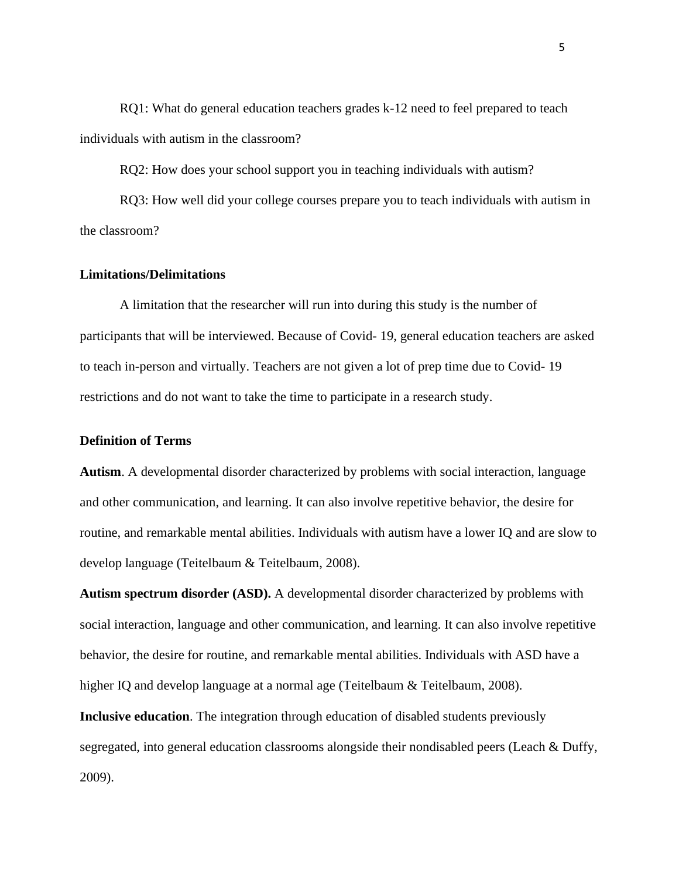RQ1: What do general education teachers grades k-12 need to feel prepared to teach individuals with autism in the classroom?

RQ2: How does your school support you in teaching individuals with autism?

RQ3: How well did your college courses prepare you to teach individuals with autism in the classroom?

## Limitations/Delimitations

A limitation that the researcher will run into during this study is the number of participants that will be interviewed. Because of Covid- 19, general education teachers are asked to teach in-person and virtually. Teachers are not given a lot of prep time due to Covid- 19 restrictions and do not want to take the time to participate in a research study.

## Definition of Terms

**Autism**. A developmental disorder characterized by problems with social interaction, language and other communication, and learning. It can also involve repetitive behavior, the desire for routine, and remarkable mental abilities. Individuals with autism have a lower IQ and are slow to develop language (Teitelbaum & Teitelbaum, 2008).

**Autism spectrum disorder (ASD).** A developmental disorder characterized by problems with social interaction, language and other communication, and learning. It can also involve repetitive behavior, the desire for routine, and remarkable mental abilities. Individuals with ASD have a higher IQ and develop language at a normal age (Teitelbaum & Teitelbaum, 2008).

**Inclusive education**. The integration through education of disabled students previously segregated, into general education classrooms alongside their nondisabled peers (Leach & Duffy, 2009).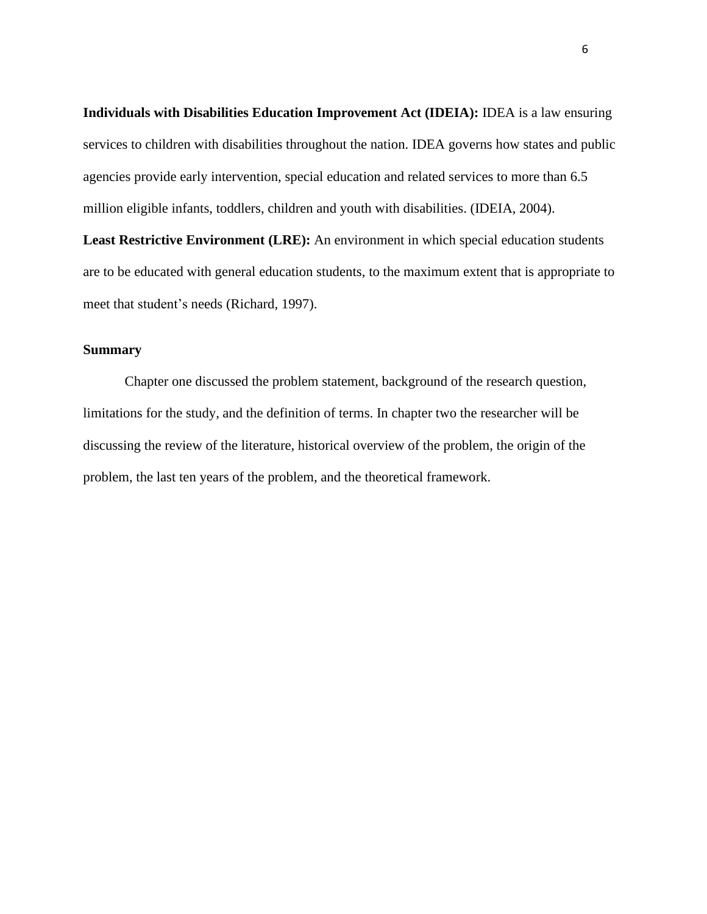**Individuals with Disabilities Education Improvement Act (IDEIA):** IDEA is a law ensuring services to children with disabilities throughout the nation. IDEA governs how states and public agencies provide early intervention, special education and related services to more than 6.5 million eligible infants, toddlers, children and youth with disabilities. (IDEIA, 2004).

**Least Restrictive Environment (LRE):** An environment in which special education students are to be educated with general education students, to the maximum extent that is appropriate to meet that student's needs (Richard, 1997).

### Summary

Chapter one discussed the problem statement, background of the research question, limitations for the study, and the definition of terms. In chapter two the researcher will be discussing the review of the literature, historical overview of the problem, the origin of the problem, the last ten years of the problem, and the theoretical framework.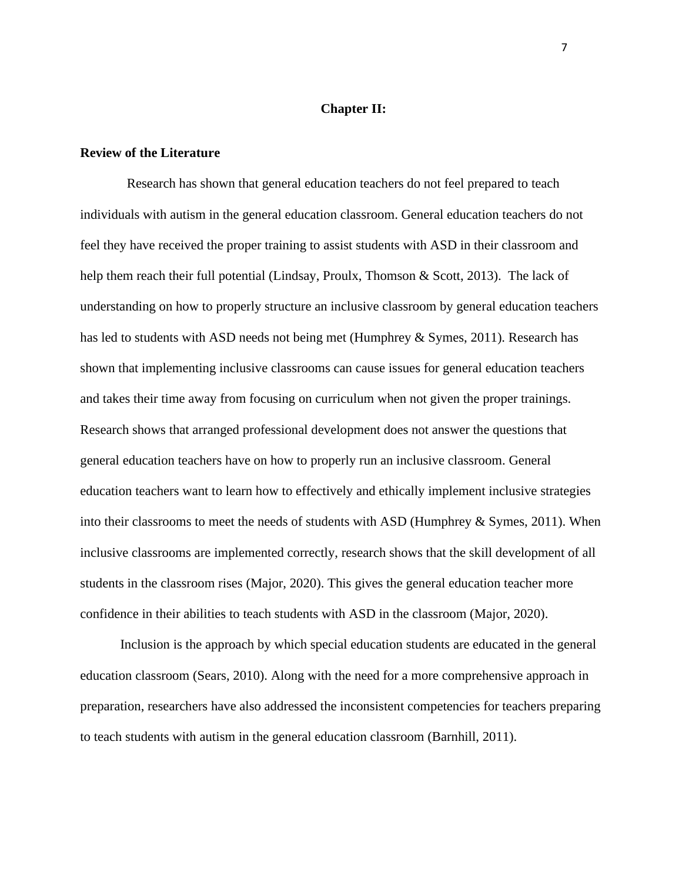# Chapter II:

## Review of the Literature

Research has shown that general education teachers do not feel prepared to teach individuals with autism in the general education classroom. General education teachers do not feel they have received the proper training to assist students with ASD in their classroom and help them reach their full potential (Lindsay, Proulx, Thomson & Scott, 2013). The lack of understanding on how to properly structure an inclusive classroom by general education teachers has led to students with ASD needs not being met (Humphrey & Symes, 2011). Research has shown that implementing inclusive classrooms can cause issues for general education teachers and takes their time away from focusing on curriculum when not given the proper trainings. Research shows that arranged professional development does not answer the questions that general education teachers have on how to properly run an inclusive classroom. General education teachers want to learn how to effectively and ethically implement inclusive strategies into their classrooms to meet the needs of students with ASD (Humphrey & Symes, 2011). When inclusive classrooms are implemented correctly, research shows that the skill development of all students in the classroom rises (Major, 2020). This gives the general education teacher more confidence in their abilities to teach students with ASD in the classroom (Major, 2020).

Inclusion is the approach by which special education students are educated in the general education classroom (Sears, 2010). Along with the need for a more comprehensive approach in preparation, researchers have also addressed the inconsistent competencies for teachers preparing to teach students with autism in the general education classroom (Barnhill, 2011).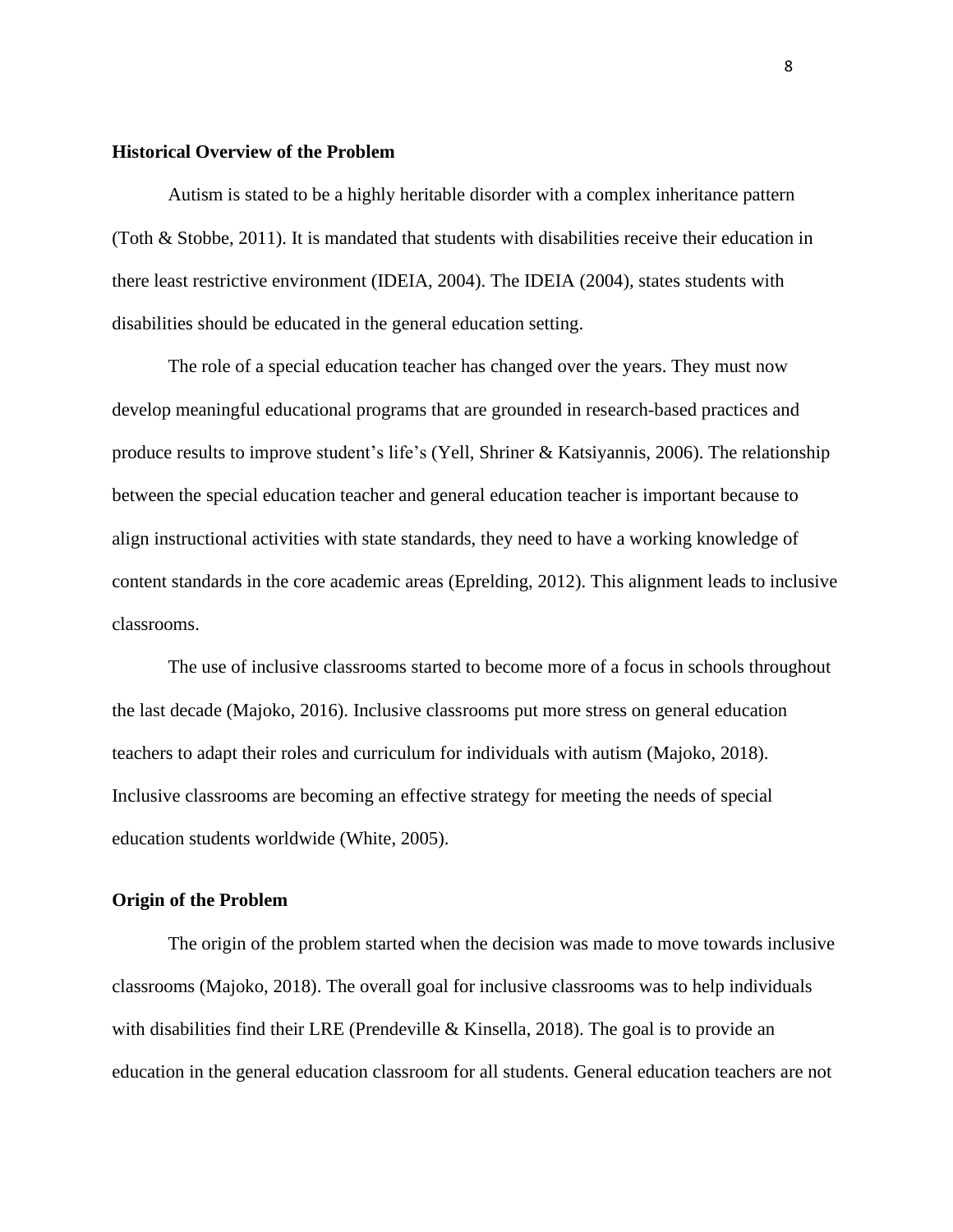**Historical Overview of the Problem**

Autism is stated to be a highly heritable disorder with a complex inheritance pattern (Toth & Stobbe, 2011). It is mandated that students with disabilities receive their education in there least restrictive environment (IDEIA, 2004). The IDEIA (2004), states students with disabilities should be educated in the general education setting.

The role of a special education teacher has changed over the years. They must now develop meaningful educational programs that are grounded in research-based practices and produce results to improve student's life's (Yell, Shriner & Katsiyannis, 2006). The relationship between the special education teacher and general education teacher is important because to align instructional activities with state standards, they need to have a working knowledge of content standards in the core academic areas (Eprelding, 2012). This alignment leads to inclusive classrooms.

The use of inclusive classrooms started to become more of a focus in schools throughout the last decade (Majoko, 2016). Inclusive classrooms put more stress on general education teachers to adapt their roles and curriculum for individuals with autism (Majoko, 2018). Inclusive classrooms are becoming an effective strategy for meeting the needs of special education students worldwide (White, 2005).

**Origin of the Problem**

The origin of the problem started when the decision was made to move towards inclusive classrooms (Majoko, 2018). The overall goal for inclusive classrooms was to help individuals with disabilities find their LRE (Prendeville & Kinsella, 2018). The goal is to provide an education in the general education classroom for all students. General education teachers are not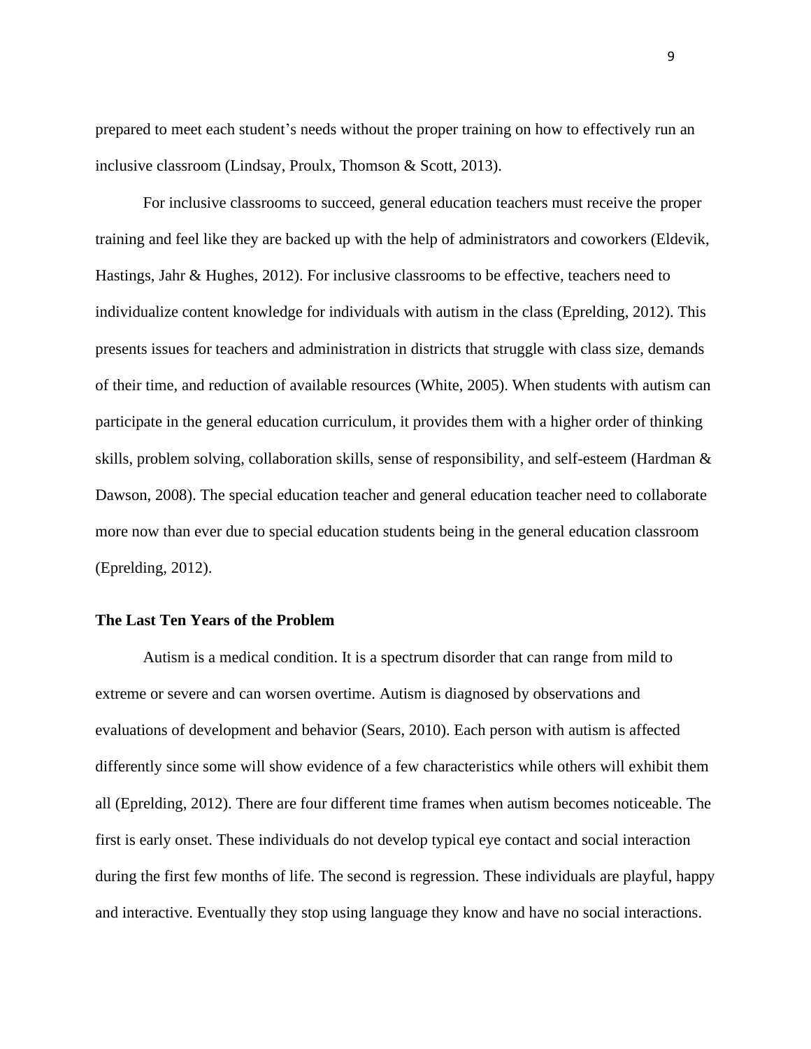prepared to meet each student's needs without the proper training on how to effectively run an inclusive classroom (Lindsay, Proulx, Thomson & Scott, 2013).

For inclusive classrooms to succeed, general education teachers must receive the proper training and feel like they are backed up with the help of administrators and coworkers (Eldevik, Hastings, Jahr & Hughes, 2012). For inclusive classrooms to be effective, teachers need to individualize content knowledge for individuals with autism in the class (Eprelding, 2012). This presents issues for teachers and administration in districts that struggle with class size, demands of their time, and reduction of available resources (White, 2005). When students with autism can participate in the general education curriculum, it provides them with a higher order of thinking skills, problem solving, collaboration skills, sense of responsibility, and self-esteem (Hardman & Dawson, 2008). The special education teacher and general education teacher need to collaborate more now than ever due to special education students being in the general education classroom (Eprelding, 2012).

### The Last Ten Years of the Problem

Autism is a medical condition. It is a spectrum disorder that can range from mild to extreme or severe and can worsen overtime. Autism is diagnosed by observations and evaluations of development and behavior (Sears, 2010). Each person with autism is affected differently since some will show evidence of a few characteristics while others will exhibit them all (Eprelding, 2012). There are four different time frames when autism becomes noticeable. The first is early onset. These individuals do not develop typical eye contact and social interaction during the first few months of life. The second is regression. These individuals are playful, happy and interactive. Eventually they stop using language they know and have no social interactions.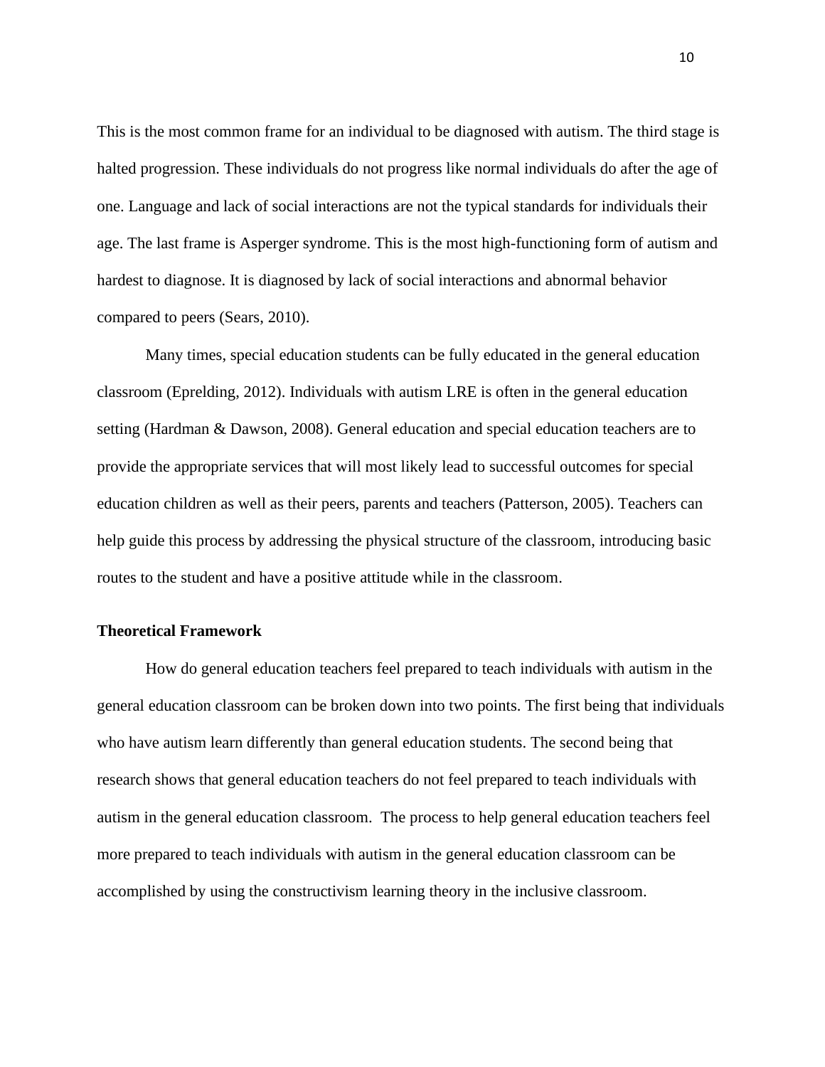This is the most common frame for an individual to be diagnosed with autism. The third stage is halted progression. These individuals do not progress like normal individuals do after the age of one. Language and lack of social interactions are not the typical standards for individuals their age. The last frame is Asperger syndrome. This is the most high-functioning form of autism and hardest to diagnose. It is diagnosed by lack of social interactions and abnormal behavior compared to peers (Sears, 2010).

Many times, special education students can be fully educated in the general education classroom (Eprelding, 2012). Individuals with autism LRE is often in the general education setting (Hardman & Dawson, 2008). General education and special education teachers are to provide the appropriate services that will most likely lead to successful outcomes for special education children as well as their peers, parents and teachers (Patterson, 2005). Teachers can help guide this process by addressing the physical structure of the classroom, introducing basic routes to the student and have a positive attitude while in the classroom.

**Theoretical Framework**

How do general education teachers feel prepared to teach individuals with autism in the general education classroom can be broken down into two points. The first being that individuals who have autism learn differently than general education students. The second being that research shows that general education teachers do not feel prepared to teach individuals with autism in the general education classroom. The process to help general education teachers feel more prepared to teach individuals with autism in the general education classroom can be accomplished by using the constructivism learning theory in the inclusive classroom.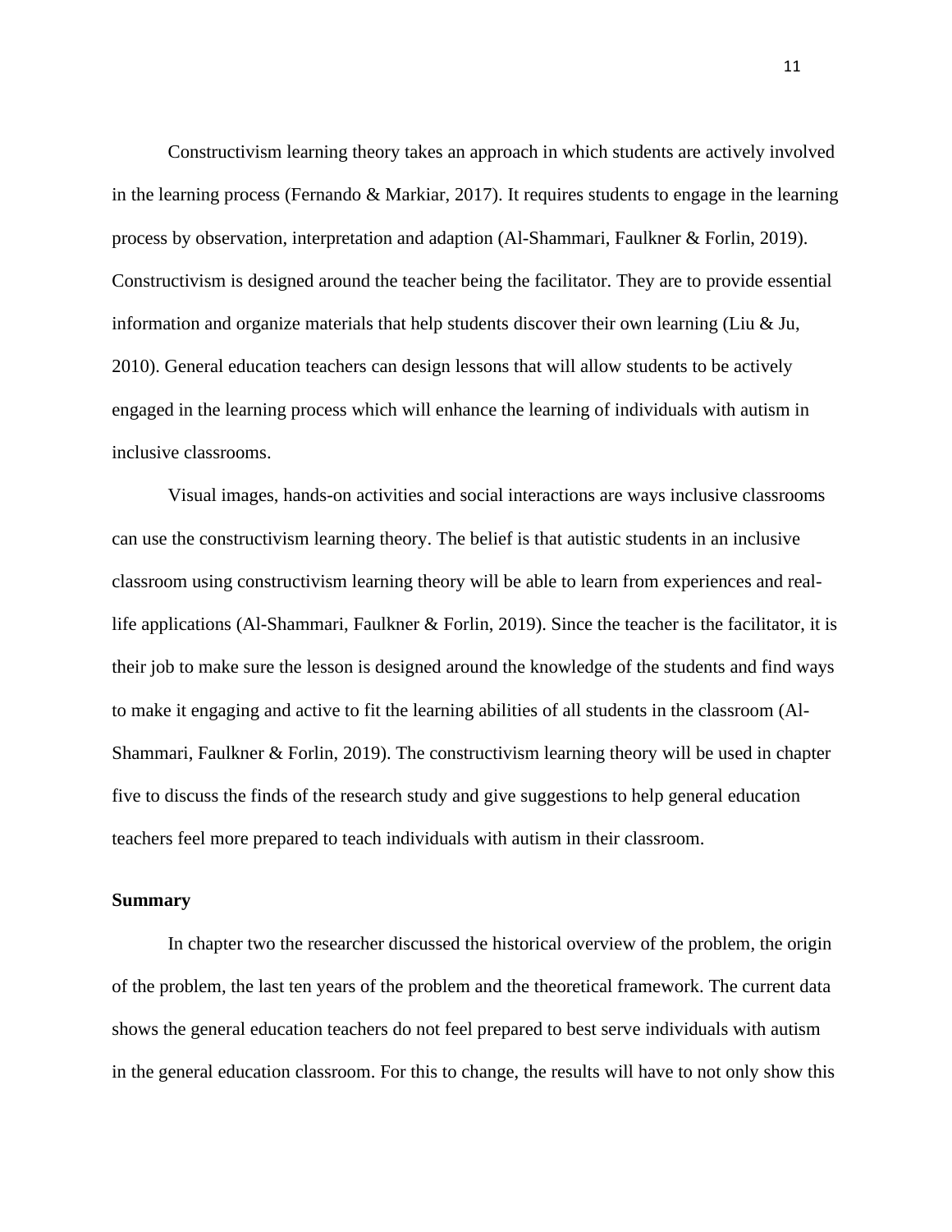Constructivism learning theory takes an approach in which students are actively involved in the learning process (Fernando & Markiar, 2017). It requires students to engage in the learning process by observation, interpretation and adaption (Al-Shammari, Faulkner & Forlin, 2019). Constructivism is designed around the teacher being the facilitator. They are to provide essential information and organize materials that help students discover their own learning (Liu & Ju, 2010). General education teachers can design lessons that will allow students to be actively engaged in the learning process which will enhance the learning of individuals with autism in inclusive classrooms.

Visual images, hands-on activities and social interactions are ways inclusive classrooms can use the constructivism learning theory. The belief is that autistic students in an inclusive classroom using constructivism learning theory will be able to learn from experiences and real-life applications (Al-Shammari, Faulkner & Forlin, 2019). Since the teacher is the facilitator, it is their job to make sure the lesson is designed around the knowledge of the students and find ways to make it engaging and active to fit the learning abilities of all students in the classroom (Al-Shammari, Faulkner & Forlin, 2019). The constructivism learning theory will be used in chapter five to discuss the finds of the research study and give suggestions to help general education teachers feel more prepared to teach individuals with autism in their classroom.

**Summary**

In chapter two the researcher discussed the historical overview of the problem, the origin of the problem, the last ten years of the problem and the theoretical framework. The current data shows the general education teachers do not feel prepared to best serve individuals with autism in the general education classroom. For this to change, the results will have to not only show this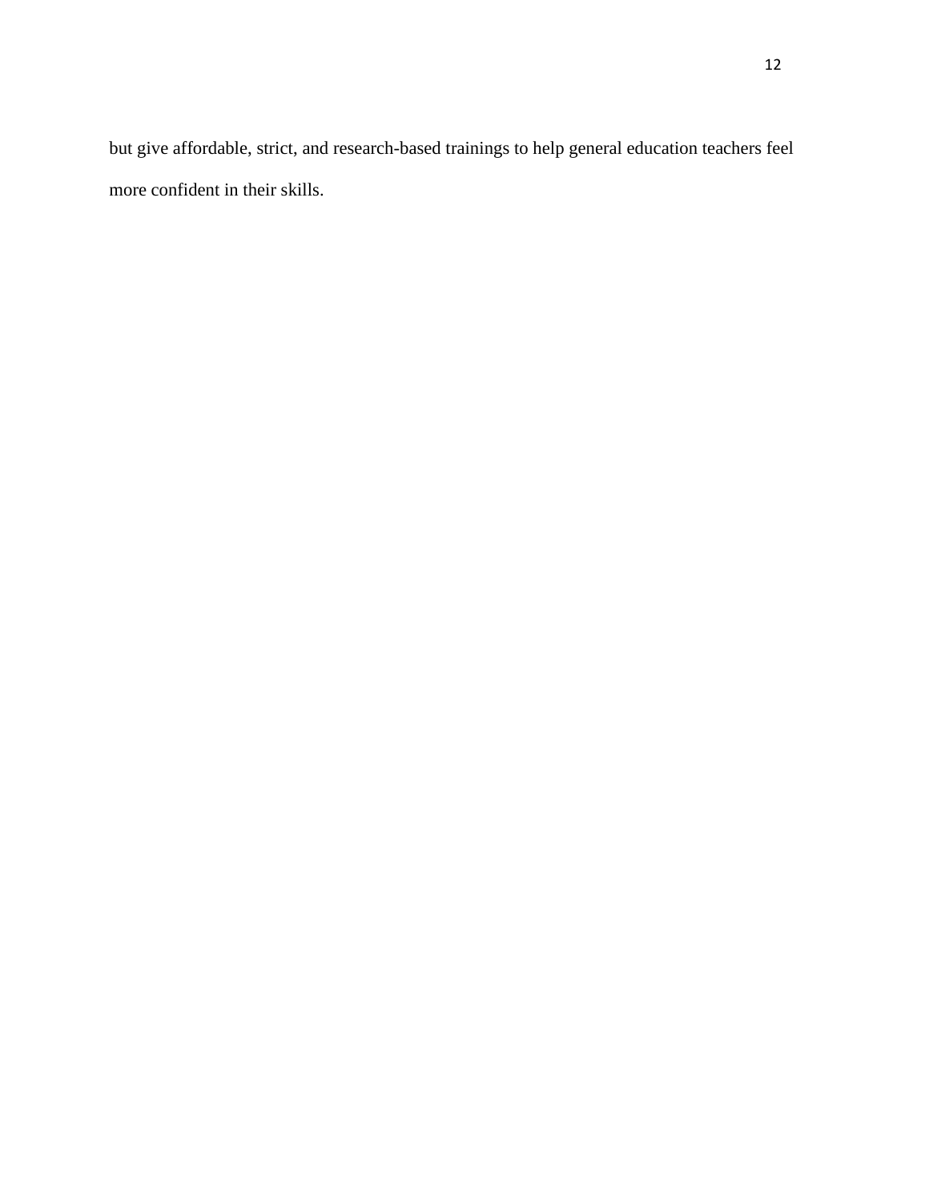but give affordable, strict, and research-based trainings to help general education teachers feel more confident in their skills.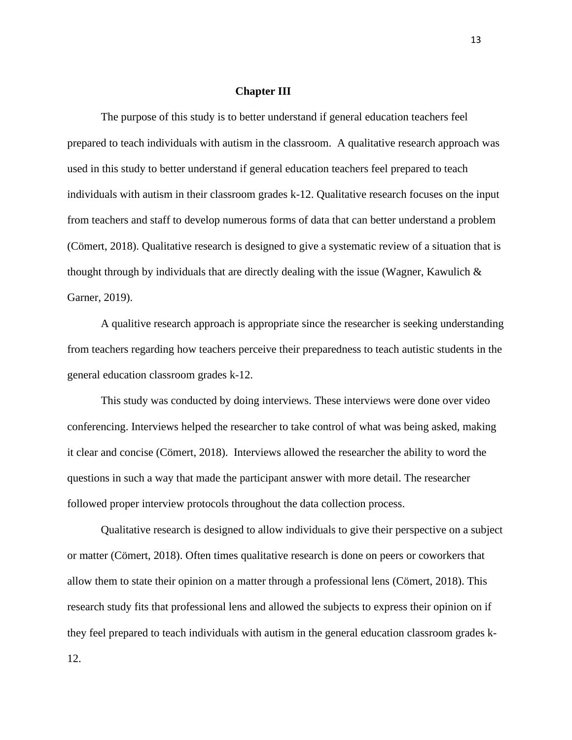## Chapter III

The purpose of this study is to better understand if general education teachers feel prepared to teach individuals with autism in the classroom.  A qualitative research approach was used in this study to better understand if general education teachers feel prepared to teach individuals with autism in their classroom grades k-12. Qualitative research focuses on the input from teachers and staff to develop numerous forms of data that can better understand a problem (Cömert, 2018). Qualitative research is designed to give a systematic review of a situation that is thought through by individuals that are directly dealing with the issue (Wagner, Kawulich & Garner, 2019).

A qualitive research approach is appropriate since the researcher is seeking understanding from teachers regarding how teachers perceive their preparedness to teach autistic students in the general education classroom grades k-12.

This study was conducted by doing interviews. These interviews were done over video conferencing. Interviews helped the researcher to take control of what was being asked, making it clear and concise (Cömert, 2018).  Interviews allowed the researcher the ability to word the questions in such a way that made the participant answer with more detail. The researcher followed proper interview protocols throughout the data collection process.

Qualitative research is designed to allow individuals to give their perspective on a subject or matter (Cömert, 2018). Often times qualitative research is done on peers or coworkers that allow them to state their opinion on a matter through a professional lens (Cömert, 2018). This research study fits that professional lens and allowed the subjects to express their opinion on if they feel prepared to teach individuals with autism in the general education classroom grades k-12.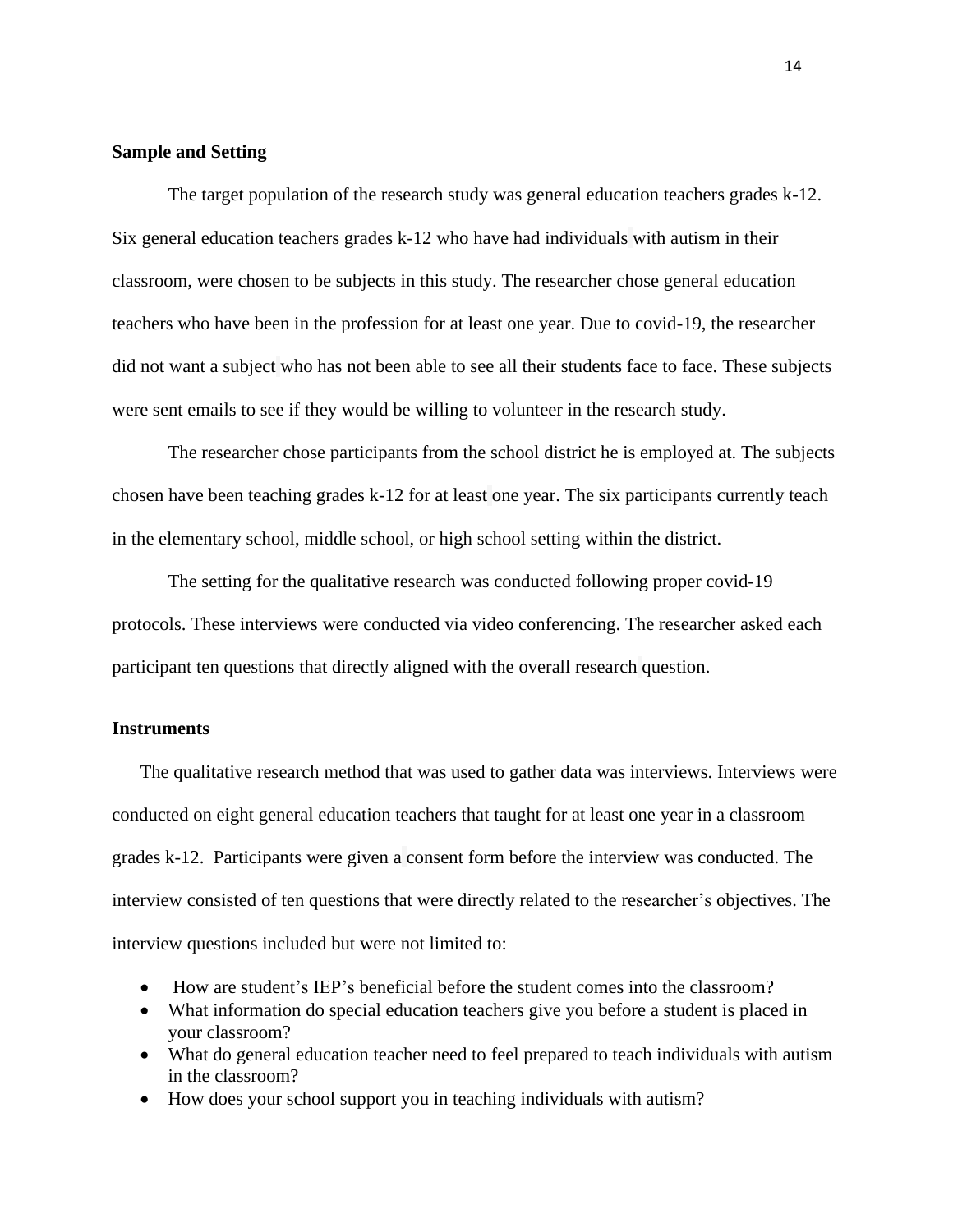**Sample and Setting**

The target population of the research study was general education teachers grades k-12. Six general education teachers grades k-12 who have had individuals with autism in their classroom, were chosen to be subjects in this study. The researcher chose general education teachers who have been in the profession for at least one year. Due to covid-19, the researcher did not want a subject who has not been able to see all their students face to face. These subjects were sent emails to see if they would be willing to volunteer in the research study.

The researcher chose participants from the school district he is employed at. The subjects chosen have been teaching grades k-12 for at least one year. The six participants currently teach in the elementary school, middle school, or high school setting within the district.

The setting for the qualitative research was conducted following proper covid-19 protocols. These interviews were conducted via video conferencing. The researcher asked each participant ten questions that directly aligned with the overall research question.

**Instruments**

The qualitative research method that was used to gather data was interviews. Interviews were conducted on eight general education teachers that taught for at least one year in a classroom grades k-12. Participants were given a consent form before the interview was conducted. The interview consisted of ten questions that were directly related to the researcher's objectives. The interview questions included but were not limited to:

- How are student's IEP's beneficial before the student comes into the classroom?
- What information do special education teachers give you before a student is placed in your classroom?
- What do general education teacher need to feel prepared to teach individuals with autism in the classroom?
- How does your school support you in teaching individuals with autism?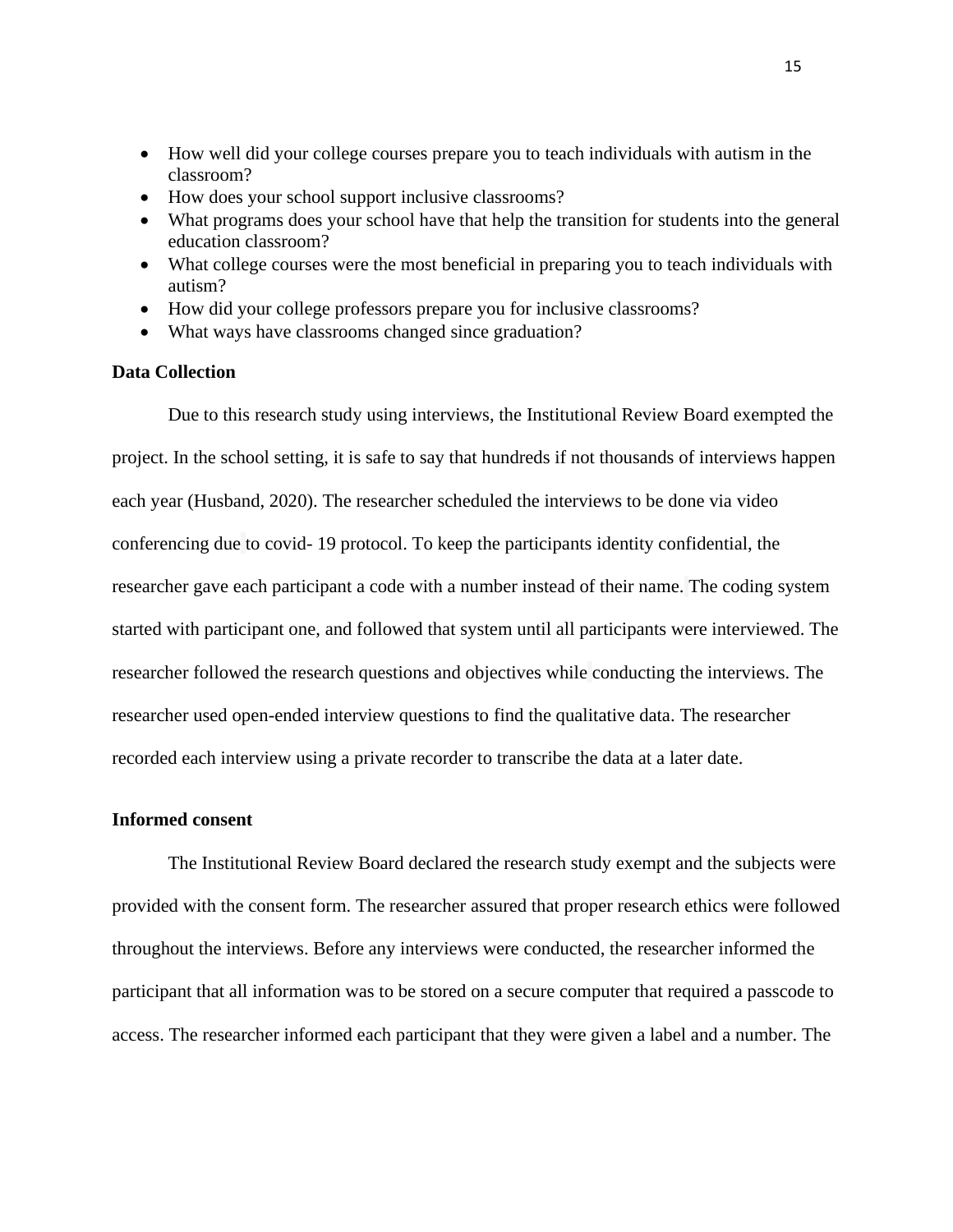- How well did your college courses prepare you to teach individuals with autism in the classroom?
- How does your school support inclusive classrooms?
- What programs does your school have that help the transition for students into the general education classroom?
- What college courses were the most beneficial in preparing you to teach individuals with autism?
- How did your college professors prepare you for inclusive classrooms?
- What ways have classrooms changed since graduation?

**Data Collection**

Due to this research study using interviews, the Institutional Review Board exempted the project. In the school setting, it is safe to say that hundreds if not thousands of interviews happen each year (Husband, 2020). The researcher scheduled the interviews to be done via video conferencing due to covid- 19 protocol. To keep the participants identity confidential, the researcher gave each participant a code with a number instead of their name. The coding system started with participant one, and followed that system until all participants were interviewed. The researcher followed the research questions and objectives while conducting the interviews. The researcher used open-ended interview questions to find the qualitative data. The researcher recorded each interview using a private recorder to transcribe the data at a later date.

**Informed consent**

The Institutional Review Board declared the research study exempt and the subjects were provided with the consent form. The researcher assured that proper research ethics were followed throughout the interviews. Before any interviews were conducted, the researcher informed the participant that all information was to be stored on a secure computer that required a passcode to access. The researcher informed each participant that they were given a label and a number. The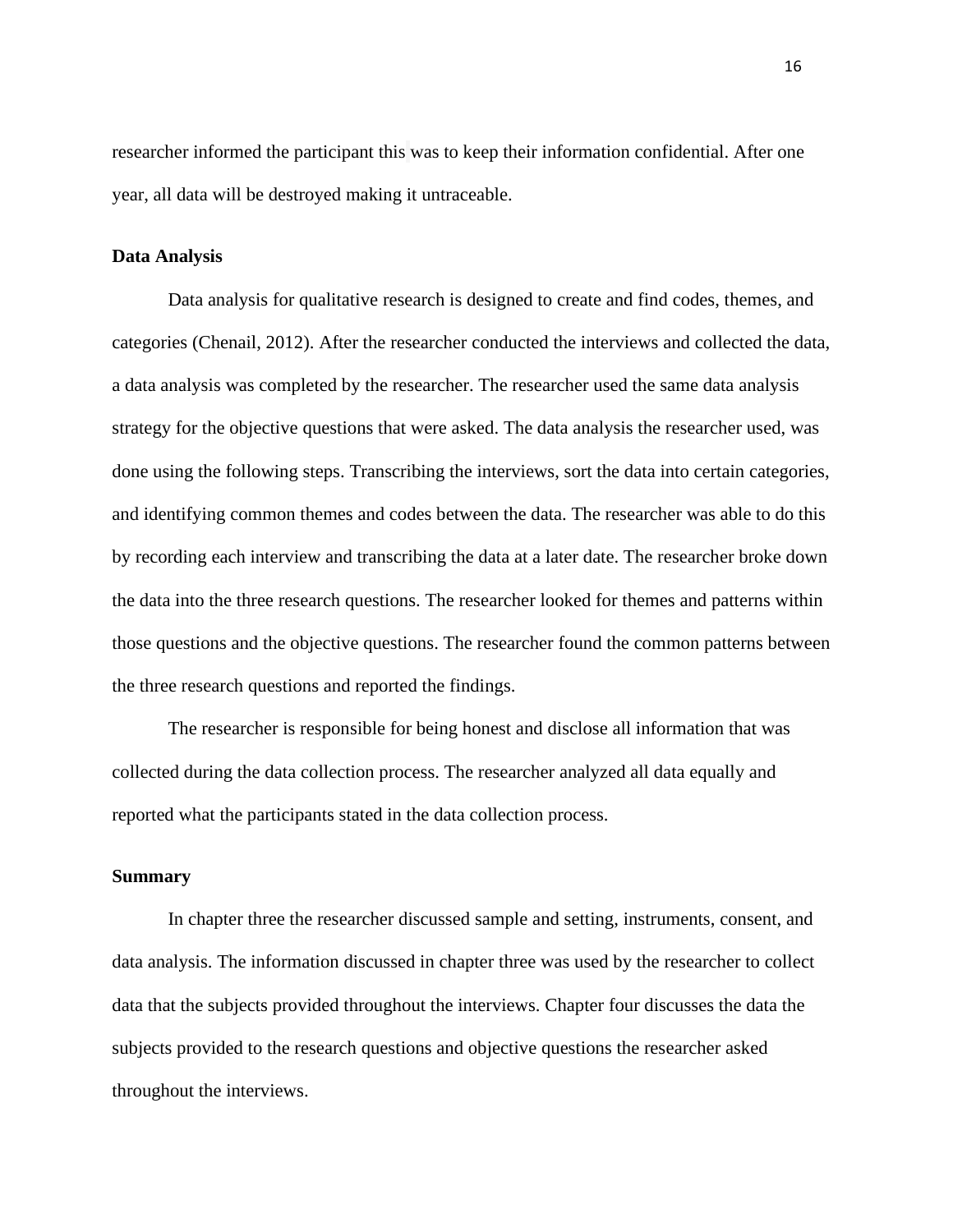researcher informed the participant this was to keep their information confidential. After one year, all data will be destroyed making it untraceable.

**Data Analysis**

Data analysis for qualitative research is designed to create and find codes, themes, and categories (Chenail, 2012). After the researcher conducted the interviews and collected the data, a data analysis was completed by the researcher. The researcher used the same data analysis strategy for the objective questions that were asked. The data analysis the researcher used, was done using the following steps. Transcribing the interviews, sort the data into certain categories, and identifying common themes and codes between the data. The researcher was able to do this by recording each interview and transcribing the data at a later date. The researcher broke down the data into the three research questions. The researcher looked for themes and patterns within those questions and the objective questions. The researcher found the common patterns between the three research questions and reported the findings.

The researcher is responsible for being honest and disclose all information that was collected during the data collection process. The researcher analyzed all data equally and reported what the participants stated in the data collection process.

**Summary**

In chapter three the researcher discussed sample and setting, instruments, consent, and data analysis. The information discussed in chapter three was used by the researcher to collect data that the subjects provided throughout the interviews. Chapter four discusses the data the subjects provided to the research questions and objective questions the researcher asked throughout the interviews.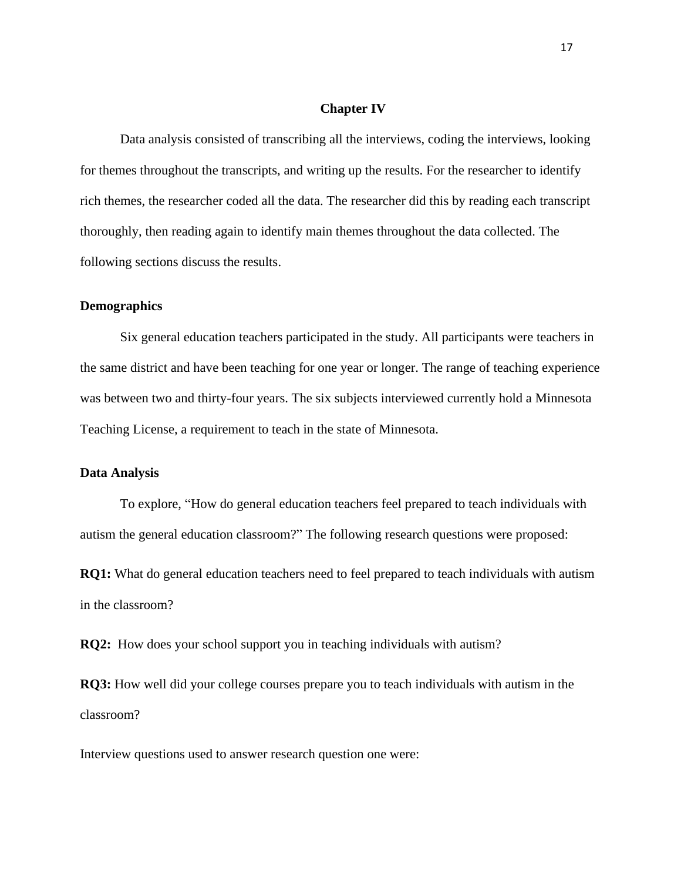# Chapter IV

Data analysis consisted of transcribing all the interviews, coding the interviews, looking for themes throughout the transcripts, and writing up the results. For the researcher to identify rich themes, the researcher coded all the data. The researcher did this by reading each transcript thoroughly, then reading again to identify main themes throughout the data collected. The following sections discuss the results.

## Demographics

Six general education teachers participated in the study. All participants were teachers in the same district and have been teaching for one year or longer. The range of teaching experience was between two and thirty-four years. The six subjects interviewed currently hold a Minnesota Teaching License, a requirement to teach in the state of Minnesota.

## Data Analysis

To explore, "How do general education teachers feel prepared to teach individuals with autism the general education classroom?" The following research questions were proposed:

**RQ1:** What do general education teachers need to feel prepared to teach individuals with autism in the classroom?

**RQ2:** How does your school support you in teaching individuals with autism?

**RQ3:** How well did your college courses prepare you to teach individuals with autism in the classroom?

Interview questions used to answer research question one were: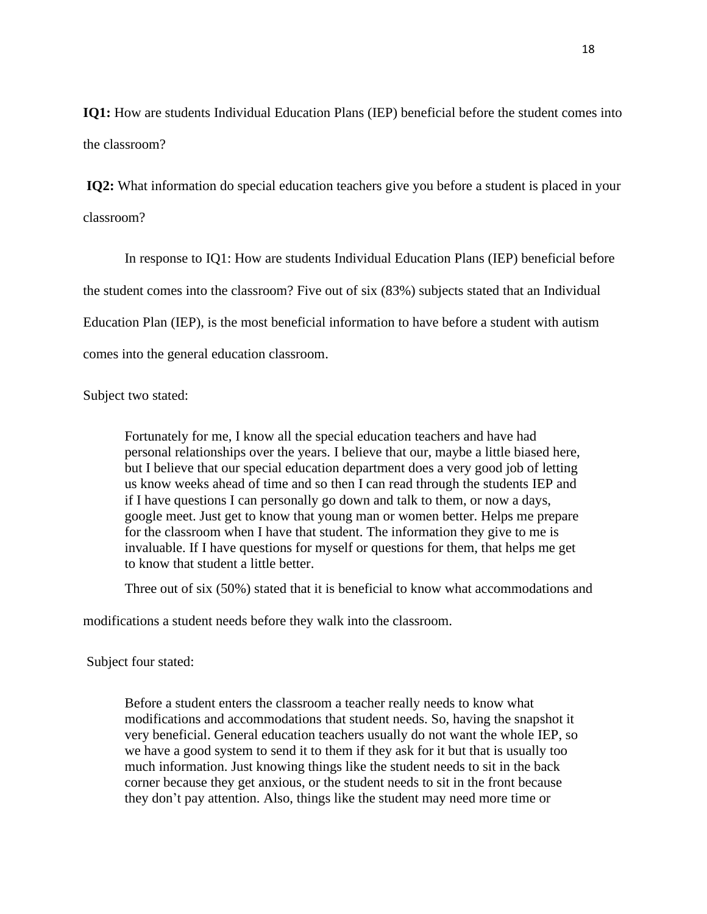**IQ1:** How are students Individual Education Plans (IEP) beneficial before the student comes into the classroom?

**IQ2:** What information do special education teachers give you before a student is placed in your classroom?

In response to IQ1: How are students Individual Education Plans (IEP) beneficial before the student comes into the classroom? Five out of six (83%) subjects stated that an Individual Education Plan (IEP), is the most beneficial information to have before a student with autism comes into the general education classroom.

Subject two stated:

> Fortunately for me, I know all the special education teachers and have had personal relationships over the years. I believe that our, maybe a little biased here, but I believe that our special education department does a very good job of letting us know weeks ahead of time and so then I can read through the students IEP and if I have questions I can personally go down and talk to them, or now a days, google meet. Just get to know that young man or women better. Helps me prepare for the classroom when I have that student. The information they give to me is invaluable. If I have questions for myself or questions for them, that helps me get to know that student a little better.

Three out of six (50%) stated that it is beneficial to know what accommodations and modifications a student needs before they walk into the classroom.

Subject four stated:

> Before a student enters the classroom a teacher really needs to know what modifications and accommodations that student needs. So, having the snapshot it very beneficial. General education teachers usually do not want the whole IEP, so we have a good system to send it to them if they ask for it but that is usually too much information. Just knowing things like the student needs to sit in the back corner because they get anxious, or the student needs to sit in the front because they don't pay attention. Also, things like the student may need more time or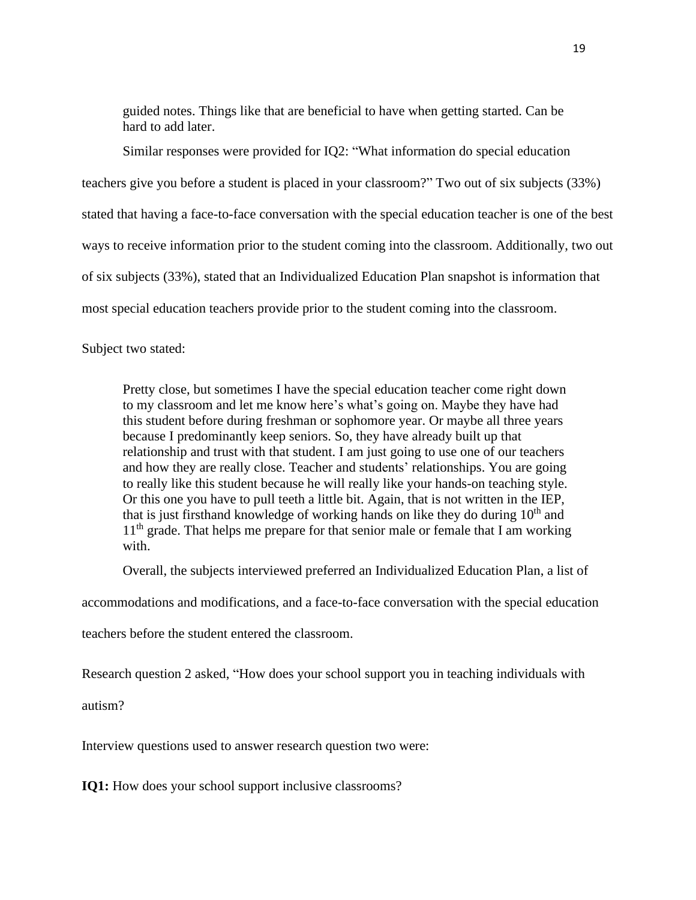> guided notes. Things like that are beneficial to have when getting started. Can be hard to add later.

Similar responses were provided for IQ2: “What information do special education teachers give you before a student is placed in your classroom?” Two out of six subjects (33%) stated that having a face-to-face conversation with the special education teacher is one of the best ways to receive information prior to the student coming into the classroom. Additionally, two out of six subjects (33%), stated that an Individualized Education Plan snapshot is information that most special education teachers provide prior to the student coming into the classroom.

Subject two stated:

> Pretty close, but sometimes I have the special education teacher come right down to my classroom and let me know here’s what’s going on. Maybe they have had this student before during freshman or sophomore year. Or maybe all three years because I predominantly keep seniors. So, they have already built up that relationship and trust with that student. I am just going to use one of our teachers and how they are really close. Teacher and students’ relationships. You are going to really like this student because he will really like your hands-on teaching style. Or this one you have to pull teeth a little bit. Again, that is not written in the IEP, that is just firsthand knowledge of working hands on like they do during 10th and 11th grade. That helps me prepare for that senior male or female that I am working with.

Overall, the subjects interviewed preferred an Individualized Education Plan, a list of accommodations and modifications, and a face-to-face conversation with the special education teachers before the student entered the classroom.

Research question 2 asked, “How does your school support you in teaching individuals with autism?

Interview questions used to answer research question two were:

**IQ1:** How does your school support inclusive classrooms?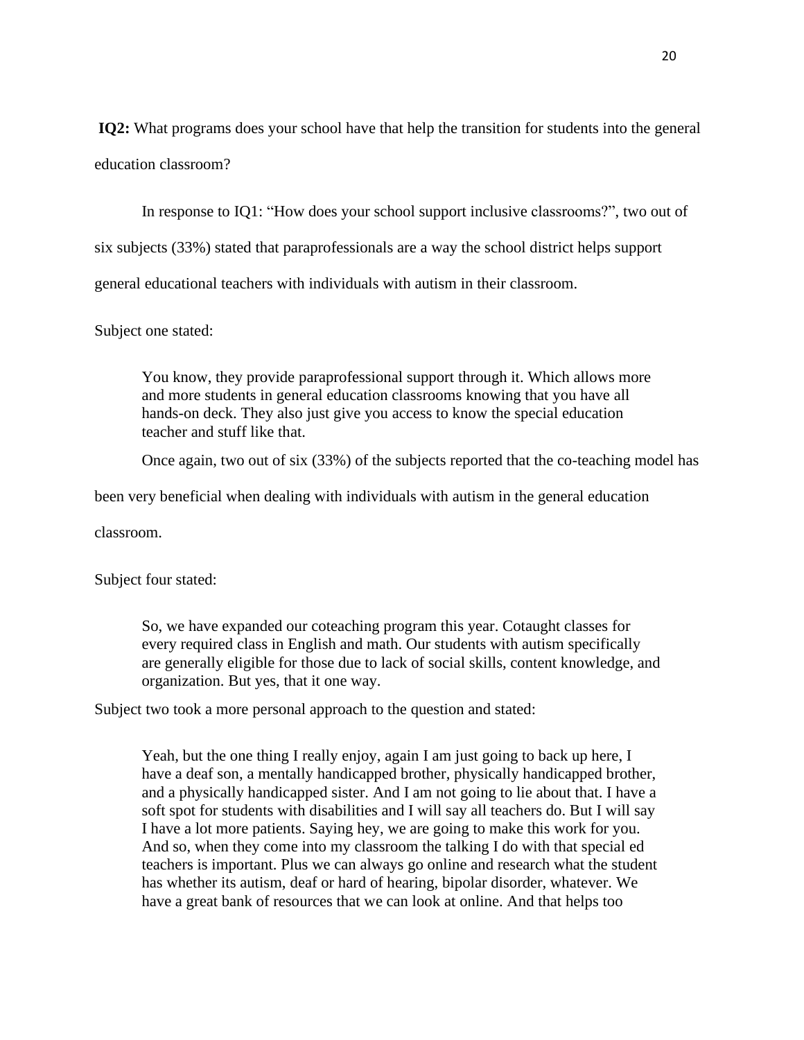**IQ2:** What programs does your school have that help the transition for students into the general education classroom?

In response to IQ1: "How does your school support inclusive classrooms?", two out of six subjects (33%) stated that paraprofessionals are a way the school district helps support general educational teachers with individuals with autism in their classroom.

Subject one stated:

> You know, they provide paraprofessional support through it. Which allows more and more students in general education classrooms knowing that you have all hands-on deck. They also just give you access to know the special education teacher and stuff like that.

Once again, two out of six (33%) of the subjects reported that the co-teaching model has been very beneficial when dealing with individuals with autism in the general education classroom.

Subject four stated:

> So, we have expanded our coteaching program this year. Cotaught classes for every required class in English and math. Our students with autism specifically are generally eligible for those due to lack of social skills, content knowledge, and organization. But yes, that it one way.

Subject two took a more personal approach to the question and stated:

> Yeah, but the one thing I really enjoy, again I am just going to back up here, I have a deaf son, a mentally handicapped brother, physically handicapped brother, and a physically handicapped sister. And I am not going to lie about that. I have a soft spot for students with disabilities and I will say all teachers do. But I will say I have a lot more patients. Saying hey, we are going to make this work for you. And so, when they come into my classroom the talking I do with that special ed teachers is important. Plus we can always go online and research what the student has whether its autism, deaf or hard of hearing, bipolar disorder, whatever. We have a great bank of resources that we can look at online. And that helps too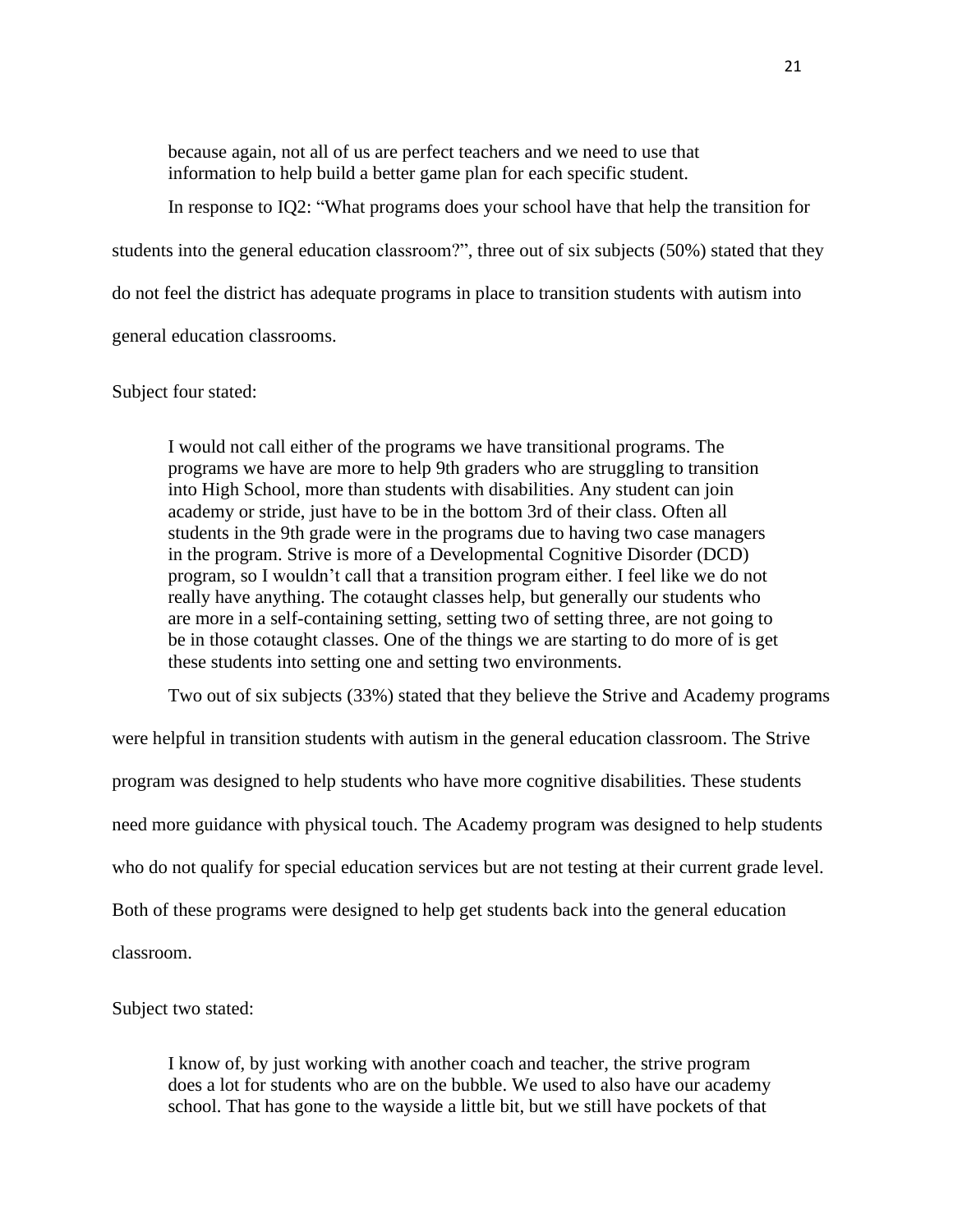> because again, not all of us are perfect teachers and we need to use that information to help build a better game plan for each specific student.

In response to IQ2: "What programs does your school have that help the transition for students into the general education classroom?", three out of six subjects (50%) stated that they do not feel the district has adequate programs in place to transition students with autism into general education classrooms.

Subject four stated:

> I would not call either of the programs we have transitional programs. The programs we have are more to help 9th graders who are struggling to transition into High School, more than students with disabilities. Any student can join academy or stride, just have to be in the bottom 3rd of their class. Often all students in the 9th grade were in the programs due to having two case managers in the program. Strive is more of a Developmental Cognitive Disorder (DCD) program, so I wouldn't call that a transition program either. I feel like we do not really have anything. The cotaught classes help, but generally our students who are more in a self-containing setting, setting two of setting three, are not going to be in those cotaught classes. One of the things we are starting to do more of is get these students into setting one and setting two environments.

Two out of six subjects (33%) stated that they believe the Strive and Academy programs were helpful in transition students with autism in the general education classroom. The Strive program was designed to help students who have more cognitive disabilities. These students need more guidance with physical touch. The Academy program was designed to help students who do not qualify for special education services but are not testing at their current grade level. Both of these programs were designed to help get students back into the general education classroom.

Subject two stated:

> I know of, by just working with another coach and teacher, the strive program does a lot for students who are on the bubble. We used to also have our academy school. That has gone to the wayside a little bit, but we still have pockets of that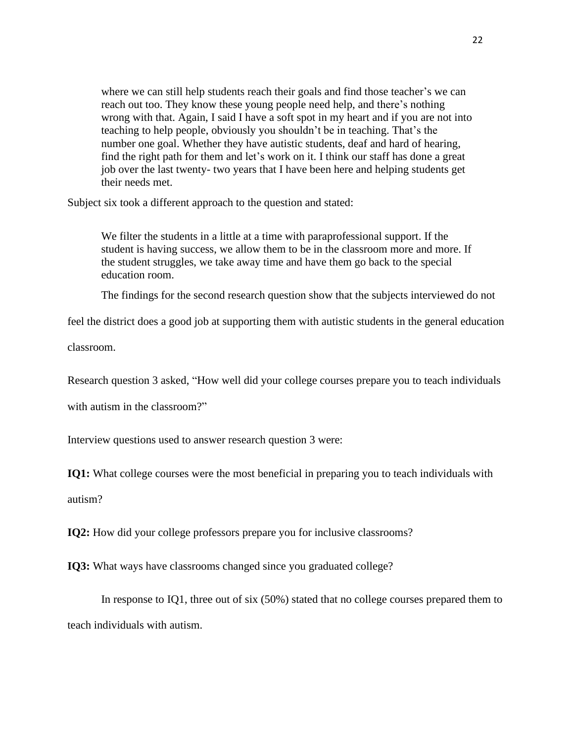> where we can still help students reach their goals and find those teacher's we can reach out too. They know these young people need help, and there's nothing wrong with that. Again, I said I have a soft spot in my heart and if you are not into teaching to help people, obviously you shouldn't be in teaching. That's the number one goal. Whether they have autistic students, deaf and hard of hearing, find the right path for them and let's work on it. I think our staff has done a great job over the last twenty- two years that I have been here and helping students get their needs met.

Subject six took a different approach to the question and stated:

> We filter the students in a little at a time with paraprofessional support. If the student is having success, we allow them to be in the classroom more and more. If the student struggles, we take away time and have them go back to the special education room.

The findings for the second research question show that the subjects interviewed do not feel the district does a good job at supporting them with autistic students in the general education classroom.

Research question 3 asked, "How well did your college courses prepare you to teach individuals with autism in the classroom?"

Interview questions used to answer research question 3 were:

**IQ1:** What college courses were the most beneficial in preparing you to teach individuals with autism?

**IQ2:** How did your college professors prepare you for inclusive classrooms?

**IQ3:** What ways have classrooms changed since you graduated college?

In response to IQ1, three out of six (50%) stated that no college courses prepared them to teach individuals with autism.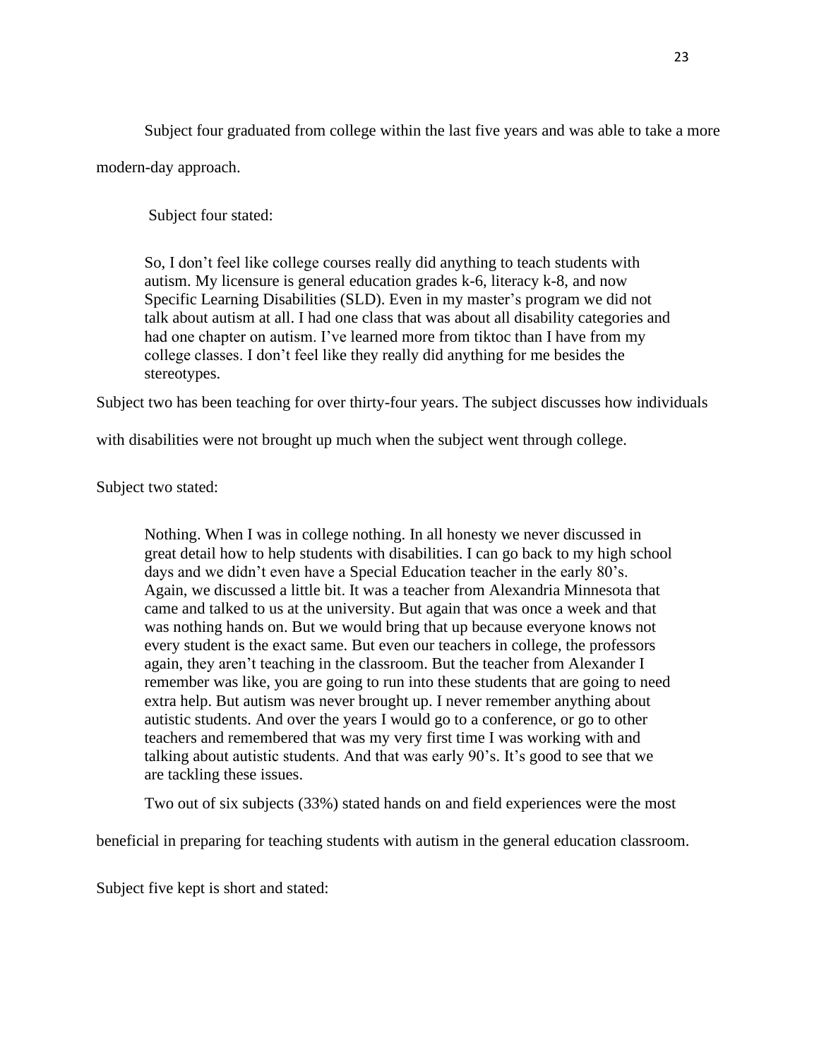Subject four graduated from college within the last five years and was able to take a more modern-day approach.

Subject four stated:

> So, I don't feel like college courses really did anything to teach students with autism. My licensure is general education grades k-6, literacy k-8, and now Specific Learning Disabilities (SLD). Even in my master's program we did not talk about autism at all. I had one class that was about all disability categories and had one chapter on autism. I've learned more from tiktoc than I have from my college classes. I don't feel like they really did anything for me besides the stereotypes.

Subject two has been teaching for over thirty-four years. The subject discusses how individuals with disabilities were not brought up much when the subject went through college.

Subject two stated:

> Nothing. When I was in college nothing. In all honesty we never discussed in great detail how to help students with disabilities. I can go back to my high school days and we didn't even have a Special Education teacher in the early 80's. Again, we discussed a little bit. It was a teacher from Alexandria Minnesota that came and talked to us at the university. But again that was once a week and that was nothing hands on. But we would bring that up because everyone knows not every student is the exact same. But even our teachers in college, the professors again, they aren't teaching in the classroom. But the teacher from Alexander I remember was like, you are going to run into these students that are going to need extra help. But autism was never brought up. I never remember anything about autistic students. And over the years I would go to a conference, or go to other teachers and remembered that was my very first time I was working with and talking about autistic students. And that was early 90's. It's good to see that we are tackling these issues.

Two out of six subjects (33%) stated hands on and field experiences were the most beneficial in preparing for teaching students with autism in the general education classroom.

Subject five kept is short and stated: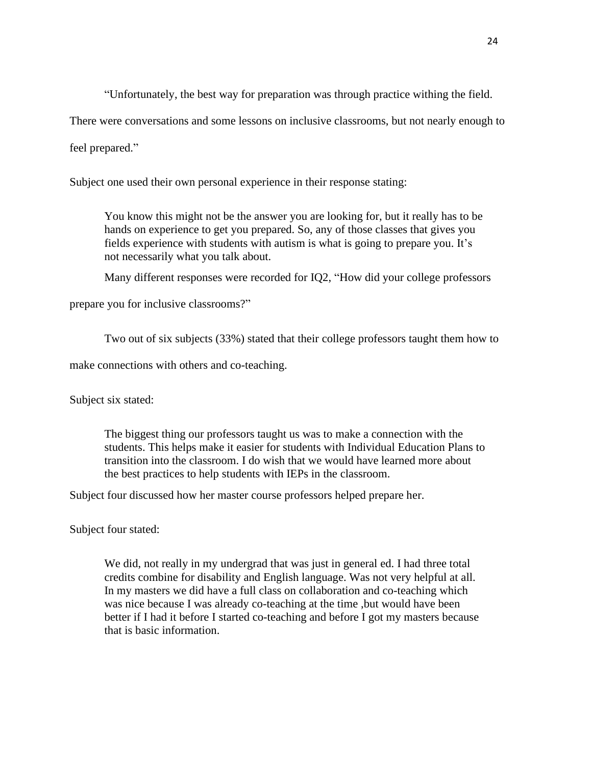"Unfortunately, the best way for preparation was through practice withing the field. There were conversations and some lessons on inclusive classrooms, but not nearly enough to feel prepared."

Subject one used their own personal experience in their response stating:

> You know this might not be the answer you are looking for, but it really has to be hands on experience to get you prepared. So, any of those classes that gives you fields experience with students with autism is what is going to prepare you. It's not necessarily what you talk about.

Many different responses were recorded for IQ2, "How did your college professors prepare you for inclusive classrooms?"

Two out of six subjects (33%) stated that their college professors taught them how to make connections with others and co-teaching.

Subject six stated:

> The biggest thing our professors taught us was to make a connection with the students. This helps make it easier for students with Individual Education Plans to transition into the classroom. I do wish that we would have learned more about the best practices to help students with IEPs in the classroom.

Subject four discussed how her master course professors helped prepare her.

Subject four stated:

> We did, not really in my undergrad that was just in general ed. I had three total credits combine for disability and English language. Was not very helpful at all. In my masters we did have a full class on collaboration and co-teaching which was nice because I was already co-teaching at the time ,but would have been better if I had it before I started co-teaching and before I got my masters because that is basic information.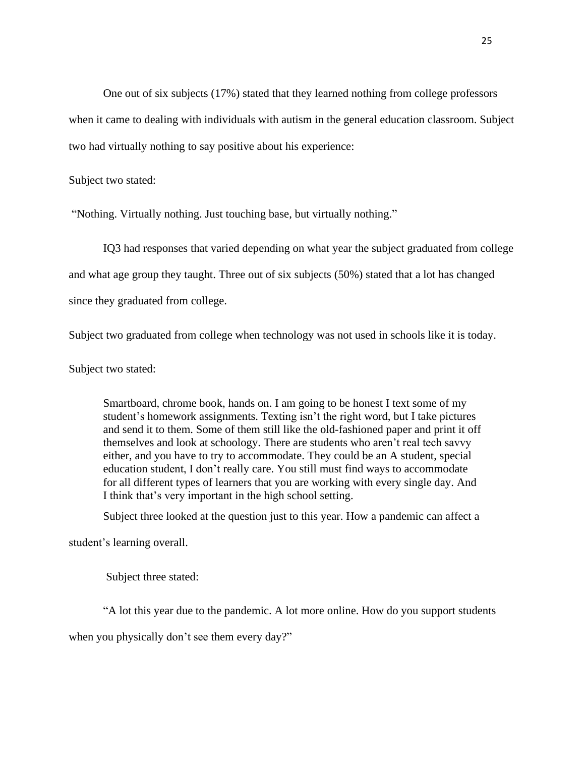One out of six subjects (17%) stated that they learned nothing from college professors when it came to dealing with individuals with autism in the general education classroom. Subject two had virtually nothing to say positive about his experience:

Subject two stated:

"Nothing. Virtually nothing. Just touching base, but virtually nothing."

IQ3 had responses that varied depending on what year the subject graduated from college and what age group they taught. Three out of six subjects (50%) stated that a lot has changed since they graduated from college.

Subject two graduated from college when technology was not used in schools like it is today.

Subject two stated:

> Smartboard, chrome book, hands on. I am going to be honest I text some of my student's homework assignments. Texting isn't the right word, but I take pictures and send it to them. Some of them still like the old-fashioned paper and print it off themselves and look at schoology. There are students who aren't real tech savvy either, and you have to try to accommodate. They could be an A student, special education student, I don't really care. You still must find ways to accommodate for all different types of learners that you are working with every single day. And I think that's very important in the high school setting.

Subject three looked at the question just to this year. How a pandemic can affect a student's learning overall.

Subject three stated:

"A lot this year due to the pandemic. A lot more online. How do you support students when you physically don't see them every day?"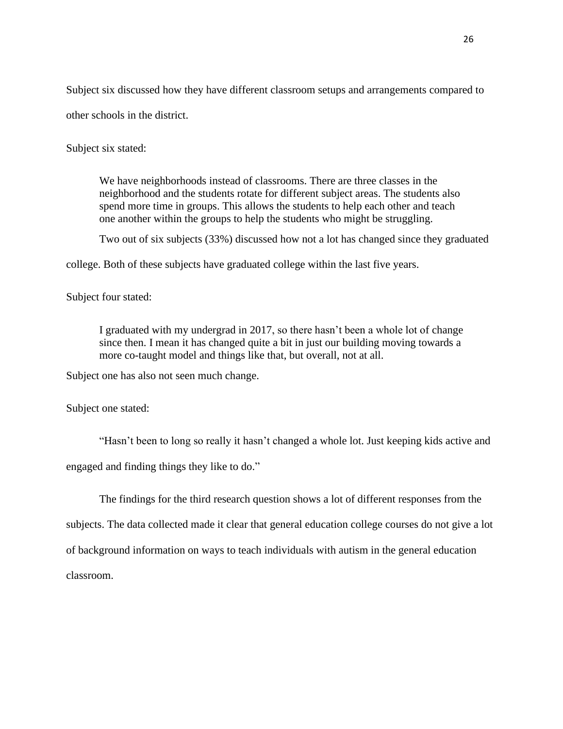Subject six discussed how they have different classroom setups and arrangements compared to other schools in the district.

Subject six stated:

> We have neighborhoods instead of classrooms. There are three classes in the neighborhood and the students rotate for different subject areas. The students also spend more time in groups. This allows the students to help each other and teach one another within the groups to help the students who might be struggling.

Two out of six subjects (33%) discussed how not a lot has changed since they graduated college. Both of these subjects have graduated college within the last five years.

Subject four stated:

> I graduated with my undergrad in 2017, so there hasn't been a whole lot of change since then. I mean it has changed quite a bit in just our building moving towards a more co-taught model and things like that, but overall, not at all.

Subject one has also not seen much change.

Subject one stated:

"Hasn't been to long so really it hasn't changed a whole lot. Just keeping kids active and engaged and finding things they like to do."

The findings for the third research question shows a lot of different responses from the subjects. The data collected made it clear that general education college courses do not give a lot of background information on ways to teach individuals with autism in the general education classroom.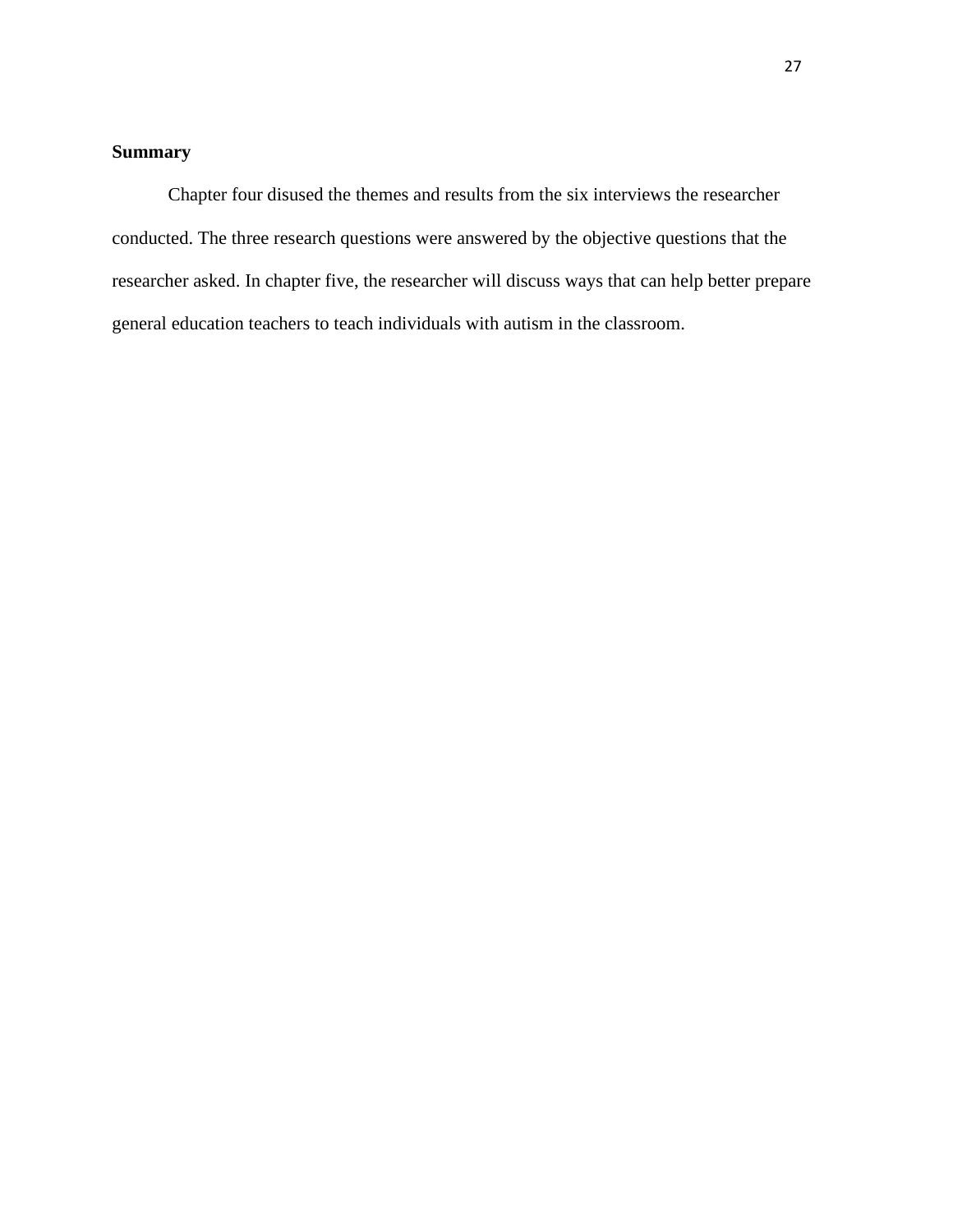**Summary**

Chapter four disused the themes and results from the six interviews the researcher conducted. The three research questions were answered by the objective questions that the researcher asked. In chapter five, the researcher will discuss ways that can help better prepare general education teachers to teach individuals with autism in the classroom.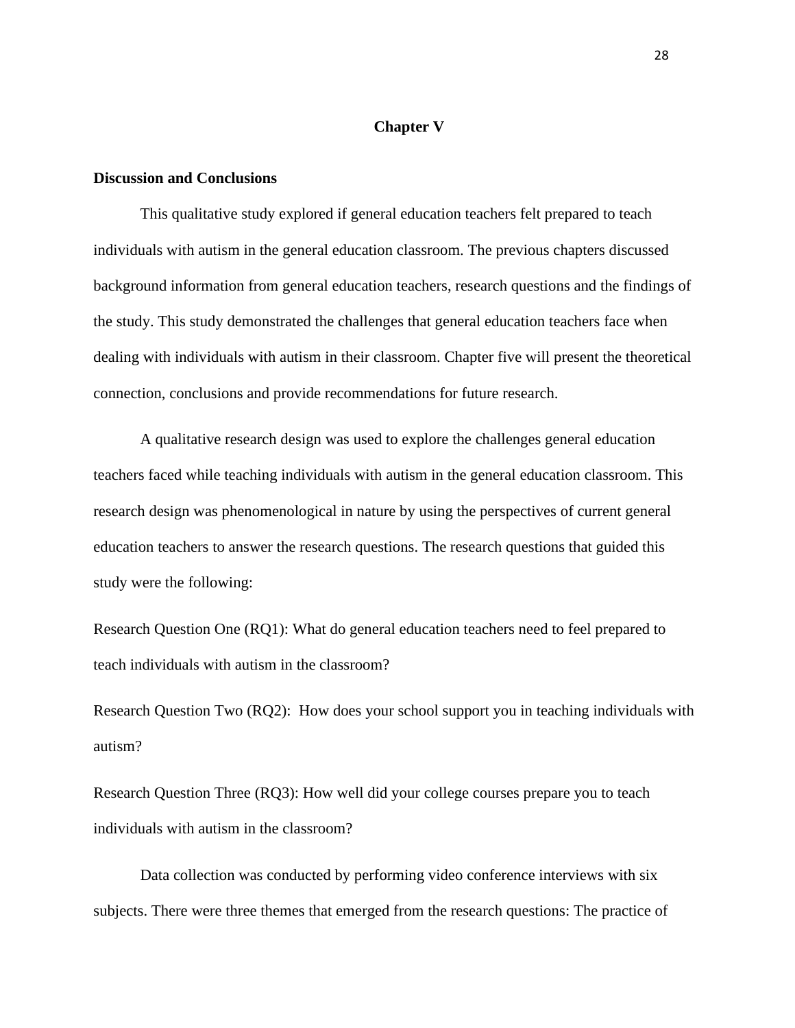## Chapter V

### Discussion and Conclusions

This qualitative study explored if general education teachers felt prepared to teach individuals with autism in the general education classroom. The previous chapters discussed background information from general education teachers, research questions and the findings of the study. This study demonstrated the challenges that general education teachers face when dealing with individuals with autism in their classroom. Chapter five will present the theoretical connection, conclusions and provide recommendations for future research.

A qualitative research design was used to explore the challenges general education teachers faced while teaching individuals with autism in the general education classroom. This research design was phenomenological in nature by using the perspectives of current general education teachers to answer the research questions. The research questions that guided this study were the following:

Research Question One (RQ1): What do general education teachers need to feel prepared to teach individuals with autism in the classroom?

Research Question Two (RQ2): How does your school support you in teaching individuals with autism?

Research Question Three (RQ3): How well did your college courses prepare you to teach individuals with autism in the classroom?

Data collection was conducted by performing video conference interviews with six subjects. There were three themes that emerged from the research questions: The practice of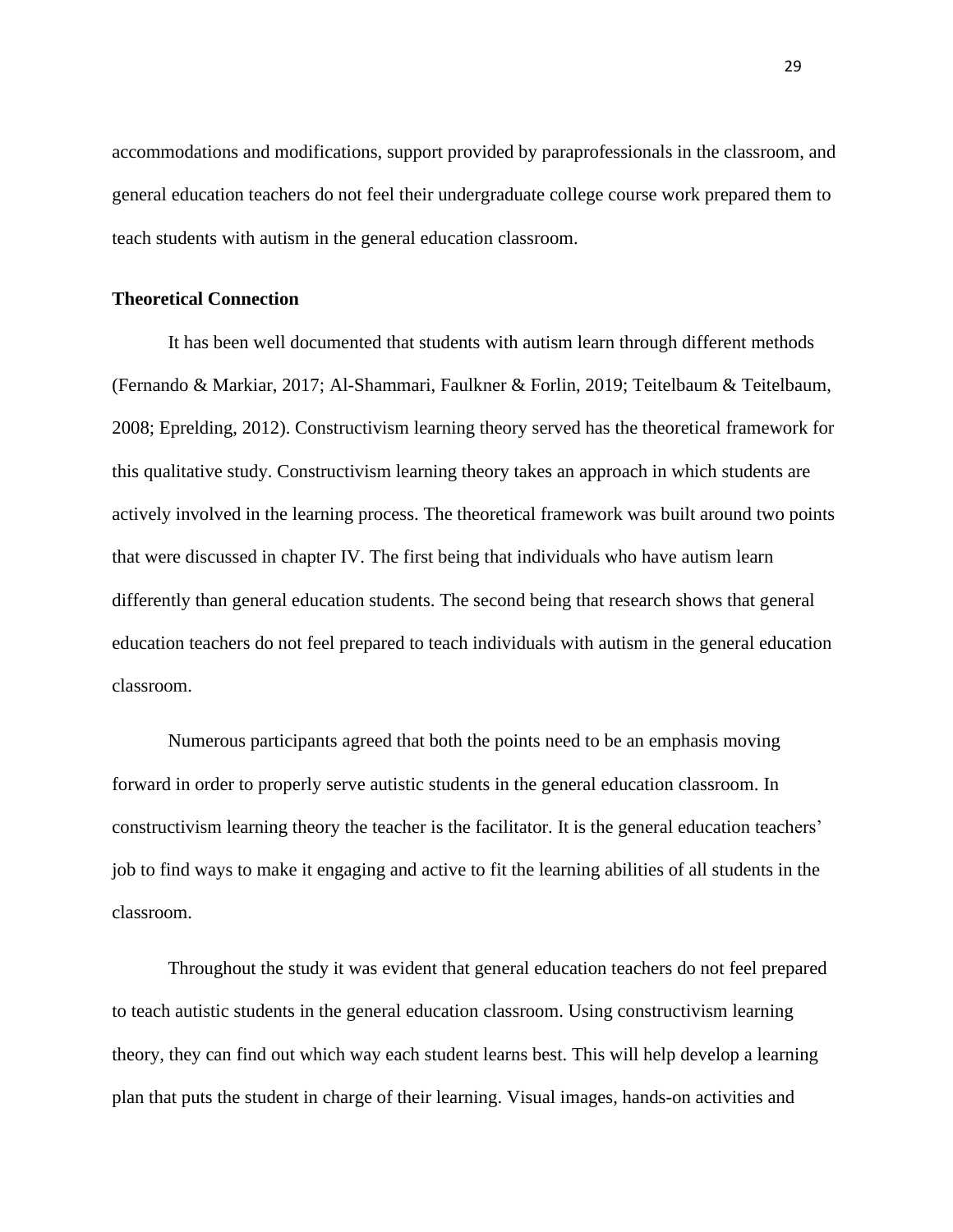accommodations and modifications, support provided by paraprofessionals in the classroom, and general education teachers do not feel their undergraduate college course work prepared them to teach students with autism in the general education classroom.

**Theoretical Connection**

It has been well documented that students with autism learn through different methods (Fernando & Markiar, 2017; Al-Shammari, Faulkner & Forlin, 2019; Teitelbaum & Teitelbaum, 2008; Eprelding, 2012). Constructivism learning theory served has the theoretical framework for this qualitative study. Constructivism learning theory takes an approach in which students are actively involved in the learning process. The theoretical framework was built around two points that were discussed in chapter IV. The first being that individuals who have autism learn differently than general education students. The second being that research shows that general education teachers do not feel prepared to teach individuals with autism in the general education classroom.

Numerous participants agreed that both the points need to be an emphasis moving forward in order to properly serve autistic students in the general education classroom. In constructivism learning theory the teacher is the facilitator. It is the general education teachers' job to find ways to make it engaging and active to fit the learning abilities of all students in the classroom.

Throughout the study it was evident that general education teachers do not feel prepared to teach autistic students in the general education classroom. Using constructivism learning theory, they can find out which way each student learns best. This will help develop a learning plan that puts the student in charge of their learning. Visual images, hands-on activities and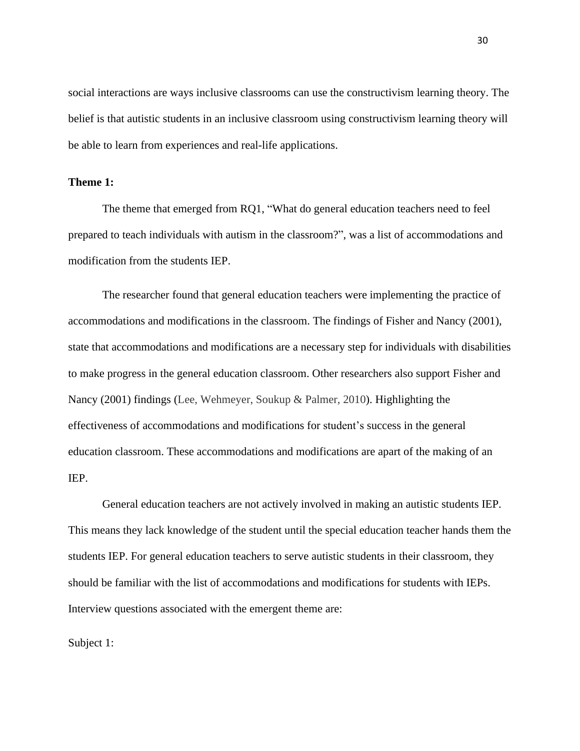social interactions are ways inclusive classrooms can use the constructivism learning theory. The belief is that autistic students in an inclusive classroom using constructivism learning theory will be able to learn from experiences and real-life applications.

**Theme 1:**

The theme that emerged from RQ1, "What do general education teachers need to feel prepared to teach individuals with autism in the classroom?", was a list of accommodations and modification from the students IEP.

The researcher found that general education teachers were implementing the practice of accommodations and modifications in the classroom. The findings of Fisher and Nancy (2001), state that accommodations and modifications are a necessary step for individuals with disabilities to make progress in the general education classroom. Other researchers also support Fisher and Nancy (2001) findings (Lee, Wehmeyer, Soukup & Palmer, 2010). Highlighting the effectiveness of accommodations and modifications for student's success in the general education classroom. These accommodations and modifications are apart of the making of an IEP.

General education teachers are not actively involved in making an autistic students IEP. This means they lack knowledge of the student until the special education teacher hands them the students IEP. For general education teachers to serve autistic students in their classroom, they should be familiar with the list of accommodations and modifications for students with IEPs. Interview questions associated with the emergent theme are:

Subject 1: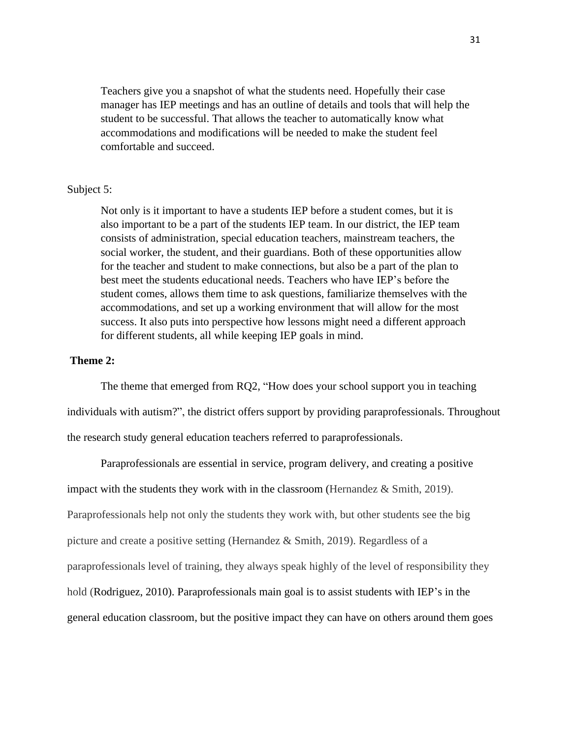> Teachers give you a snapshot of what the students need. Hopefully their case manager has IEP meetings and has an outline of details and tools that will help the student to be successful. That allows the teacher to automatically know what accommodations and modifications will be needed to make the student feel comfortable and succeed.

Subject 5:

> Not only is it important to have a students IEP before a student comes, but it is also important to be a part of the students IEP team. In our district, the IEP team consists of administration, special education teachers, mainstream teachers, the social worker, the student, and their guardians. Both of these opportunities allow for the teacher and student to make connections, but also be a part of the plan to best meet the students educational needs. Teachers who have IEP's before the student comes, allows them time to ask questions, familiarize themselves with the accommodations, and set up a working environment that will allow for the most success. It also puts into perspective how lessons might need a different approach for different students, all while keeping IEP goals in mind.

**Theme 2:**

The theme that emerged from RQ2, "How does your school support you in teaching individuals with autism?", the district offers support by providing paraprofessionals. Throughout the research study general education teachers referred to paraprofessionals.

Paraprofessionals are essential in service, program delivery, and creating a positive impact with the students they work with in the classroom (Hernandez & Smith, 2019). Paraprofessionals help not only the students they work with, but other students see the big picture and create a positive setting (Hernandez & Smith, 2019). Regardless of a paraprofessionals level of training, they always speak highly of the level of responsibility they hold (Rodriguez, 2010). Paraprofessionals main goal is to assist students with IEP's in the general education classroom, but the positive impact they can have on others around them goes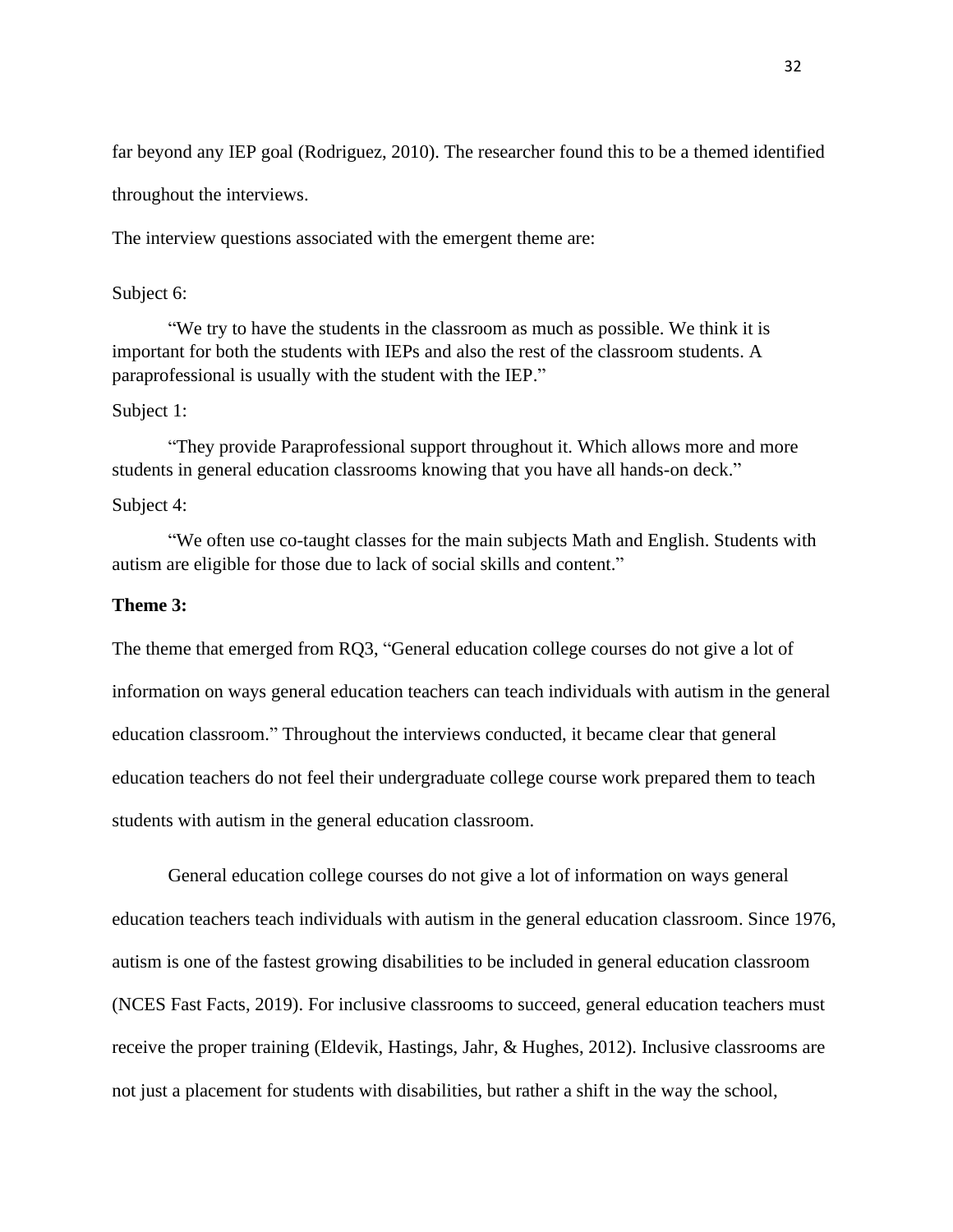far beyond any IEP goal (Rodriguez, 2010). The researcher found this to be a themed identified throughout the interviews.

The interview questions associated with the emergent theme are:

Subject 6:

"We try to have the students in the classroom as much as possible. We think it is important for both the students with IEPs and also the rest of the classroom students. A paraprofessional is usually with the student with the IEP."

Subject 1:

"They provide Paraprofessional support throughout it. Which allows more and more students in general education classrooms knowing that you have all hands-on deck."

Subject 4:

"We often use co-taught classes for the main subjects Math and English. Students with autism are eligible for those due to lack of social skills and content."

**Theme 3:**

The theme that emerged from RQ3, "General education college courses do not give a lot of information on ways general education teachers can teach individuals with autism in the general education classroom." Throughout the interviews conducted, it became clear that general education teachers do not feel their undergraduate college course work prepared them to teach students with autism in the general education classroom.

General education college courses do not give a lot of information on ways general education teachers teach individuals with autism in the general education classroom. Since 1976, autism is one of the fastest growing disabilities to be included in general education classroom (NCES Fast Facts, 2019). For inclusive classrooms to succeed, general education teachers must receive the proper training (Eldevik, Hastings, Jahr, & Hughes, 2012). Inclusive classrooms are not just a placement for students with disabilities, but rather a shift in the way the school,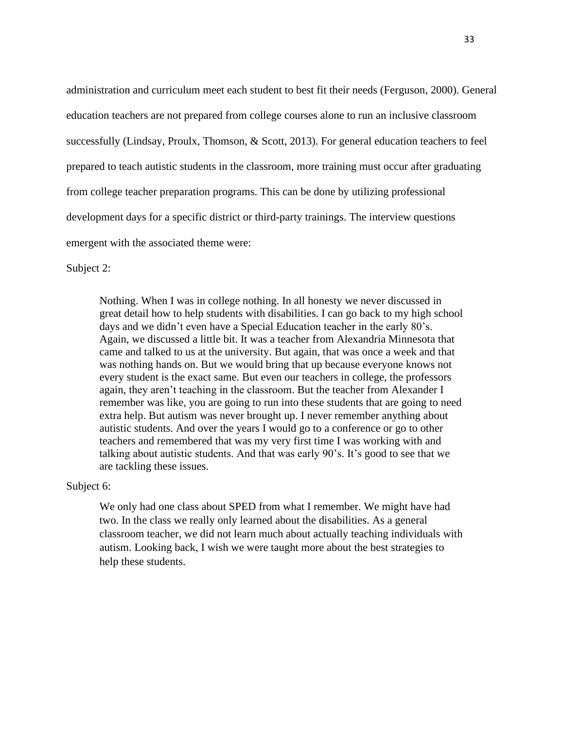administration and curriculum meet each student to best fit their needs (Ferguson, 2000). General education teachers are not prepared from college courses alone to run an inclusive classroom successfully (Lindsay, Proulx, Thomson, & Scott, 2013). For general education teachers to feel prepared to teach autistic students in the classroom, more training must occur after graduating from college teacher preparation programs. This can be done by utilizing professional development days for a specific district or third-party trainings. The interview questions emergent with the associated theme were:

Subject 2:

> Nothing. When I was in college nothing. In all honesty we never discussed in great detail how to help students with disabilities. I can go back to my high school days and we didn't even have a Special Education teacher in the early 80's. Again, we discussed a little bit. It was a teacher from Alexandria Minnesota that came and talked to us at the university. But again, that was once a week and that was nothing hands on. But we would bring that up because everyone knows not every student is the exact same. But even our teachers in college, the professors again, they aren't teaching in the classroom. But the teacher from Alexander I remember was like, you are going to run into these students that are going to need extra help. But autism was never brought up. I never remember anything about autistic students. And over the years I would go to a conference or go to other teachers and remembered that was my very first time I was working with and talking about autistic students. And that was early 90's. It's good to see that we are tackling these issues.

Subject 6:

> We only had one class about SPED from what I remember. We might have had two. In the class we really only learned about the disabilities. As a general classroom teacher, we did not learn much about actually teaching individuals with autism. Looking back, I wish we were taught more about the best strategies to help these students.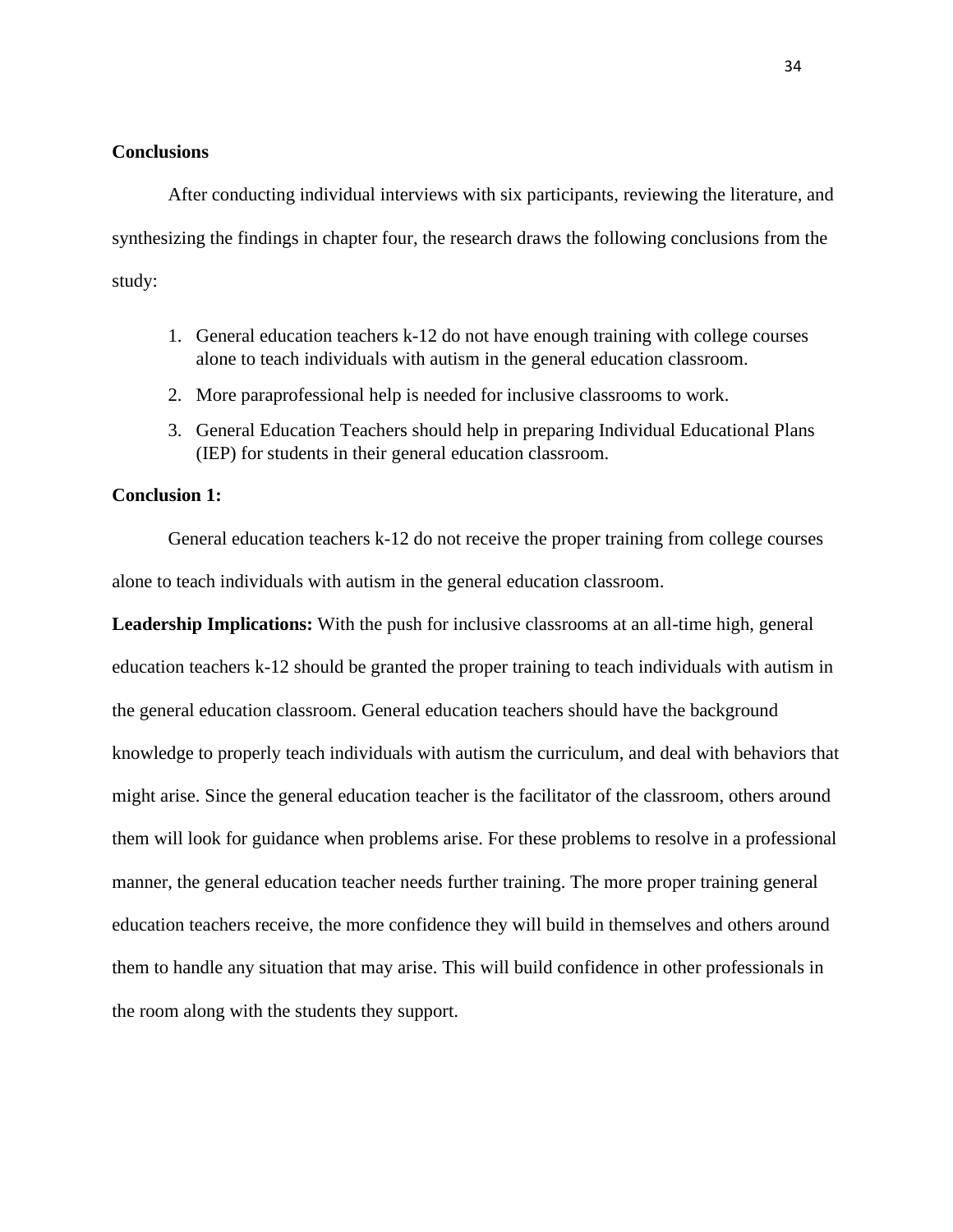**Conclusions**

After conducting individual interviews with six participants, reviewing the literature, and synthesizing the findings in chapter four, the research draws the following conclusions from the study:

1. General education teachers k-12 do not have enough training with college courses alone to teach individuals with autism in the general education classroom.
2. More paraprofessional help is needed for inclusive classrooms to work.
3. General Education Teachers should help in preparing Individual Educational Plans (IEP) for students in their general education classroom.

**Conclusion 1:**

General education teachers k-12 do not receive the proper training from college courses alone to teach individuals with autism in the general education classroom.

**Leadership Implications:** With the push for inclusive classrooms at an all-time high, general education teachers k-12 should be granted the proper training to teach individuals with autism in the general education classroom. General education teachers should have the background knowledge to properly teach individuals with autism the curriculum, and deal with behaviors that might arise. Since the general education teacher is the facilitator of the classroom, others around them will look for guidance when problems arise. For these problems to resolve in a professional manner, the general education teacher needs further training. The more proper training general education teachers receive, the more confidence they will build in themselves and others around them to handle any situation that may arise. This will build confidence in other professionals in the room along with the students they support.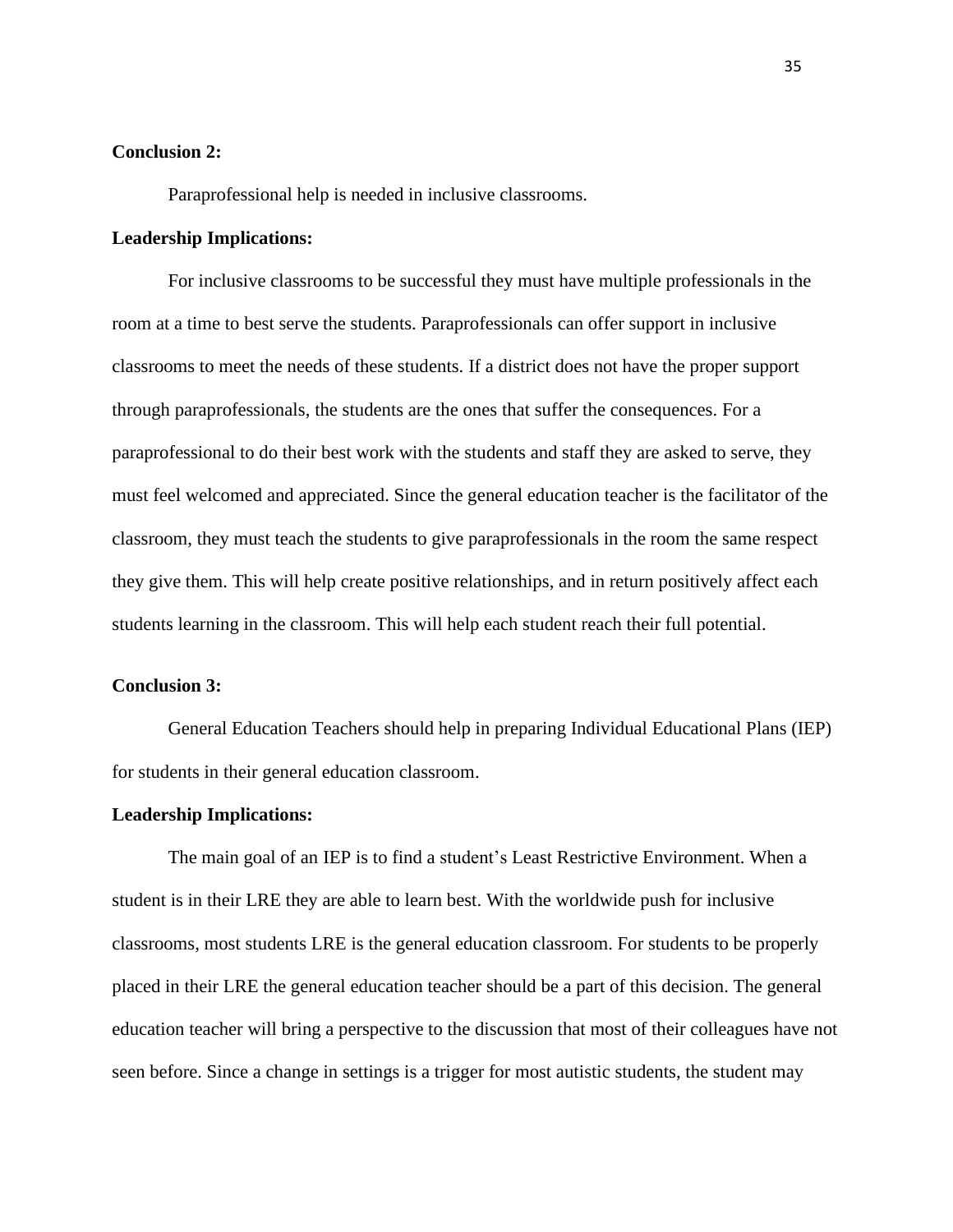**Conclusion 2:**

Paraprofessional help is needed in inclusive classrooms.

**Leadership Implications:**

For inclusive classrooms to be successful they must have multiple professionals in the room at a time to best serve the students. Paraprofessionals can offer support in inclusive classrooms to meet the needs of these students. If a district does not have the proper support through paraprofessionals, the students are the ones that suffer the consequences. For a paraprofessional to do their best work with the students and staff they are asked to serve, they must feel welcomed and appreciated. Since the general education teacher is the facilitator of the classroom, they must teach the students to give paraprofessionals in the room the same respect they give them. This will help create positive relationships, and in return positively affect each students learning in the classroom. This will help each student reach their full potential.

**Conclusion 3:**

General Education Teachers should help in preparing Individual Educational Plans (IEP) for students in their general education classroom.

**Leadership Implications:**

The main goal of an IEP is to find a student's Least Restrictive Environment. When a student is in their LRE they are able to learn best. With the worldwide push for inclusive classrooms, most students LRE is the general education classroom. For students to be properly placed in their LRE the general education teacher should be a part of this decision. The general education teacher will bring a perspective to the discussion that most of their colleagues have not seen before. Since a change in settings is a trigger for most autistic students, the student may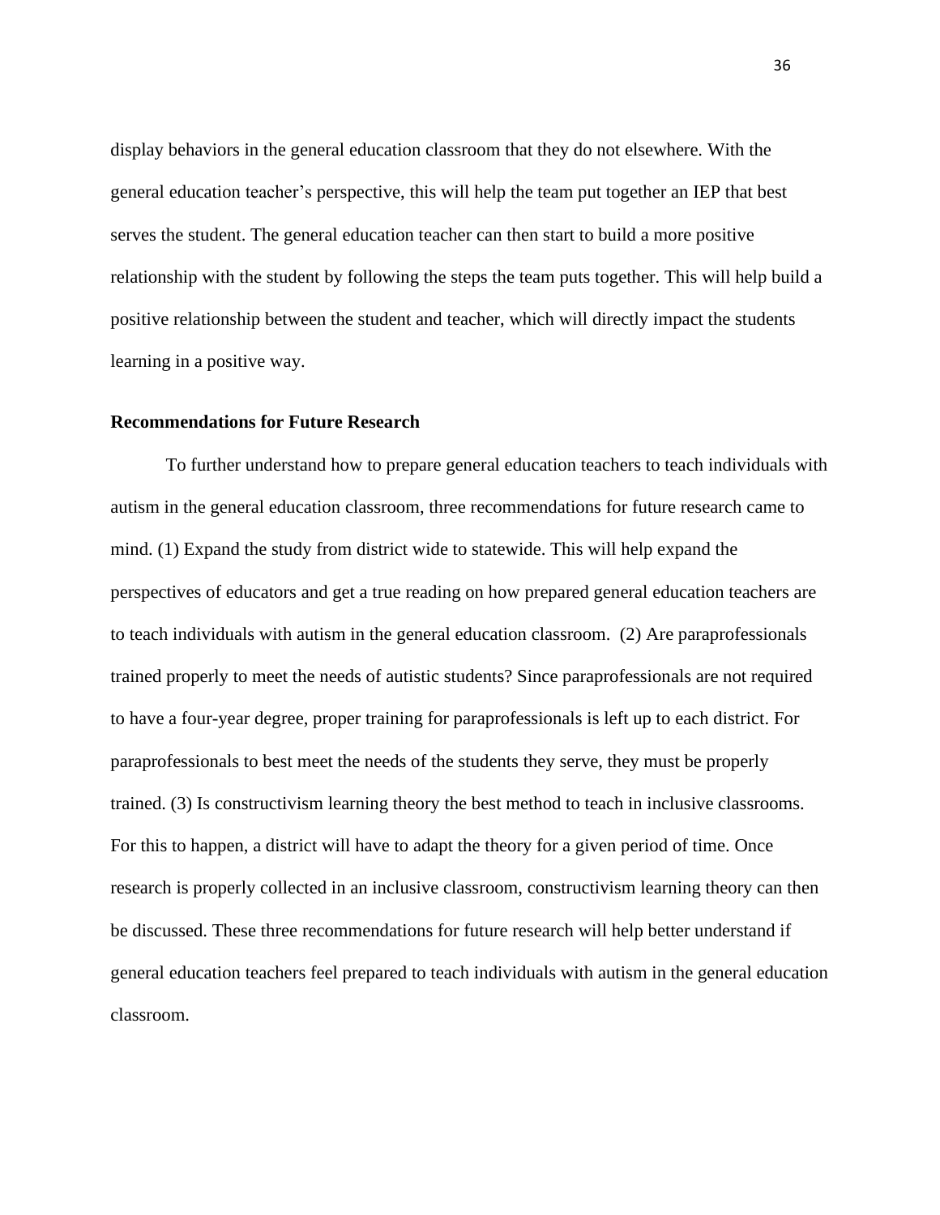display behaviors in the general education classroom that they do not elsewhere. With the general education teacher's perspective, this will help the team put together an IEP that best serves the student. The general education teacher can then start to build a more positive relationship with the student by following the steps the team puts together. This will help build a positive relationship between the student and teacher, which will directly impact the students learning in a positive way.

### Recommendations for Future Research

To further understand how to prepare general education teachers to teach individuals with autism in the general education classroom, three recommendations for future research came to mind. (1) Expand the study from district wide to statewide. This will help expand the perspectives of educators and get a true reading on how prepared general education teachers are to teach individuals with autism in the general education classroom. (2) Are paraprofessionals trained properly to meet the needs of autistic students? Since paraprofessionals are not required to have a four-year degree, proper training for paraprofessionals is left up to each district. For paraprofessionals to best meet the needs of the students they serve, they must be properly trained. (3) Is constructivism learning theory the best method to teach in inclusive classrooms. For this to happen, a district will have to adapt the theory for a given period of time. Once research is properly collected in an inclusive classroom, constructivism learning theory can then be discussed. These three recommendations for future research will help better understand if general education teachers feel prepared to teach individuals with autism in the general education classroom.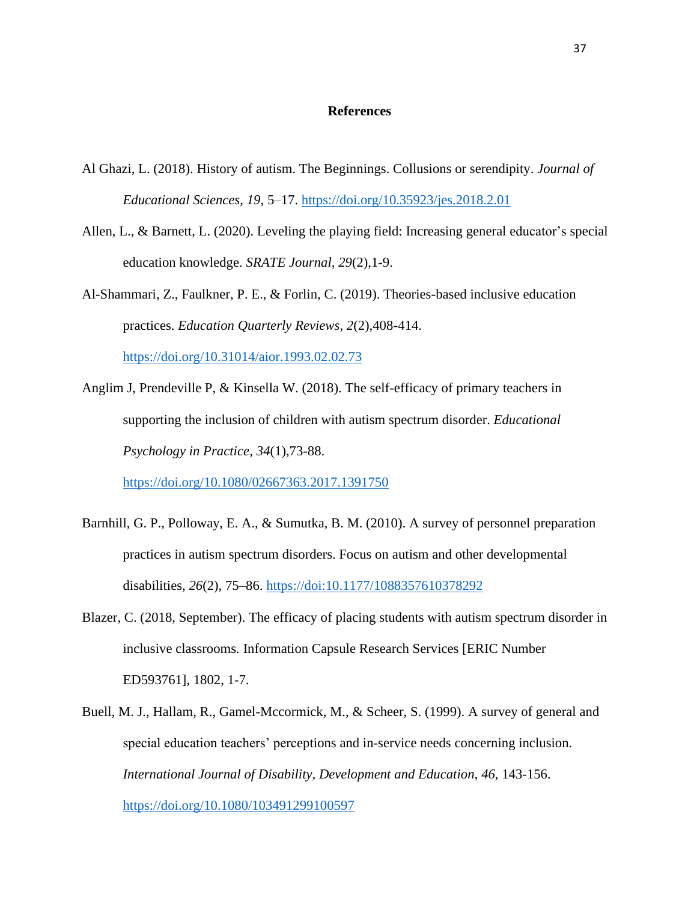# References

Al Ghazi, L. (2018). History of autism. The Beginnings. Collusions or serendipity. *Journal of Educational Sciences, 19*, 5–17. https://doi.org/10.35923/jes.2018.2.01

Allen, L., & Barnett, L. (2020). Leveling the playing field: Increasing general educator's special education knowledge. *SRATE Journal*, *29*(2),1-9.

Al-Shammari, Z., Faulkner, P. E., & Forlin, C. (2019). Theories-based inclusive education practices. *Education Quarterly Reviews*, *2*(2),408-414. https://doi.org/10.31014/aior.1993.02.02.73

Anglim J, Prendeville P, & Kinsella W. (2018). The self-efficacy of primary teachers in supporting the inclusion of children with autism spectrum disorder. *Educational Psychology in Practice*, *34*(1),73-88. https://doi.org/10.1080/02667363.2017.1391750

Barnhill, G. P., Polloway, E. A., & Sumutka, B. M. (2010). A survey of personnel preparation practices in autism spectrum disorders. Focus on autism and other developmental disabilities, *26*(2), 75–86. https://doi:10.1177/1088357610378292

Blazer, C. (2018, September). The efficacy of placing students with autism spectrum disorder in inclusive classrooms. Information Capsule Research Services [ERIC Number ED593761], 1802, 1-7.

Buell, M. J., Hallam, R., Gamel-Mccormick, M., & Scheer, S. (1999). A survey of general and special education teachers' perceptions and in-service needs concerning inclusion. *International Journal of Disability, Development and Education, 46*, 143-156. https://doi.org/10.1080/103491299100597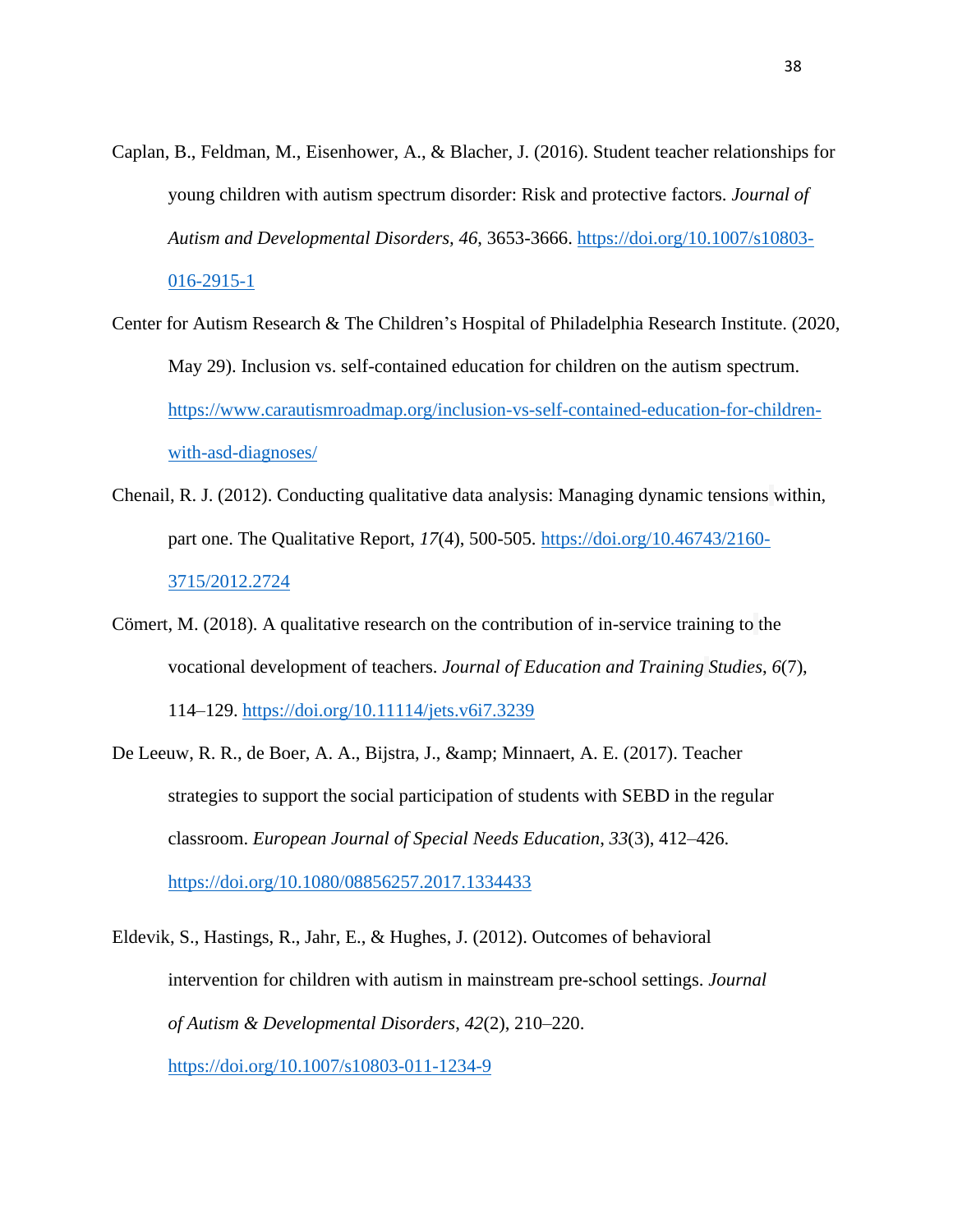Caplan, B., Feldman, M., Eisenhower, A., & Blacher, J. (2016). Student teacher relationships for young children with autism spectrum disorder: Risk and protective factors. *Journal of Autism and Developmental Disorders, 46*, 3653-3666. https://doi.org/10.1007/s10803-016-2915-1

Center for Autism Research & The Children's Hospital of Philadelphia Research Institute. (2020, May 29). Inclusion vs. self-contained education for children on the autism spectrum. https://www.carautismroadmap.org/inclusion-vs-self-contained-education-for-children-with-asd-diagnoses/

Chenail, R. J. (2012). Conducting qualitative data analysis: Managing dynamic tensions within, part one. The Qualitative Report, *17*(4), 500-505. https://doi.org/10.46743/2160-3715/2012.2724

Cömert, M. (2018). A qualitative research on the contribution of in-service training to the vocational development of teachers. *Journal of Education and Training Studies*, *6*(7), 114–129. https://doi.org/10.11114/jets.v6i7.3239

De Leeuw, R. R., de Boer, A. A., Bijstra, J., &amp; Minnaert, A. E. (2017). Teacher strategies to support the social participation of students with SEBD in the regular classroom. *European Journal of Special Needs Education*, *33*(3), 412–426. https://doi.org/10.1080/08856257.2017.1334433

Eldevik, S., Hastings, R., Jahr, E., & Hughes, J. (2012). Outcomes of behavioral intervention for children with autism in mainstream pre-school settings. *Journal of Autism & Developmental Disorders*, *42*(2), 210–220. https://doi.org/10.1007/s10803-011-1234-9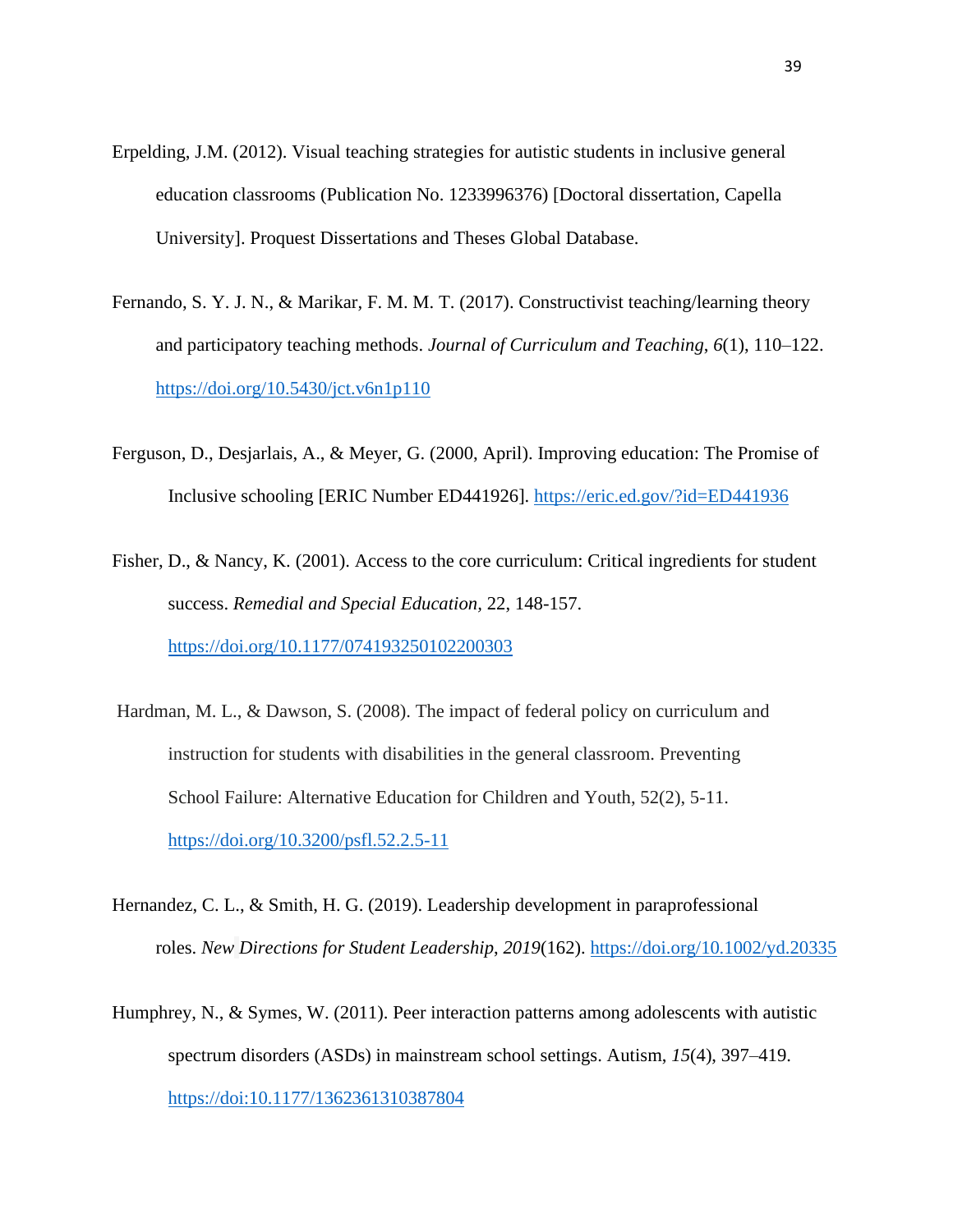Erpelding, J.M. (2012). Visual teaching strategies for autistic students in inclusive general education classrooms (Publication No. 1233996376) [Doctoral dissertation, Capella University]. Proquest Dissertations and Theses Global Database.

Fernando, S. Y. J. N., & Marikar, F. M. M. T. (2017). Constructivist teaching/learning theory and participatory teaching methods. *Journal of Curriculum and Teaching*, *6*(1), 110–122. https://doi.org/10.5430/jct.v6n1p110

Ferguson, D., Desjarlais, A., & Meyer, G. (2000, April). Improving education: The Promise of Inclusive schooling [ERIC Number ED441926]. https://eric.ed.gov/?id=ED441936

Fisher, D., & Nancy, K. (2001). Access to the core curriculum: Critical ingredients for student success. *Remedial and Special Education,* 22, 148-157. https://doi.org/10.1177/074193250102200303

Hardman, M. L., & Dawson, S. (2008). The impact of federal policy on curriculum and instruction for students with disabilities in the general classroom. Preventing School Failure: Alternative Education for Children and Youth, 52(2), 5-11. https://doi.org/10.3200/psfl.52.2.5-11

Hernandez, C. L., & Smith, H. G. (2019). Leadership development in paraprofessional roles. *New Directions for Student Leadership*, *2019*(162). https://doi.org/10.1002/yd.20335

Humphrey, N., & Symes, W. (2011). Peer interaction patterns among adolescents with autistic spectrum disorders (ASDs) in mainstream school settings. Autism, *15*(4), 397–419. https://doi:10.1177/1362361310387804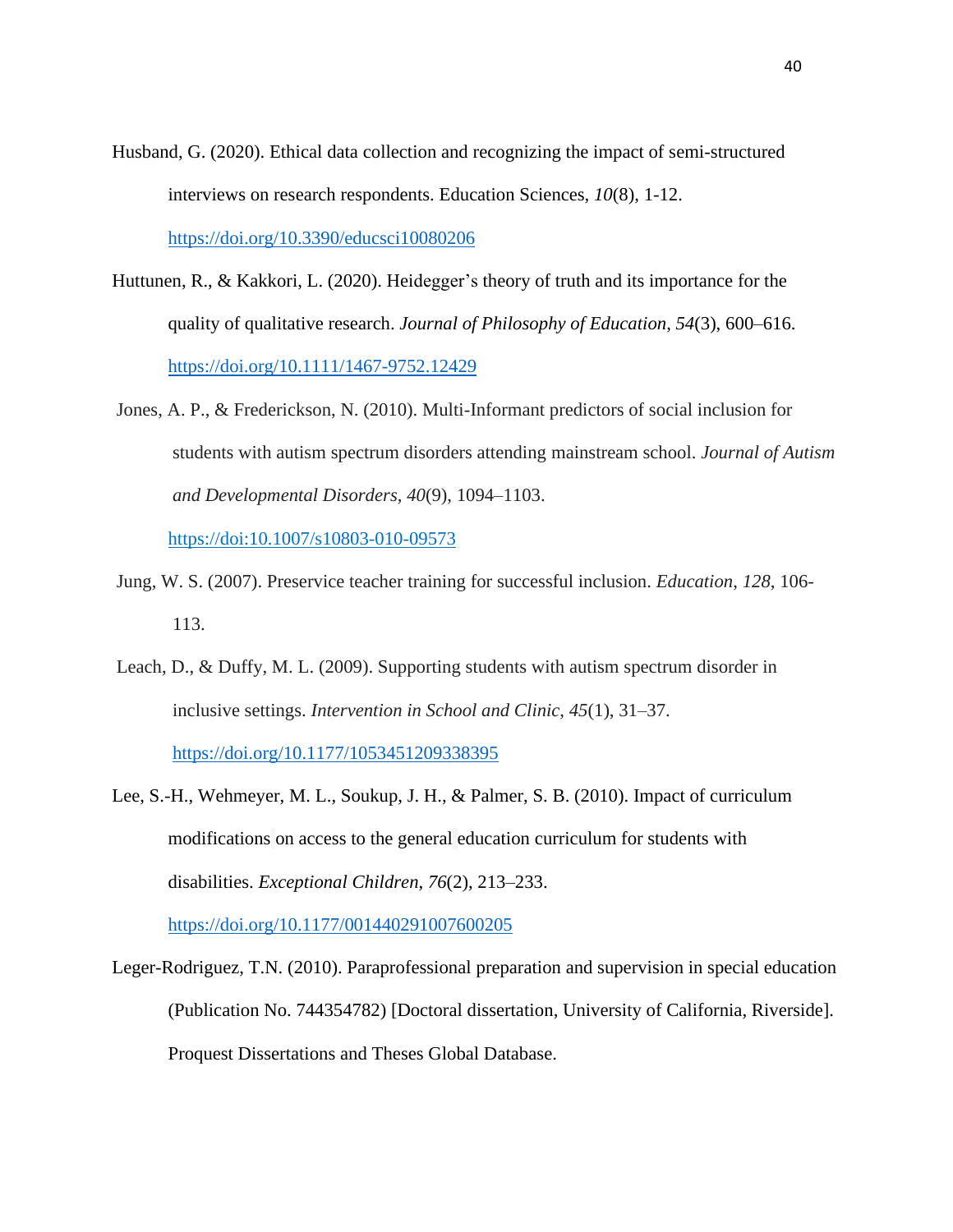Husband, G. (2020). Ethical data collection and recognizing the impact of semi-structured interviews on research respondents. Education Sciences, *10*(8), 1-12. https://doi.org/10.3390/educsci10080206

Huttunen, R., & Kakkori, L. (2020). Heidegger's theory of truth and its importance for the quality of qualitative research. *Journal of Philosophy of Education*, *54*(3), 600–616. https://doi.org/10.1111/1467-9752.12429

Jones, A. P., & Frederickson, N. (2010). Multi-Informant predictors of social inclusion for students with autism spectrum disorders attending mainstream school. *Journal of Autism and Developmental Disorders*, *40*(9), 1094–1103. https://doi:10.1007/s10803-010-09573

Jung, W. S. (2007). Preservice teacher training for successful inclusion. *Education*, *128*, 106-113.

Leach, D., & Duffy, M. L. (2009). Supporting students with autism spectrum disorder in inclusive settings. *Intervention in School and Clinic*, *45*(1), 31–37. https://doi.org/10.1177/1053451209338395

Lee, S.-H., Wehmeyer, M. L., Soukup, J. H., & Palmer, S. B. (2010). Impact of curriculum modifications on access to the general education curriculum for students with disabilities. *Exceptional Children*, *76*(2), 213–233. https://doi.org/10.1177/001440291007600205

Leger-Rodriguez, T.N. (2010). Paraprofessional preparation and supervision in special education (Publication No. 744354782) [Doctoral dissertation, University of California, Riverside]. Proquest Dissertations and Theses Global Database.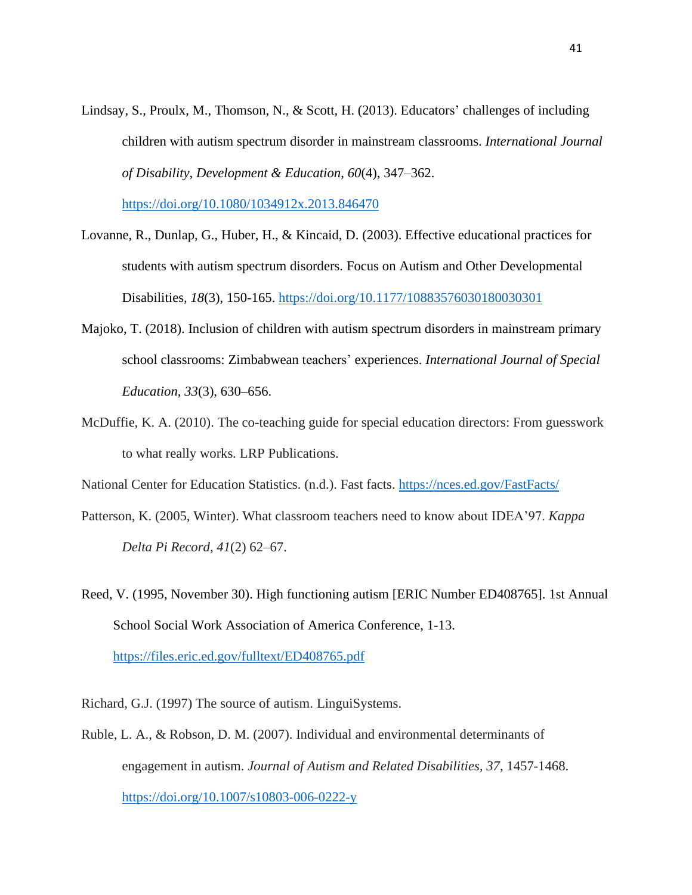Lindsay, S., Proulx, M., Thomson, N., & Scott, H. (2013). Educators' challenges of including children with autism spectrum disorder in mainstream classrooms. *International Journal of Disability, Development & Education*, *60*(4), 347–362. https://doi.org/10.1080/1034912x.2013.846470

Lovanne, R., Dunlap, G., Huber, H., & Kincaid, D. (2003). Effective educational practices for students with autism spectrum disorders. Focus on Autism and Other Developmental Disabilities, *18*(3), 150-165. https://doi.org/10.1177/10883576030180030301

Majoko, T. (2018). Inclusion of children with autism spectrum disorders in mainstream primary school classrooms: Zimbabwean teachers' experiences. *International Journal of Special Education*, *33*(3), 630–656.

McDuffie, K. A. (2010). The co-teaching guide for special education directors: From guesswork to what really works. LRP Publications.

National Center for Education Statistics. (n.d.). Fast facts. https://nces.ed.gov/FastFacts/

Patterson, K. (2005, Winter). What classroom teachers need to know about IDEA'97. *Kappa Delta Pi Record, 41*(2) 62–67.

Reed, V. (1995, November 30). High functioning autism [ERIC Number ED408765]. 1st Annual School Social Work Association of America Conference, 1-13. https://files.eric.ed.gov/fulltext/ED408765.pdf

Richard, G.J. (1997) The source of autism. LinguiSystems.

Ruble, L. A., & Robson, D. M. (2007). Individual and environmental determinants of engagement in autism. *Journal of Autism and Related Disabilities, 37*, 1457-1468. https://doi.org/10.1007/s10803-006-0222-y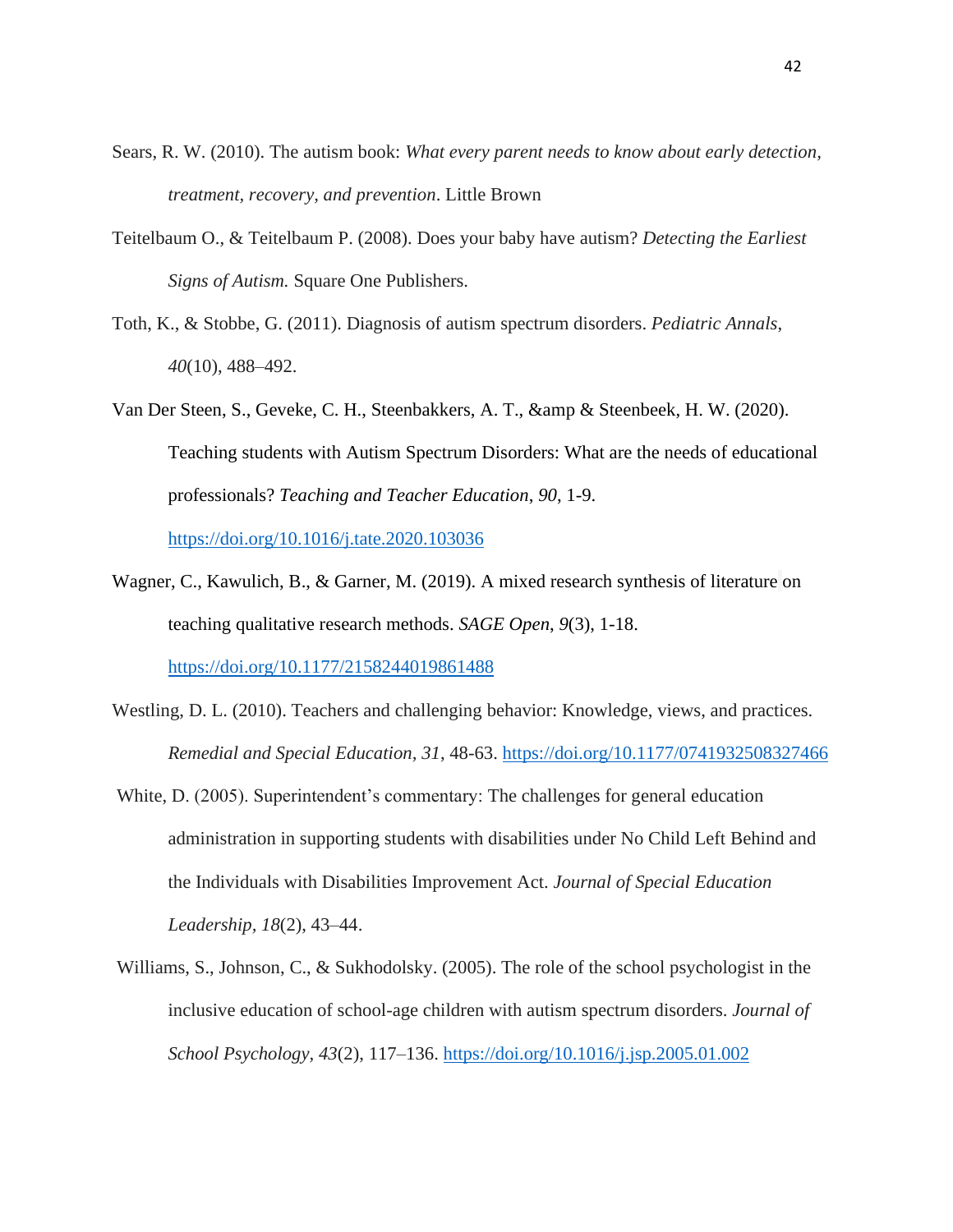Sears, R. W. (2010). The autism book: *What every parent needs to know about early detection, treatment, recovery, and prevention*. Little Brown

Teitelbaum O., & Teitelbaum P. (2008). Does your baby have autism? *Detecting the Earliest Signs of Autism.* Square One Publishers.

Toth, K., & Stobbe, G. (2011). Diagnosis of autism spectrum disorders. *Pediatric Annals*, *40*(10), 488–492.

Van Der Steen, S., Geveke, C. H., Steenbakkers, A. T., &amp & Steenbeek, H. W. (2020). Teaching students with Autism Spectrum Disorders: What are the needs of educational professionals? *Teaching and Teacher Education*, *90*, 1-9. https://doi.org/10.1016/j.tate.2020.103036

Wagner, C., Kawulich, B., & Garner, M. (2019). A mixed research synthesis of literature on teaching qualitative research methods. *SAGE Open*, *9*(3), 1-18. https://doi.org/10.1177/2158244019861488

Westling, D. L. (2010). Teachers and challenging behavior: Knowledge, views, and practices. *Remedial and Special Education*, *31*, 48-63. https://doi.org/10.1177/0741932508327466

White, D. (2005). Superintendent's commentary: The challenges for general education administration in supporting students with disabilities under No Child Left Behind and the Individuals with Disabilities Improvement Act. *Journal of Special Education Leadership*, *18*(2), 43–44.

Williams, S., Johnson, C., & Sukhodolsky. (2005). The role of the school psychologist in the inclusive education of school-age children with autism spectrum disorders. *Journal of School Psychology*, *43*(2), 117–136. https://doi.org/10.1016/j.jsp.2005.01.002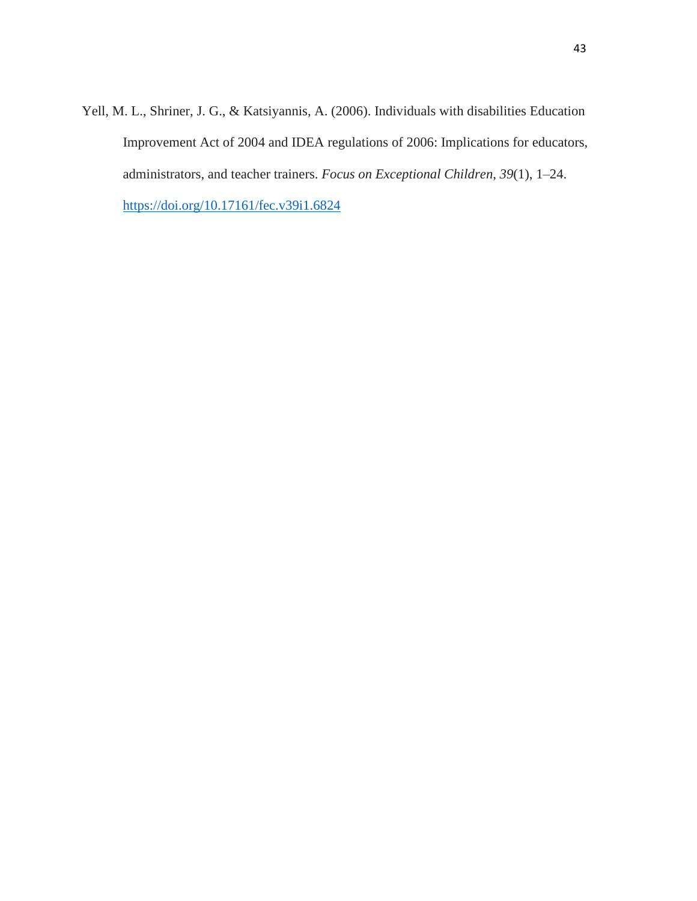Yell, M. L., Shriner, J. G., & Katsiyannis, A. (2006). Individuals with disabilities Education Improvement Act of 2004 and IDEA regulations of 2006: Implications for educators, administrators, and teacher trainers. *Focus on Exceptional Children*, *39*(1), 1–24. https://doi.org/10.17161/fec.v39i1.6824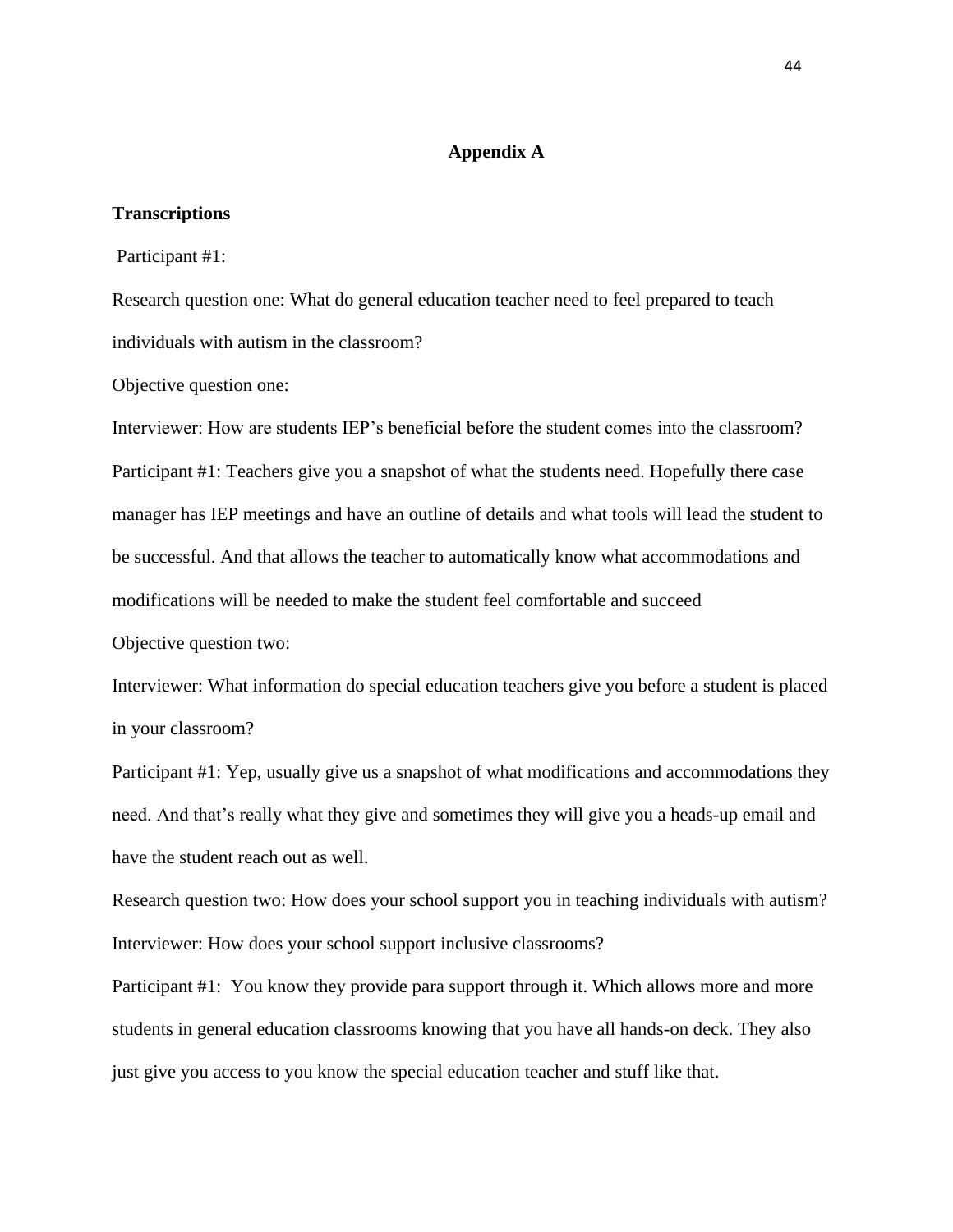## Appendix A

**Transcriptions**

Participant #1:

Research question one: What do general education teacher need to feel prepared to teach individuals with autism in the classroom?

Objective question one:

Interviewer: How are students IEP's beneficial before the student comes into the classroom?

Participant #1: Teachers give you a snapshot of what the students need. Hopefully there case manager has IEP meetings and have an outline of details and what tools will lead the student to be successful. And that allows the teacher to automatically know what accommodations and modifications will be needed to make the student feel comfortable and succeed

Objective question two:

Interviewer: What information do special education teachers give you before a student is placed in your classroom?

Participant #1: Yep, usually give us a snapshot of what modifications and accommodations they need. And that's really what they give and sometimes they will give you a heads-up email and have the student reach out as well.

Research question two: How does your school support you in teaching individuals with autism?

Interviewer: How does your school support inclusive classrooms?

Participant #1: You know they provide para support through it. Which allows more and more students in general education classrooms knowing that you have all hands-on deck. They also just give you access to you know the special education teacher and stuff like that.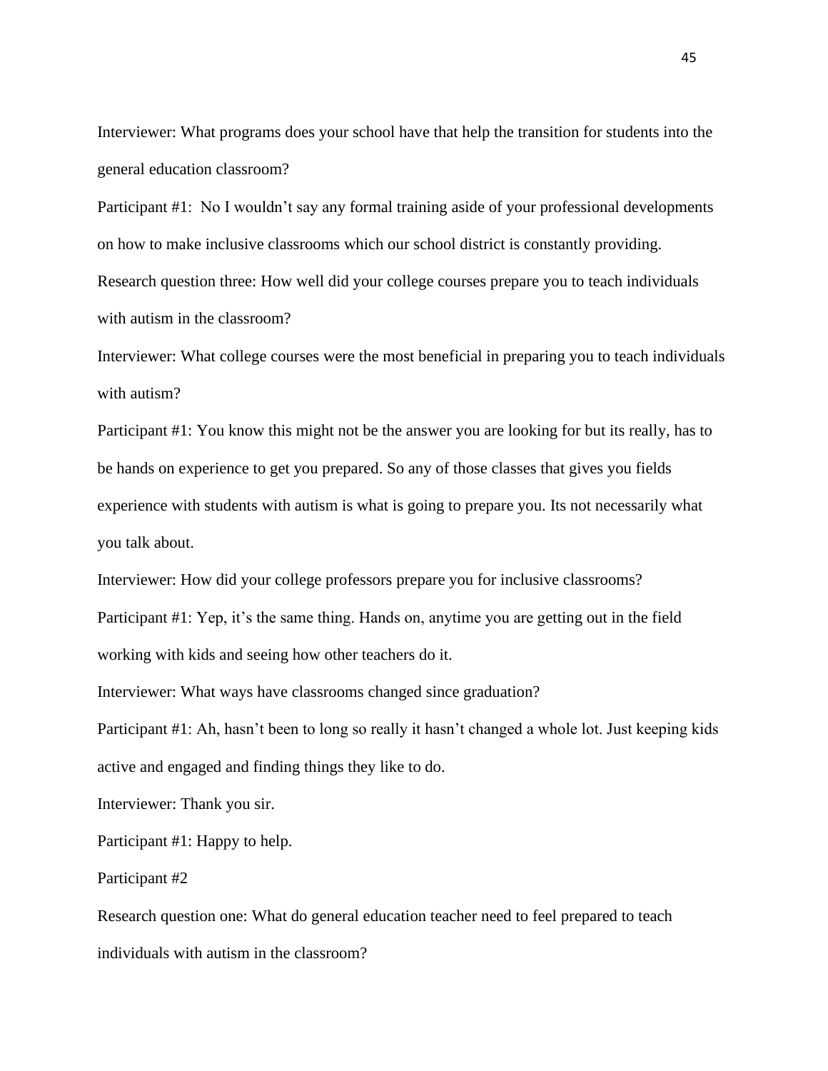Interviewer: What programs does your school have that help the transition for students into the general education classroom?

Participant #1: No I wouldn't say any formal training aside of your professional developments on how to make inclusive classrooms which our school district is constantly providing.

Research question three: How well did your college courses prepare you to teach individuals with autism in the classroom?

Interviewer: What college courses were the most beneficial in preparing you to teach individuals with autism?

Participant #1: You know this might not be the answer you are looking for but its really, has to be hands on experience to get you prepared. So any of those classes that gives you fields experience with students with autism is what is going to prepare you. Its not necessarily what you talk about.

Interviewer: How did your college professors prepare you for inclusive classrooms?

Participant #1: Yep, it's the same thing. Hands on, anytime you are getting out in the field working with kids and seeing how other teachers do it.

Interviewer: What ways have classrooms changed since graduation?

Participant #1: Ah, hasn't been to long so really it hasn't changed a whole lot. Just keeping kids active and engaged and finding things they like to do.

Interviewer: Thank you sir.

Participant #1: Happy to help.

Participant #2

Research question one: What do general education teacher need to feel prepared to teach individuals with autism in the classroom?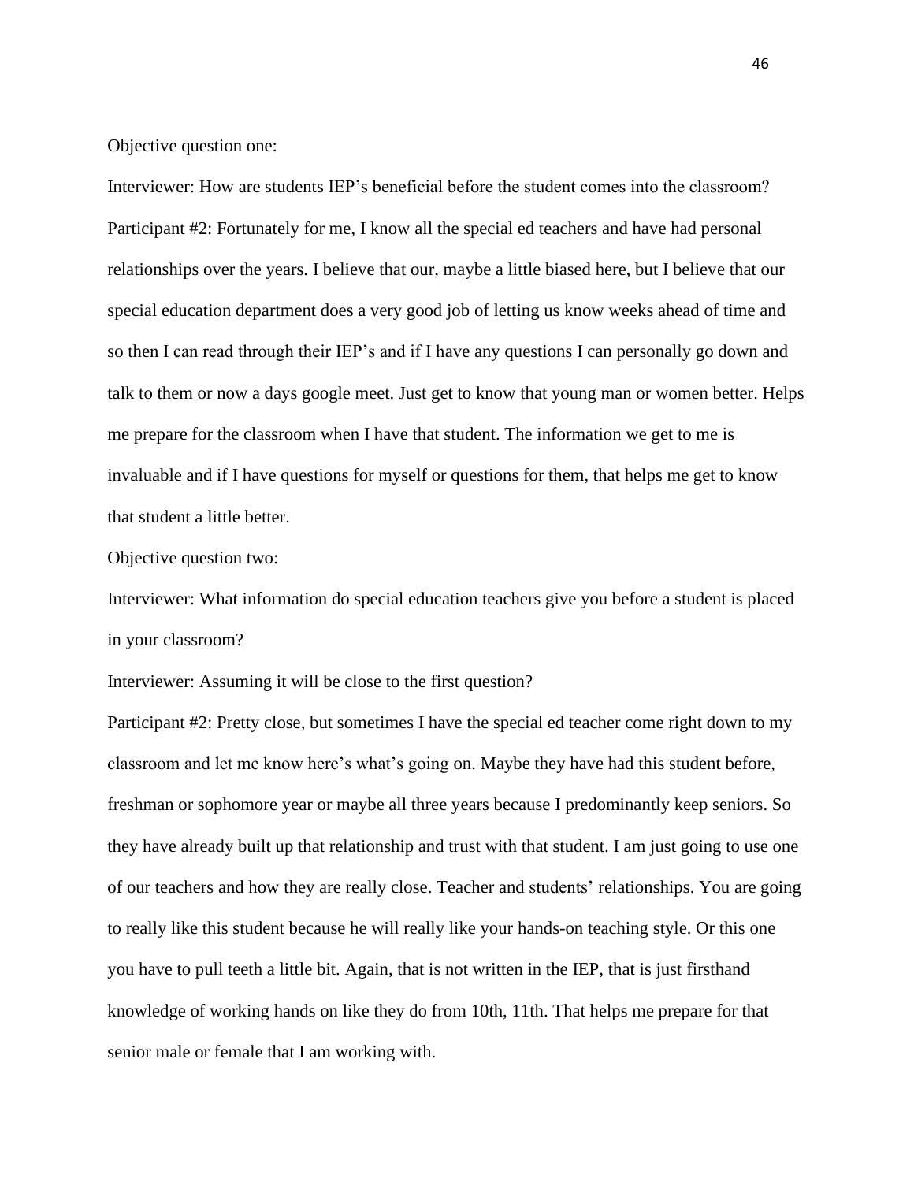Objective question one:

Interviewer: How are students IEP's beneficial before the student comes into the classroom?

Participant #2: Fortunately for me, I know all the special ed teachers and have had personal relationships over the years. I believe that our, maybe a little biased here, but I believe that our special education department does a very good job of letting us know weeks ahead of time and so then I can read through their IEP's and if I have any questions I can personally go down and talk to them or now a days google meet. Just get to know that young man or women better. Helps me prepare for the classroom when I have that student. The information we get to me is invaluable and if I have questions for myself or questions for them, that helps me get to know that student a little better.

Objective question two:

Interviewer: What information do special education teachers give you before a student is placed in your classroom?

Interviewer: Assuming it will be close to the first question?

Participant #2: Pretty close, but sometimes I have the special ed teacher come right down to my classroom and let me know here's what's going on. Maybe they have had this student before, freshman or sophomore year or maybe all three years because I predominantly keep seniors. So they have already built up that relationship and trust with that student. I am just going to use one of our teachers and how they are really close. Teacher and students' relationships. You are going to really like this student because he will really like your hands-on teaching style. Or this one you have to pull teeth a little bit. Again, that is not written in the IEP, that is just firsthand knowledge of working hands on like they do from 10th, 11th. That helps me prepare for that senior male or female that I am working with.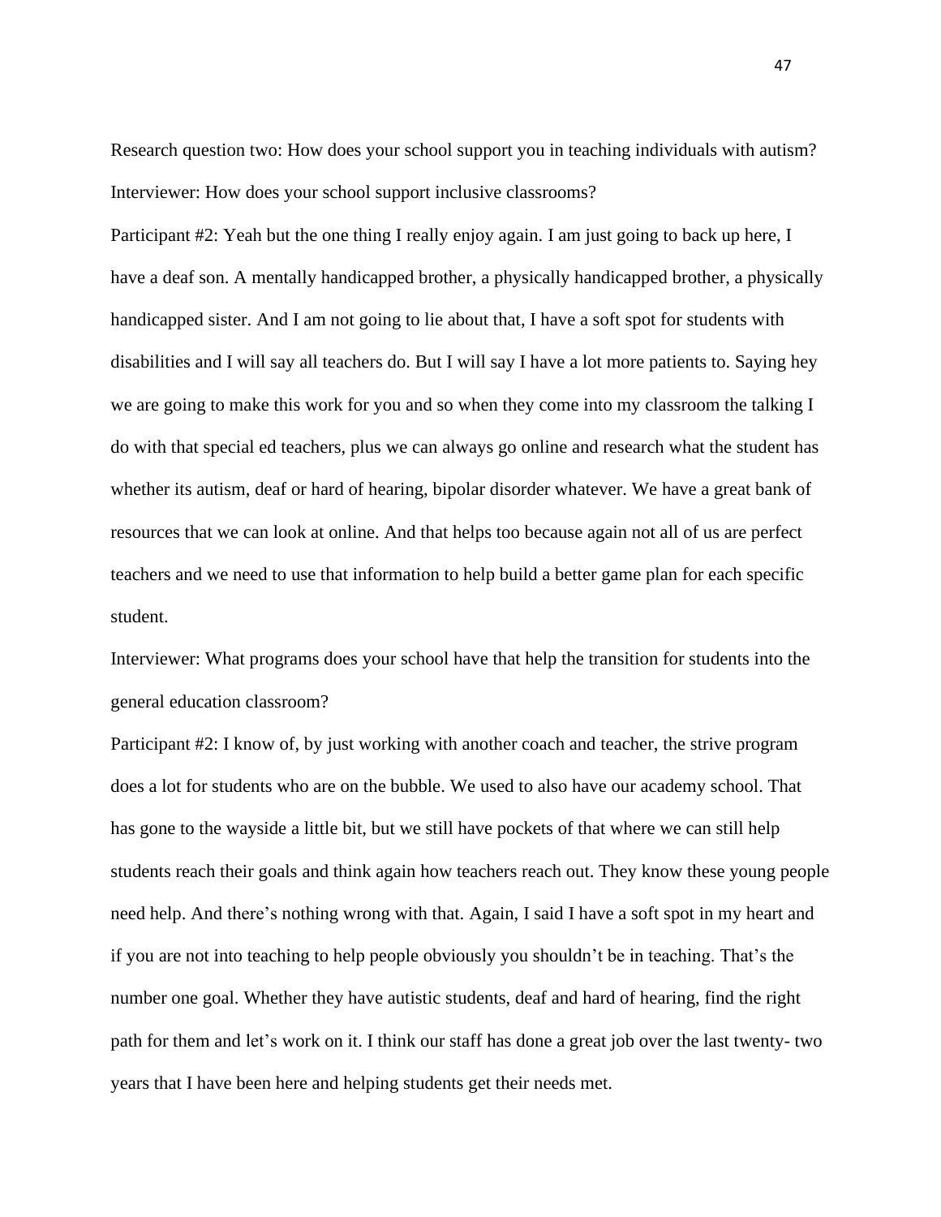Research question two: How does your school support you in teaching individuals with autism?

Interviewer: How does your school support inclusive classrooms?

Participant #2: Yeah but the one thing I really enjoy again. I am just going to back up here, I have a deaf son. A mentally handicapped brother, a physically handicapped brother, a physically handicapped sister. And I am not going to lie about that, I have a soft spot for students with disabilities and I will say all teachers do. But I will say I have a lot more patients to. Saying hey we are going to make this work for you and so when they come into my classroom the talking I do with that special ed teachers, plus we can always go online and research what the student has whether its autism, deaf or hard of hearing, bipolar disorder whatever. We have a great bank of resources that we can look at online. And that helps too because again not all of us are perfect teachers and we need to use that information to help build a better game plan for each specific student.

Interviewer: What programs does your school have that help the transition for students into the general education classroom?

Participant #2: I know of, by just working with another coach and teacher, the strive program does a lot for students who are on the bubble. We used to also have our academy school. That has gone to the wayside a little bit, but we still have pockets of that where we can still help students reach their goals and think again how teachers reach out. They know these young people need help. And there's nothing wrong with that. Again, I said I have a soft spot in my heart and if you are not into teaching to help people obviously you shouldn't be in teaching. That's the number one goal. Whether they have autistic students, deaf and hard of hearing, find the right path for them and let's work on it. I think our staff has done a great job over the last twenty- two years that I have been here and helping students get their needs met.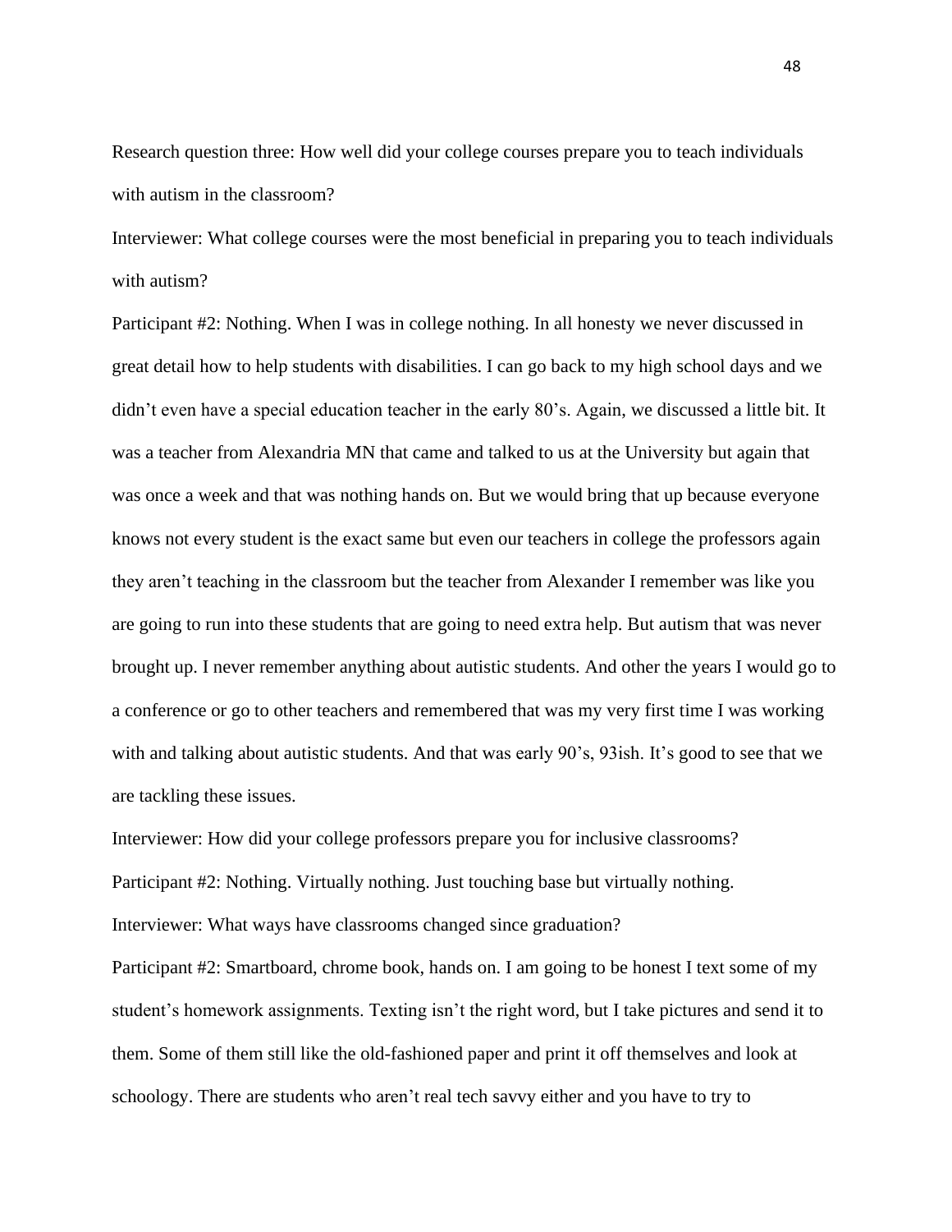Research question three: How well did your college courses prepare you to teach individuals with autism in the classroom?

Interviewer: What college courses were the most beneficial in preparing you to teach individuals with autism?

Participant #2: Nothing. When I was in college nothing. In all honesty we never discussed in great detail how to help students with disabilities. I can go back to my high school days and we didn't even have a special education teacher in the early 80's. Again, we discussed a little bit. It was a teacher from Alexandria MN that came and talked to us at the University but again that was once a week and that was nothing hands on. But we would bring that up because everyone knows not every student is the exact same but even our teachers in college the professors again they aren't teaching in the classroom but the teacher from Alexander I remember was like you are going to run into these students that are going to need extra help. But autism that was never brought up. I never remember anything about autistic students. And other the years I would go to a conference or go to other teachers and remembered that was my very first time I was working with and talking about autistic students. And that was early 90's, 93ish. It's good to see that we are tackling these issues.

Interviewer: How did your college professors prepare you for inclusive classrooms?

Participant #2: Nothing. Virtually nothing. Just touching base but virtually nothing.

Interviewer: What ways have classrooms changed since graduation?

Participant #2: Smartboard, chrome book, hands on. I am going to be honest I text some of my student's homework assignments. Texting isn't the right word, but I take pictures and send it to them. Some of them still like the old-fashioned paper and print it off themselves and look at schoology. There are students who aren't real tech savvy either and you have to try to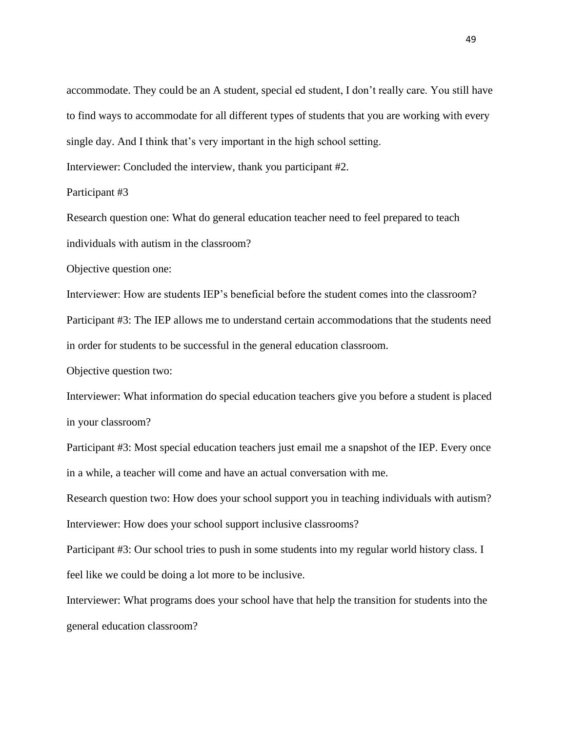accommodate. They could be an A student, special ed student, I don't really care. You still have to find ways to accommodate for all different types of students that you are working with every single day. And I think that's very important in the high school setting.

Interviewer: Concluded the interview, thank you participant #2.

Participant #3

Research question one: What do general education teacher need to feel prepared to teach individuals with autism in the classroom?

Objective question one:

Interviewer: How are students IEP's beneficial before the student comes into the classroom?

Participant #3: The IEP allows me to understand certain accommodations that the students need in order for students to be successful in the general education classroom.

Objective question two:

Interviewer: What information do special education teachers give you before a student is placed in your classroom?

Participant #3: Most special education teachers just email me a snapshot of the IEP. Every once in a while, a teacher will come and have an actual conversation with me.

Research question two: How does your school support you in teaching individuals with autism?

Interviewer: How does your school support inclusive classrooms?

Participant #3: Our school tries to push in some students into my regular world history class. I feel like we could be doing a lot more to be inclusive.

Interviewer: What programs does your school have that help the transition for students into the general education classroom?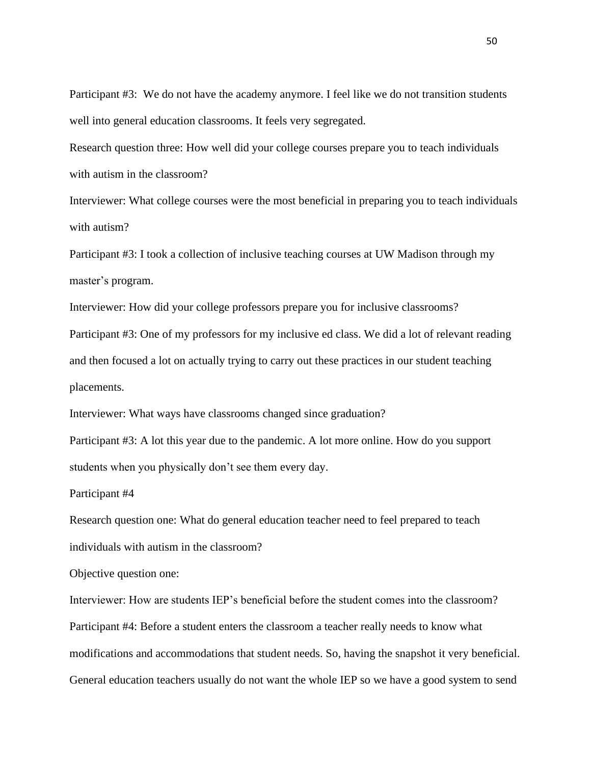Participant #3: We do not have the academy anymore. I feel like we do not transition students well into general education classrooms. It feels very segregated.

Research question three: How well did your college courses prepare you to teach individuals with autism in the classroom?

Interviewer: What college courses were the most beneficial in preparing you to teach individuals with autism?

Participant #3: I took a collection of inclusive teaching courses at UW Madison through my master's program.

Interviewer: How did your college professors prepare you for inclusive classrooms?

Participant #3: One of my professors for my inclusive ed class. We did a lot of relevant reading and then focused a lot on actually trying to carry out these practices in our student teaching placements.

Interviewer: What ways have classrooms changed since graduation?

Participant #3: A lot this year due to the pandemic. A lot more online. How do you support students when you physically don't see them every day.

Participant #4

Research question one: What do general education teacher need to feel prepared to teach individuals with autism in the classroom?

Objective question one:

Interviewer: How are students IEP's beneficial before the student comes into the classroom?

Participant #4: Before a student enters the classroom a teacher really needs to know what modifications and accommodations that student needs. So, having the snapshot it very beneficial. General education teachers usually do not want the whole IEP so we have a good system to send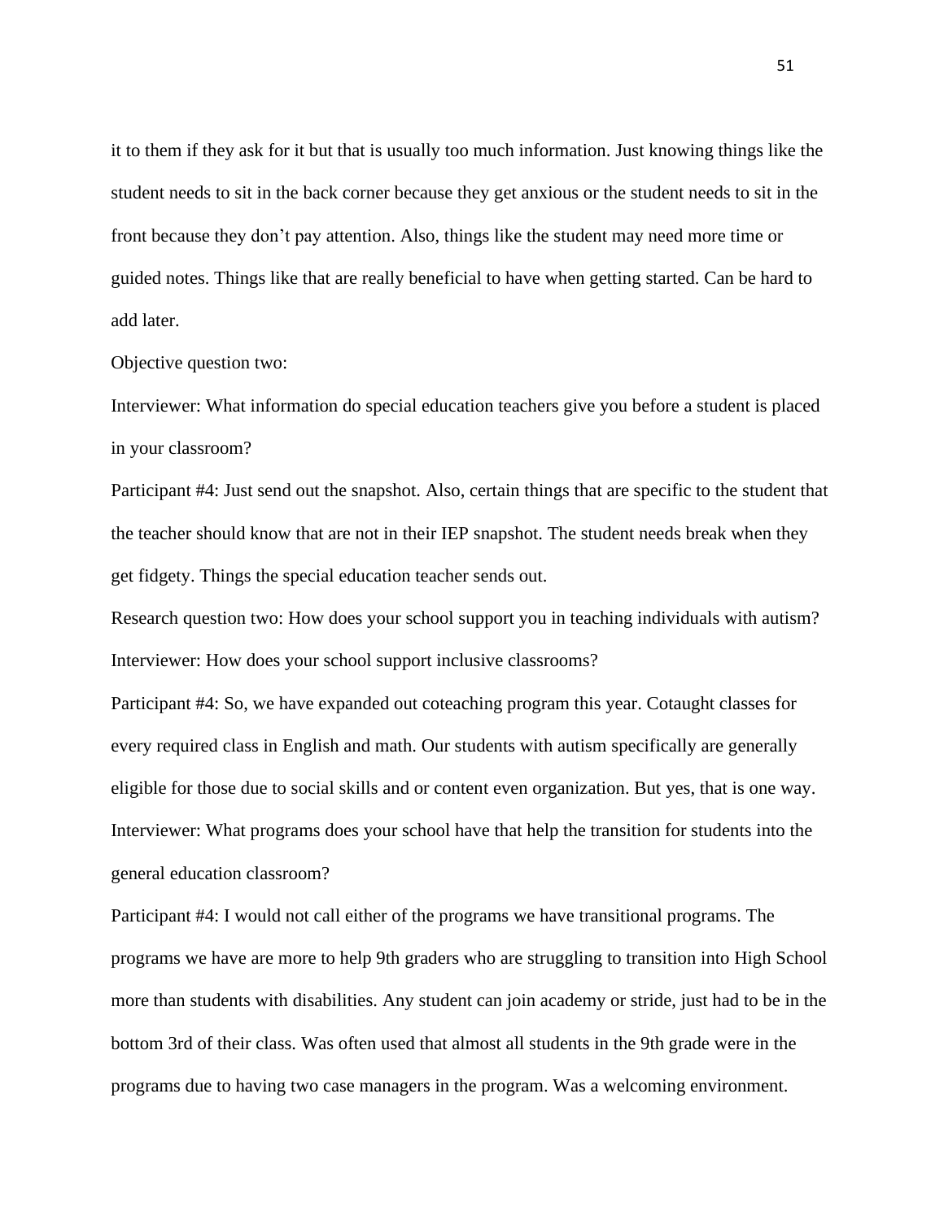it to them if they ask for it but that is usually too much information. Just knowing things like the student needs to sit in the back corner because they get anxious or the student needs to sit in the front because they don't pay attention. Also, things like the student may need more time or guided notes. Things like that are really beneficial to have when getting started. Can be hard to add later.

Objective question two:

Interviewer: What information do special education teachers give you before a student is placed in your classroom?

Participant #4: Just send out the snapshot. Also, certain things that are specific to the student that the teacher should know that are not in their IEP snapshot. The student needs break when they get fidgety. Things the special education teacher sends out.

Research question two: How does your school support you in teaching individuals with autism?

Interviewer: How does your school support inclusive classrooms?

Participant #4: So, we have expanded out coteaching program this year. Cotaught classes for every required class in English and math. Our students with autism specifically are generally eligible for those due to social skills and or content even organization. But yes, that is one way.

Interviewer: What programs does your school have that help the transition for students into the general education classroom?

Participant #4: I would not call either of the programs we have transitional programs. The programs we have are more to help 9th graders who are struggling to transition into High School more than students with disabilities. Any student can join academy or stride, just had to be in the bottom 3rd of their class. Was often used that almost all students in the 9th grade were in the programs due to having two case managers in the program. Was a welcoming environment.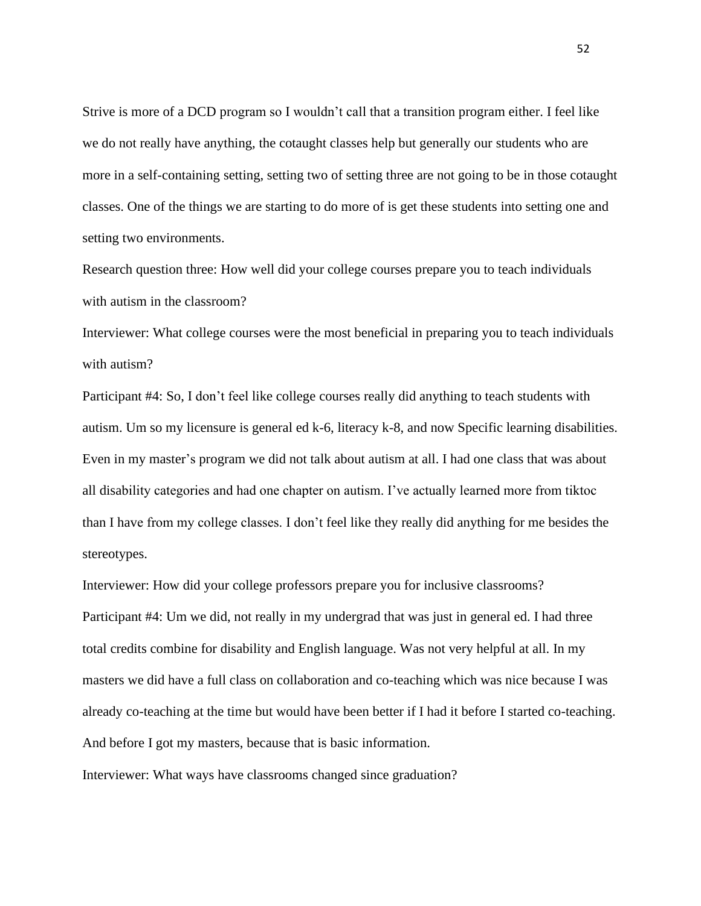Strive is more of a DCD program so I wouldn't call that a transition program either. I feel like we do not really have anything, the cotaught classes help but generally our students who are more in a self-containing setting, setting two of setting three are not going to be in those cotaught classes. One of the things we are starting to do more of is get these students into setting one and setting two environments.

Research question three: How well did your college courses prepare you to teach individuals with autism in the classroom?

Interviewer: What college courses were the most beneficial in preparing you to teach individuals with autism?

Participant #4: So, I don't feel like college courses really did anything to teach students with autism. Um so my licensure is general ed k-6, literacy k-8, and now Specific learning disabilities. Even in my master's program we did not talk about autism at all. I had one class that was about all disability categories and had one chapter on autism. I've actually learned more from tiktoc than I have from my college classes. I don't feel like they really did anything for me besides the stereotypes.

Interviewer: How did your college professors prepare you for inclusive classrooms?

Participant #4: Um we did, not really in my undergrad that was just in general ed. I had three total credits combine for disability and English language. Was not very helpful at all. In my masters we did have a full class on collaboration and co-teaching which was nice because I was already co-teaching at the time but would have been better if I had it before I started co-teaching. And before I got my masters, because that is basic information.

Interviewer: What ways have classrooms changed since graduation?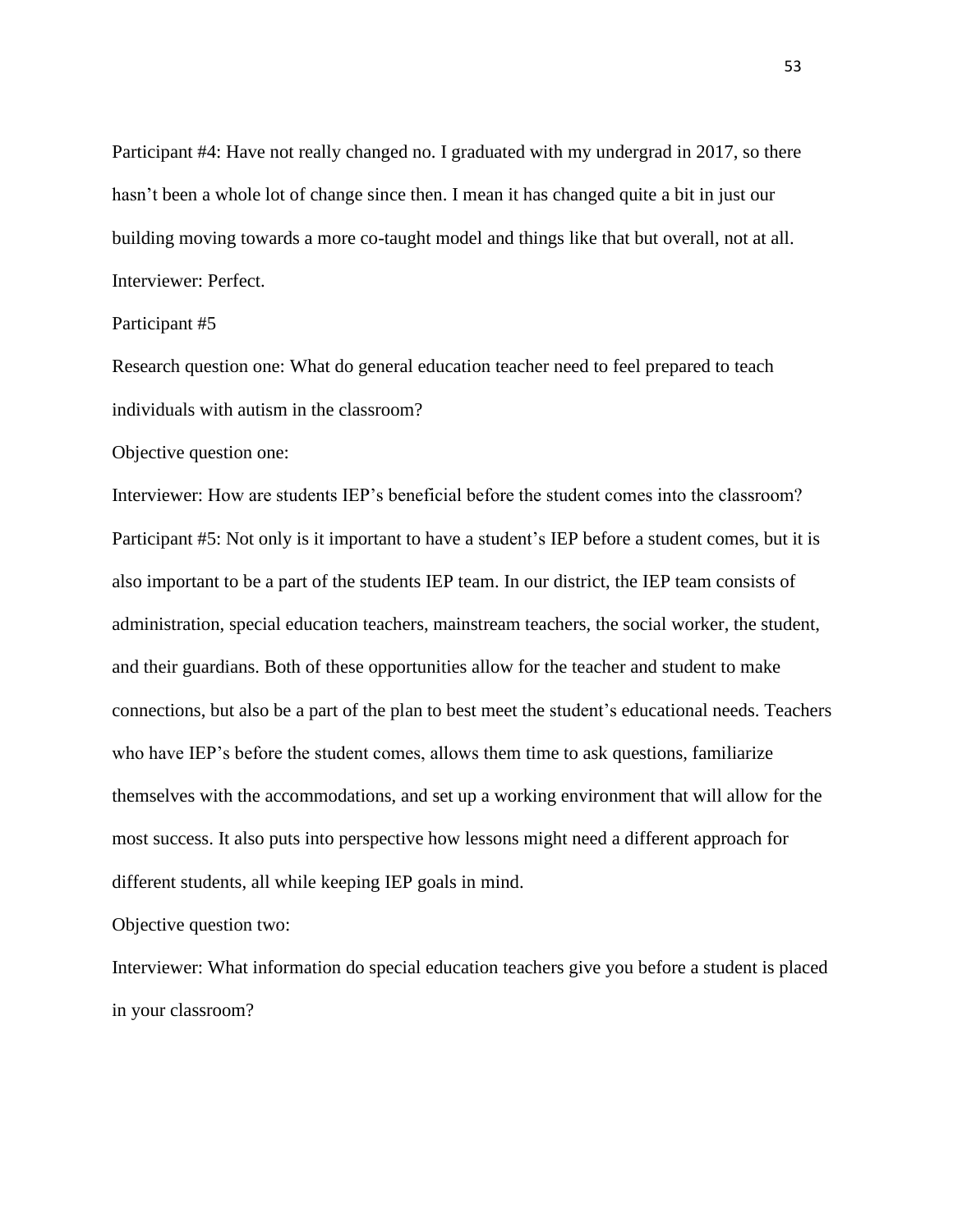Participant #4: Have not really changed no. I graduated with my undergrad in 2017, so there hasn't been a whole lot of change since then. I mean it has changed quite a bit in just our building moving towards a more co-taught model and things like that but overall, not at all.

Interviewer: Perfect.

Participant #5

Research question one: What do general education teacher need to feel prepared to teach individuals with autism in the classroom?

Objective question one:

Interviewer: How are students IEP's beneficial before the student comes into the classroom?

Participant #5: Not only is it important to have a student's IEP before a student comes, but it is also important to be a part of the students IEP team. In our district, the IEP team consists of administration, special education teachers, mainstream teachers, the social worker, the student, and their guardians. Both of these opportunities allow for the teacher and student to make connections, but also be a part of the plan to best meet the student's educational needs. Teachers who have IEP's before the student comes, allows them time to ask questions, familiarize themselves with the accommodations, and set up a working environment that will allow for the most success. It also puts into perspective how lessons might need a different approach for different students, all while keeping IEP goals in mind.

Objective question two:

Interviewer: What information do special education teachers give you before a student is placed in your classroom?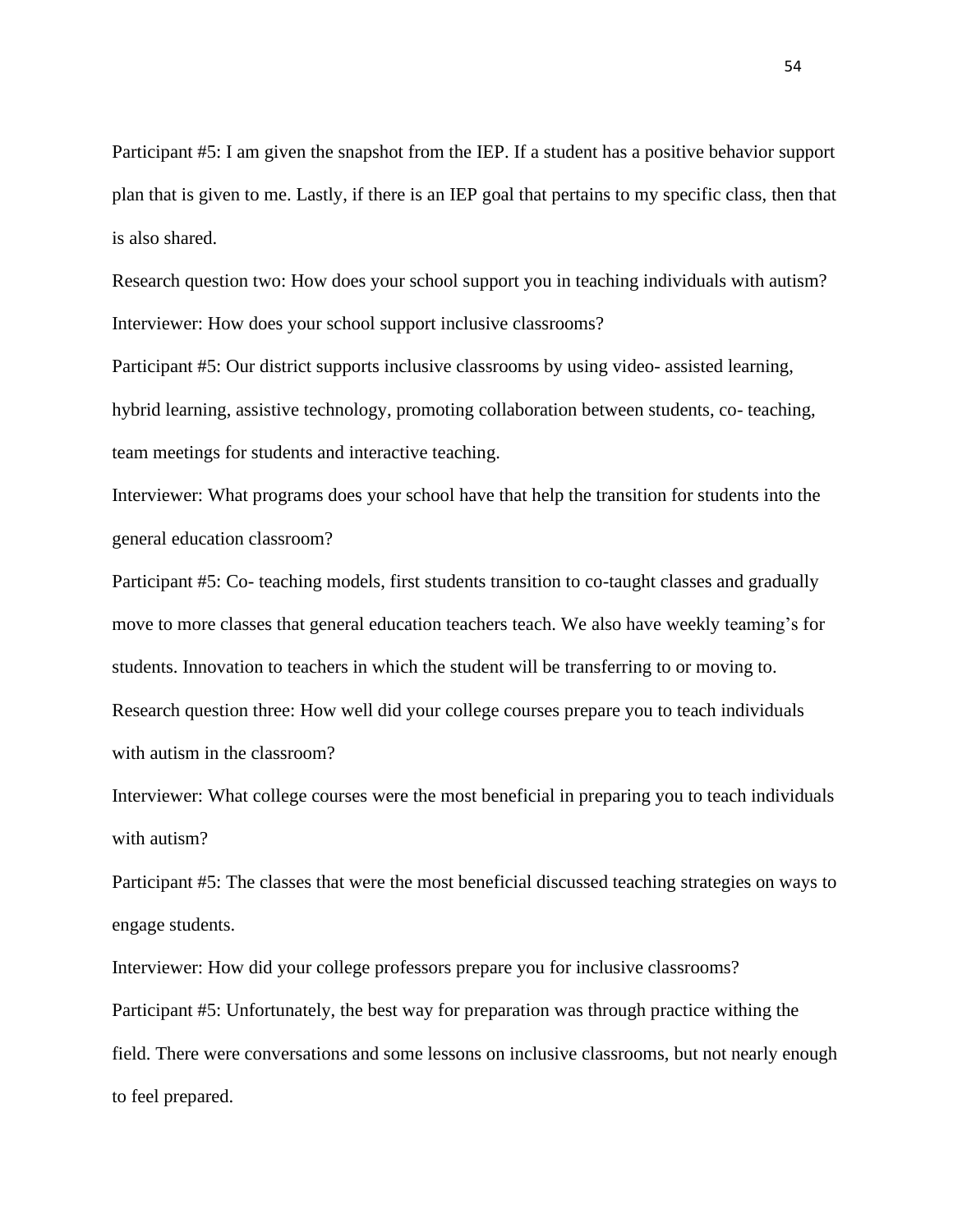Participant #5: I am given the snapshot from the IEP. If a student has a positive behavior support plan that is given to me. Lastly, if there is an IEP goal that pertains to my specific class, then that is also shared.

Research question two: How does your school support you in teaching individuals with autism?

Interviewer: How does your school support inclusive classrooms?

Participant #5: Our district supports inclusive classrooms by using video- assisted learning, hybrid learning, assistive technology, promoting collaboration between students, co- teaching, team meetings for students and interactive teaching.

Interviewer: What programs does your school have that help the transition for students into the general education classroom?

Participant #5: Co- teaching models, first students transition to co-taught classes and gradually move to more classes that general education teachers teach. We also have weekly teaming's for students. Innovation to teachers in which the student will be transferring to or moving to.

Research question three: How well did your college courses prepare you to teach individuals with autism in the classroom?

Interviewer: What college courses were the most beneficial in preparing you to teach individuals with autism?

Participant #5: The classes that were the most beneficial discussed teaching strategies on ways to engage students.

Interviewer: How did your college professors prepare you for inclusive classrooms?

Participant #5: Unfortunately, the best way for preparation was through practice withing the field. There were conversations and some lessons on inclusive classrooms, but not nearly enough to feel prepared.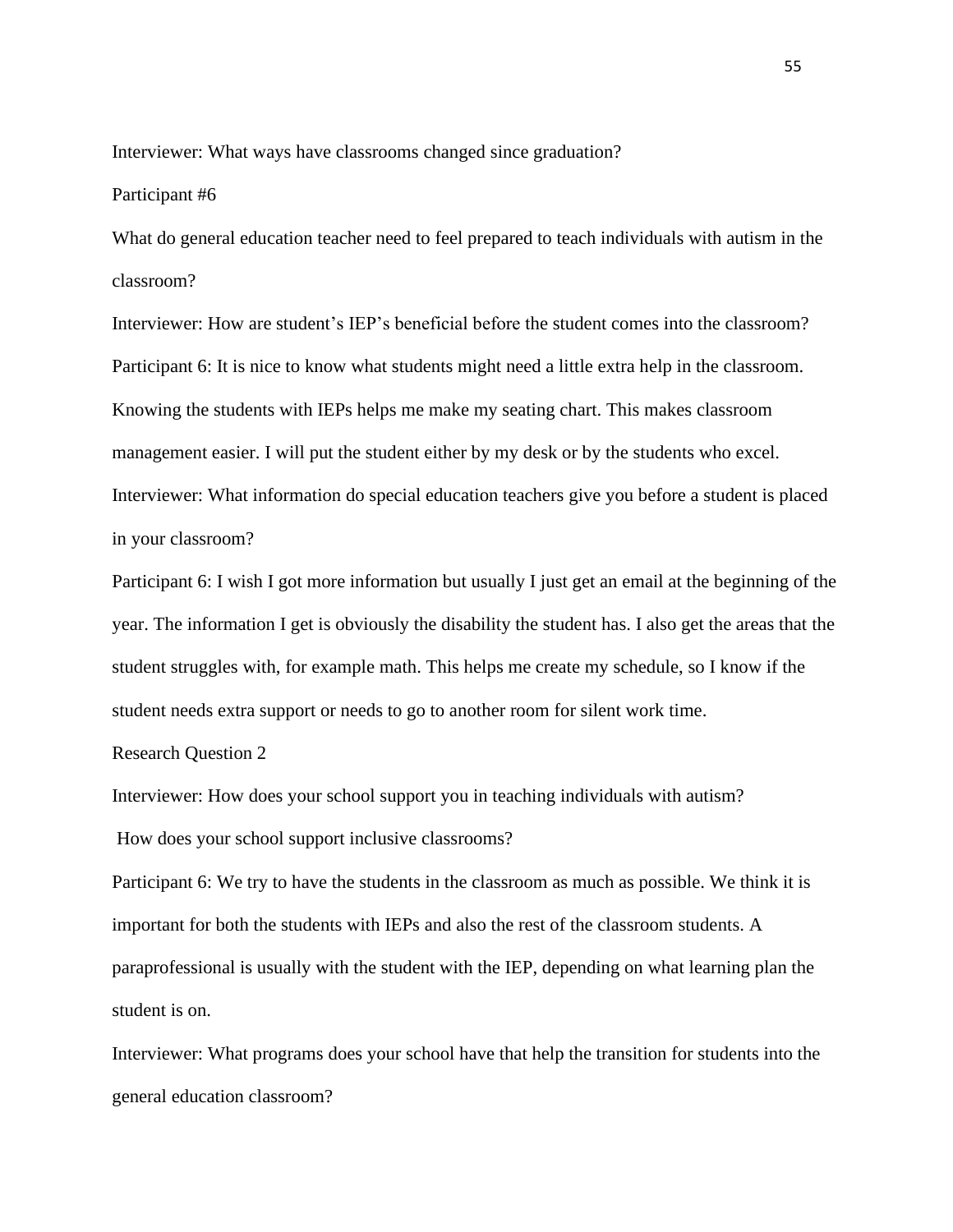Interviewer: What ways have classrooms changed since graduation?

Participant #6

What do general education teacher need to feel prepared to teach individuals with autism in the classroom?

Interviewer: How are student's IEP's beneficial before the student comes into the classroom?

Participant 6: It is nice to know what students might need a little extra help in the classroom. Knowing the students with IEPs helps me make my seating chart. This makes classroom management easier. I will put the student either by my desk or by the students who excel.

Interviewer: What information do special education teachers give you before a student is placed in your classroom?

Participant 6: I wish I got more information but usually I just get an email at the beginning of the year. The information I get is obviously the disability the student has. I also get the areas that the student struggles with, for example math. This helps me create my schedule, so I know if the student needs extra support or needs to go to another room for silent work time.

Research Question 2

Interviewer: How does your school support you in teaching individuals with autism?

How does your school support inclusive classrooms?

Participant 6: We try to have the students in the classroom as much as possible. We think it is important for both the students with IEPs and also the rest of the classroom students. A paraprofessional is usually with the student with the IEP, depending on what learning plan the student is on.

Interviewer: What programs does your school have that help the transition for students into the general education classroom?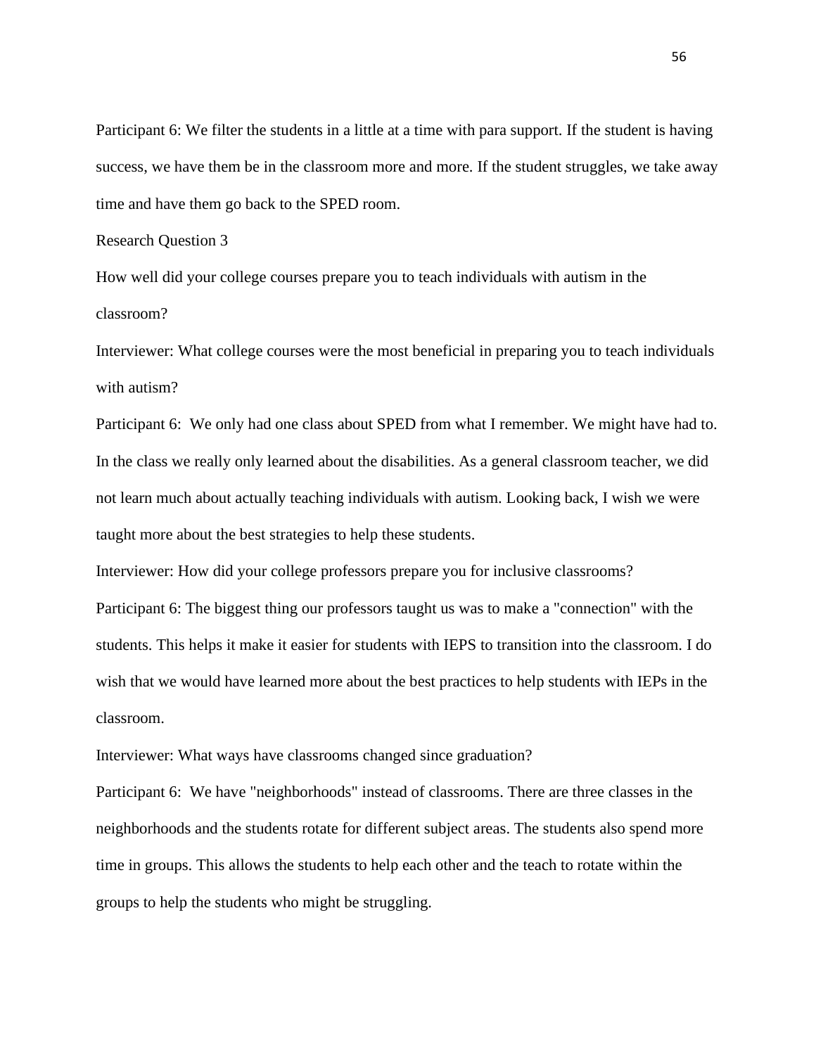Participant 6: We filter the students in a little at a time with para support. If the student is having success, we have them be in the classroom more and more. If the student struggles, we take away time and have them go back to the SPED room.

Research Question 3

How well did your college courses prepare you to teach individuals with autism in the classroom?

Interviewer: What college courses were the most beneficial in preparing you to teach individuals with autism?

Participant 6: We only had one class about SPED from what I remember. We might have had to. In the class we really only learned about the disabilities. As a general classroom teacher, we did not learn much about actually teaching individuals with autism. Looking back, I wish we were taught more about the best strategies to help these students.

Interviewer: How did your college professors prepare you for inclusive classrooms?

Participant 6: The biggest thing our professors taught us was to make a "connection" with the students. This helps it make it easier for students with IEPS to transition into the classroom. I do wish that we would have learned more about the best practices to help students with IEPs in the classroom.

Interviewer: What ways have classrooms changed since graduation?

Participant 6: We have "neighborhoods" instead of classrooms. There are three classes in the neighborhoods and the students rotate for different subject areas. The students also spend more time in groups. This allows the students to help each other and the teach to rotate within the groups to help the students who might be struggling.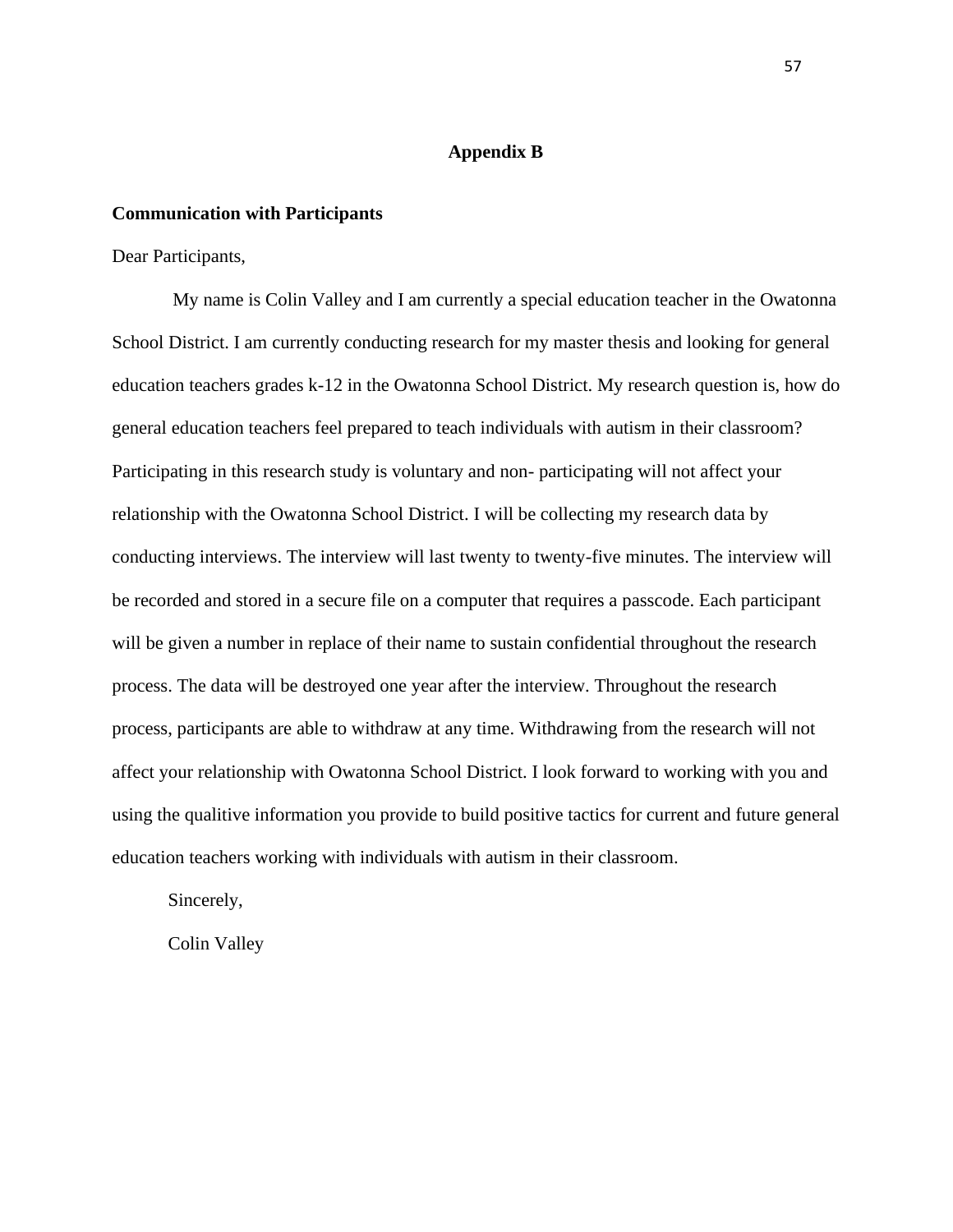## Appendix B

**Communication with Participants**

Dear Participants,

My name is Colin Valley and I am currently a special education teacher in the Owatonna School District. I am currently conducting research for my master thesis and looking for general education teachers grades k-12 in the Owatonna School District. My research question is, how do general education teachers feel prepared to teach individuals with autism in their classroom? Participating in this research study is voluntary and non- participating will not affect your relationship with the Owatonna School District. I will be collecting my research data by conducting interviews. The interview will last twenty to twenty-five minutes. The interview will be recorded and stored in a secure file on a computer that requires a passcode. Each participant will be given a number in replace of their name to sustain confidential throughout the research process. The data will be destroyed one year after the interview. Throughout the research process, participants are able to withdraw at any time. Withdrawing from the research will not affect your relationship with Owatonna School District. I look forward to working with you and using the qualitive information you provide to build positive tactics for current and future general education teachers working with individuals with autism in their classroom.

Sincerely,

Colin Valley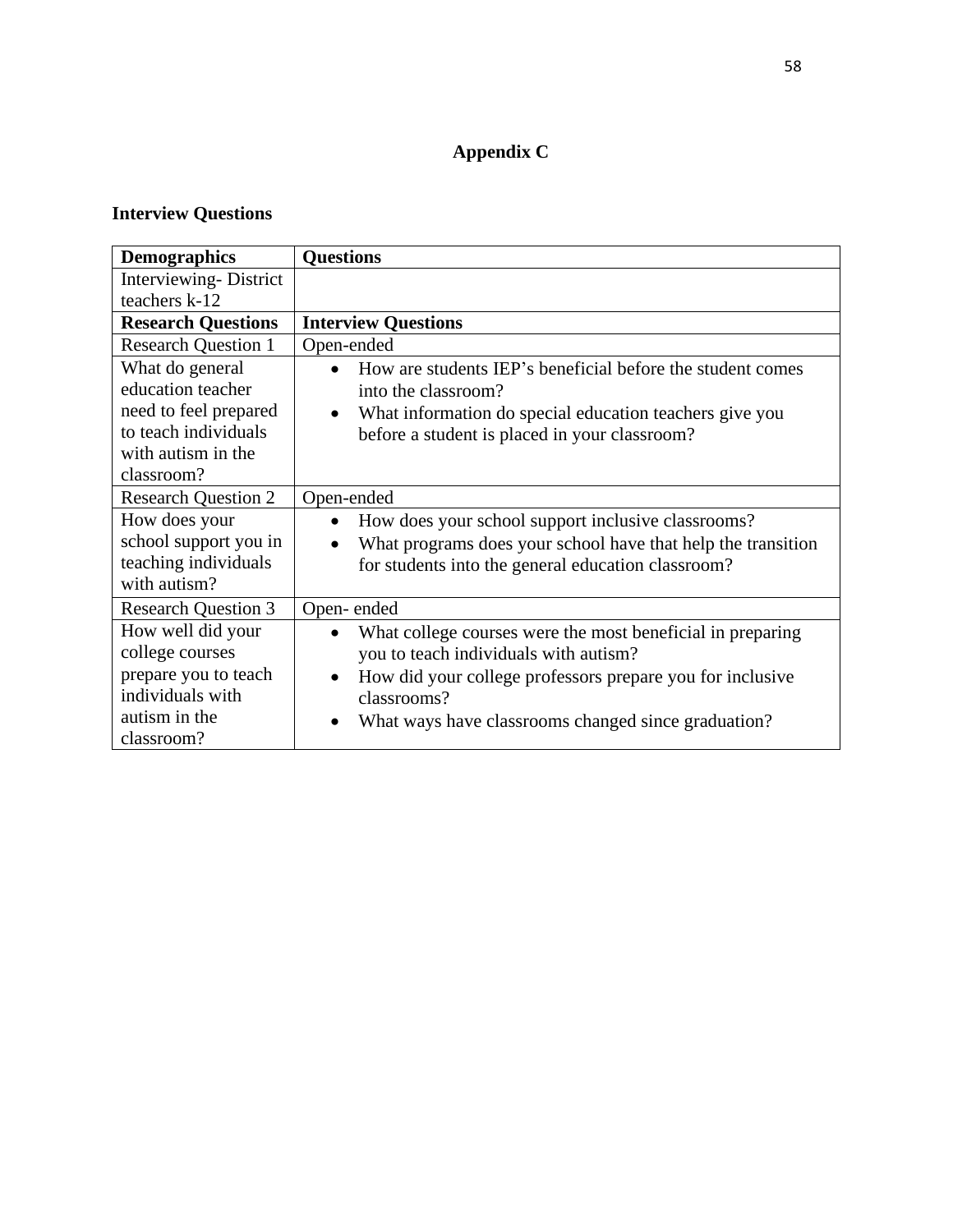## Appendix C

**Interview Questions**

| **Demographics** | **Questions** |
|---|---|
| Interviewing- District teachers k-12 | |
| **Research Questions** | **Interview Questions** |
| Research Question 1 | Open-ended |
| What do general education teacher need to feel prepared to teach individuals with autism in the classroom? | • How are students IEP's beneficial before the student comes into the classroom?<br>• What information do special education teachers give you before a student is placed in your classroom? |
| Research Question 2 | Open-ended |
| How does your school support you in teaching individuals with autism? | • How does your school support inclusive classrooms?<br>• What programs does your school have that help the transition for students into the general education classroom? |
| Research Question 3 | Open- ended |
| How well did your college courses prepare you to teach individuals with autism in the classroom? | • What college courses were the most beneficial in preparing you to teach individuals with autism?<br>• How did your college professors prepare you for inclusive classrooms?<br>• What ways have classrooms changed since graduation? |